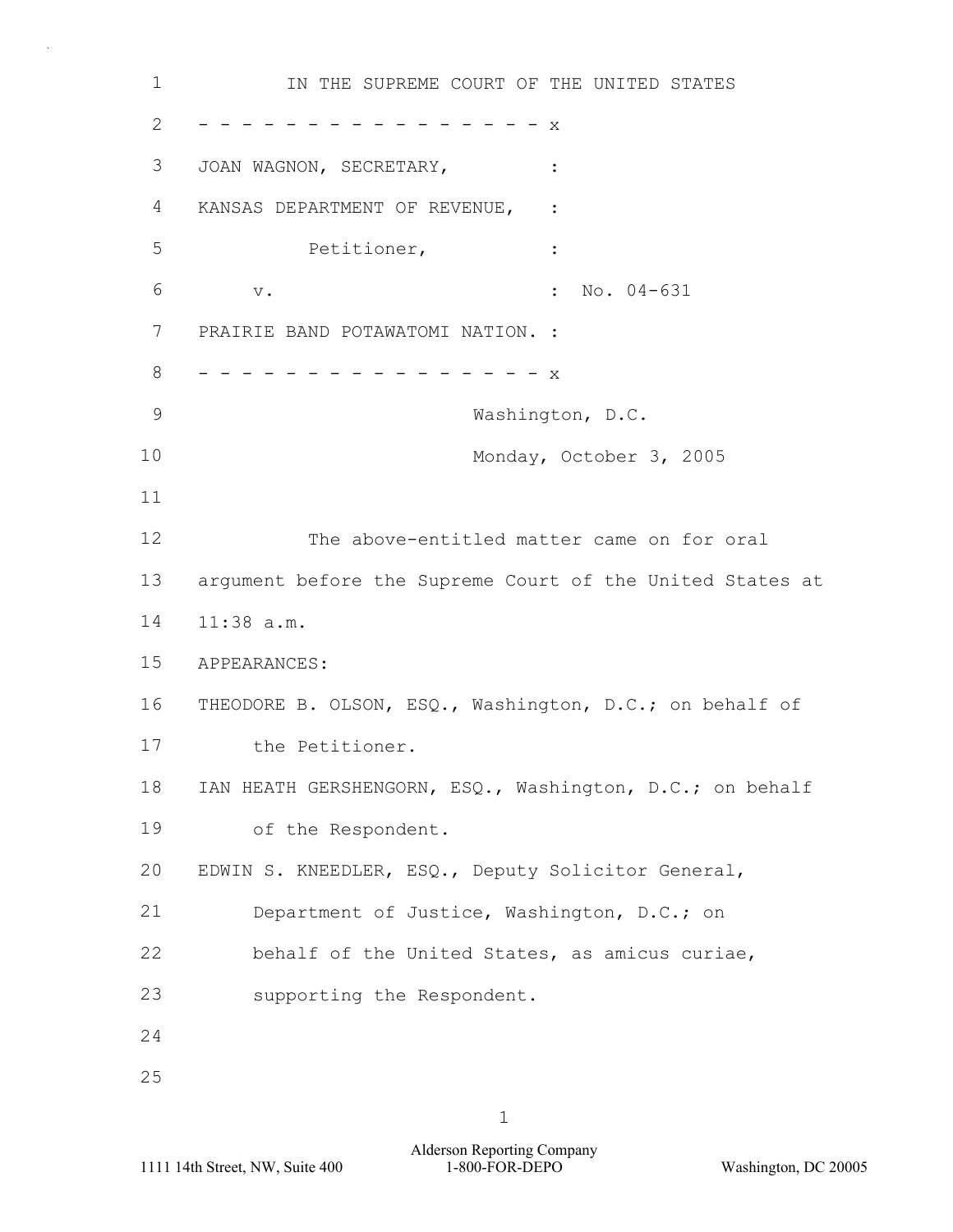IN THE SUPREME COURT OF THE UNITED STATES

- - - - - - - - - - - - - - - - - x

JOAN WAGNON, SECRETARY, :

KANSAS DEPARTMENT OF REVENUE, :

Petitioner, :

v. : No. 04-631

PRAIRIE BAND POTAWATOMI NATION. :

- - - - - - - - - - - - - - - - - x

Washington, D.C.

Monday, October 3, 2005

The above-entitled matter came on for oral argument before the Supreme Court of the United States at 11:38 a.m.

APPEARANCES:

THEODORE B. OLSON, ESQ., Washington, D.C.; on behalf of the Petitioner.

IAN HEATH GERSHENGORN, ESQ., Washington, D.C.; on behalf of the Respondent.

EDWIN S. KNEEDLER, ESQ., Deputy Solicitor General, Department of Justice, Washington, D.C.; on behalf of the United States, as amicus curiae, supporting the Respondent.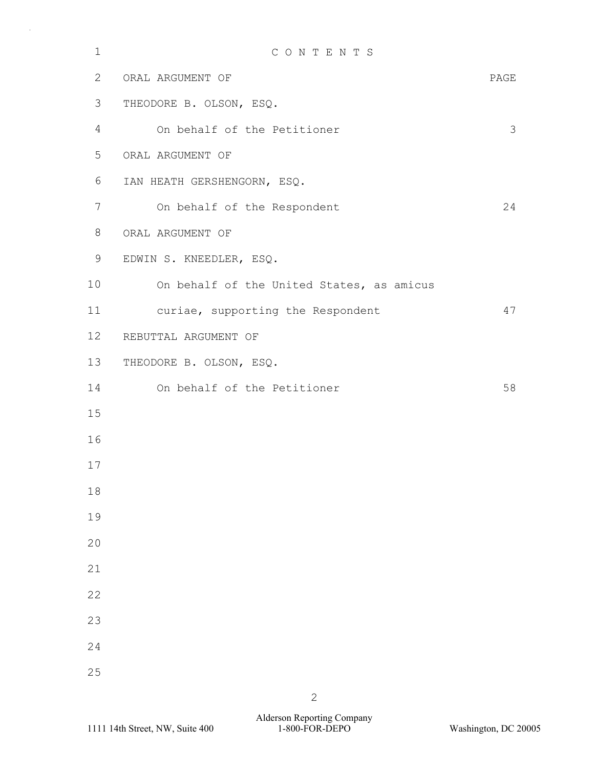# C O N T E N T S

| ORAL ARGUMENT OF | PAGE |
|---|---|
| THEODORE B. OLSON, ESQ. | |
| On behalf of the Petitioner | 3 |
| ORAL ARGUMENT OF | |
| IAN HEATH GERSHENGORN, ESQ. | |
| On behalf of the Respondent | 24 |
| ORAL ARGUMENT OF | |
| EDWIN S. KNEEDLER, ESQ. | |
| On behalf of the United States, as amicus curiae, supporting the Respondent | 47 |
| REBUTTAL ARGUMENT OF | |
| THEODORE B. OLSON, ESQ. | |
| On behalf of the Petitioner | 58 |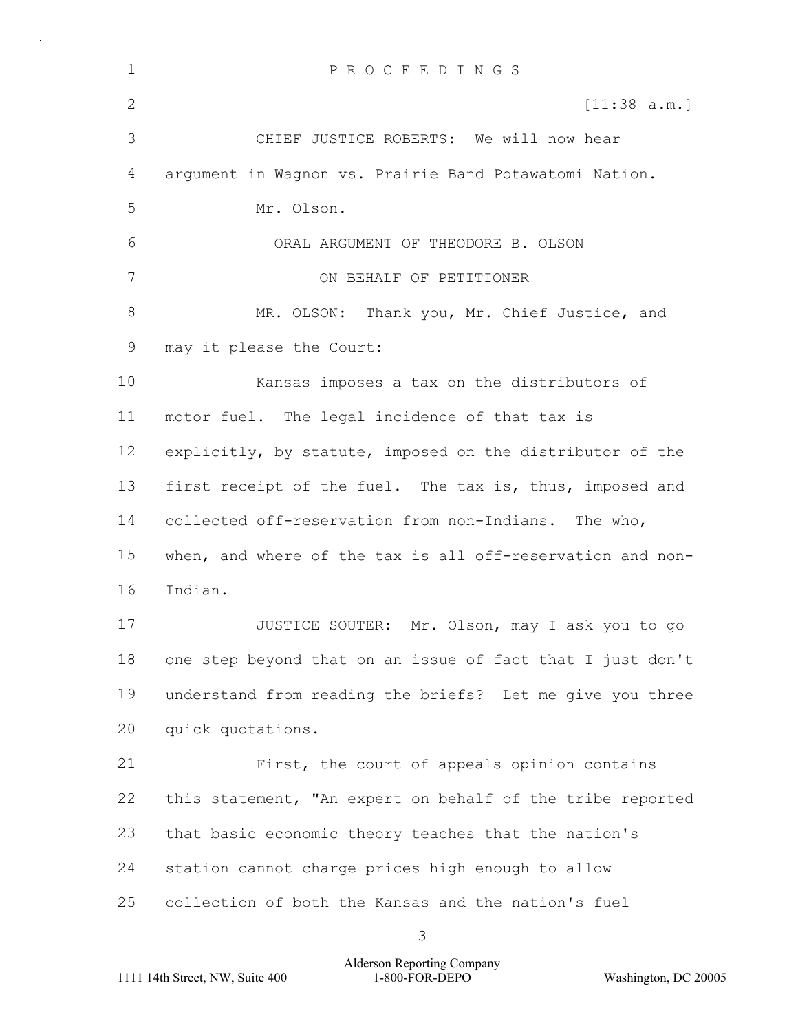P R O C E E D I N G S

[11:38 a.m.]

CHIEF JUSTICE ROBERTS: We will now hear argument in Wagnon vs. Prairie Band Potawatomi Nation.

Mr. Olson.

ORAL ARGUMENT OF THEODORE B. OLSON

ON BEHALF OF PETITIONER

MR. OLSON: Thank you, Mr. Chief Justice, and may it please the Court:

Kansas imposes a tax on the distributors of motor fuel. The legal incidence of that tax is explicitly, by statute, imposed on the distributor of the first receipt of the fuel. The tax is, thus, imposed and collected off-reservation from non-Indians. The who, when, and where of the tax is all off-reservation and non-Indian.

JUSTICE SOUTER: Mr. Olson, may I ask you to go one step beyond that on an issue of fact that I just don't understand from reading the briefs? Let me give you three quick quotations.

First, the court of appeals opinion contains this statement, "An expert on behalf of the tribe reported that basic economic theory teaches that the nation's station cannot charge prices high enough to allow collection of both the Kansas and the nation's fuel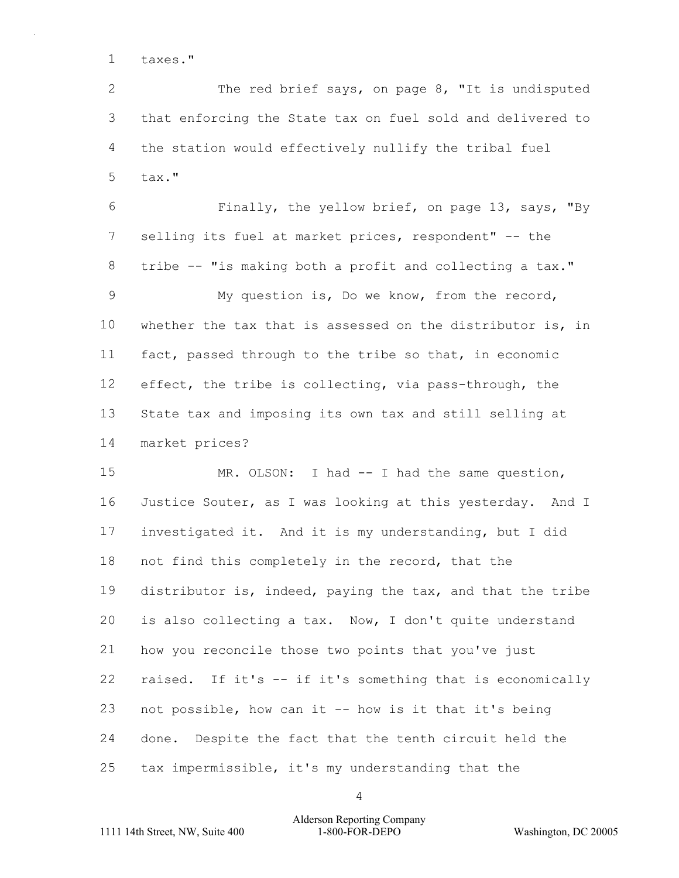taxes."

The red brief says, on page 8, "It is undisputed that enforcing the State tax on fuel sold and delivered to the station would effectively nullify the tribal fuel tax."

Finally, the yellow brief, on page 13, says, "By selling its fuel at market prices, respondent" -- the tribe -- "is making both a profit and collecting a tax."

My question is, Do we know, from the record, whether the tax that is assessed on the distributor is, in fact, passed through to the tribe so that, in economic effect, the tribe is collecting, via pass-through, the State tax and imposing its own tax and still selling at market prices?

MR. OLSON: I had -- I had the same question, Justice Souter, as I was looking at this yesterday. And I investigated it. And it is my understanding, but I did not find this completely in the record, that the distributor is, indeed, paying the tax, and that the tribe is also collecting a tax. Now, I don't quite understand how you reconcile those two points that you've just raised. If it's -- if it's something that is economically not possible, how can it -- how is it that it's being done. Despite the fact that the tenth circuit held the tax impermissible, it's my understanding that the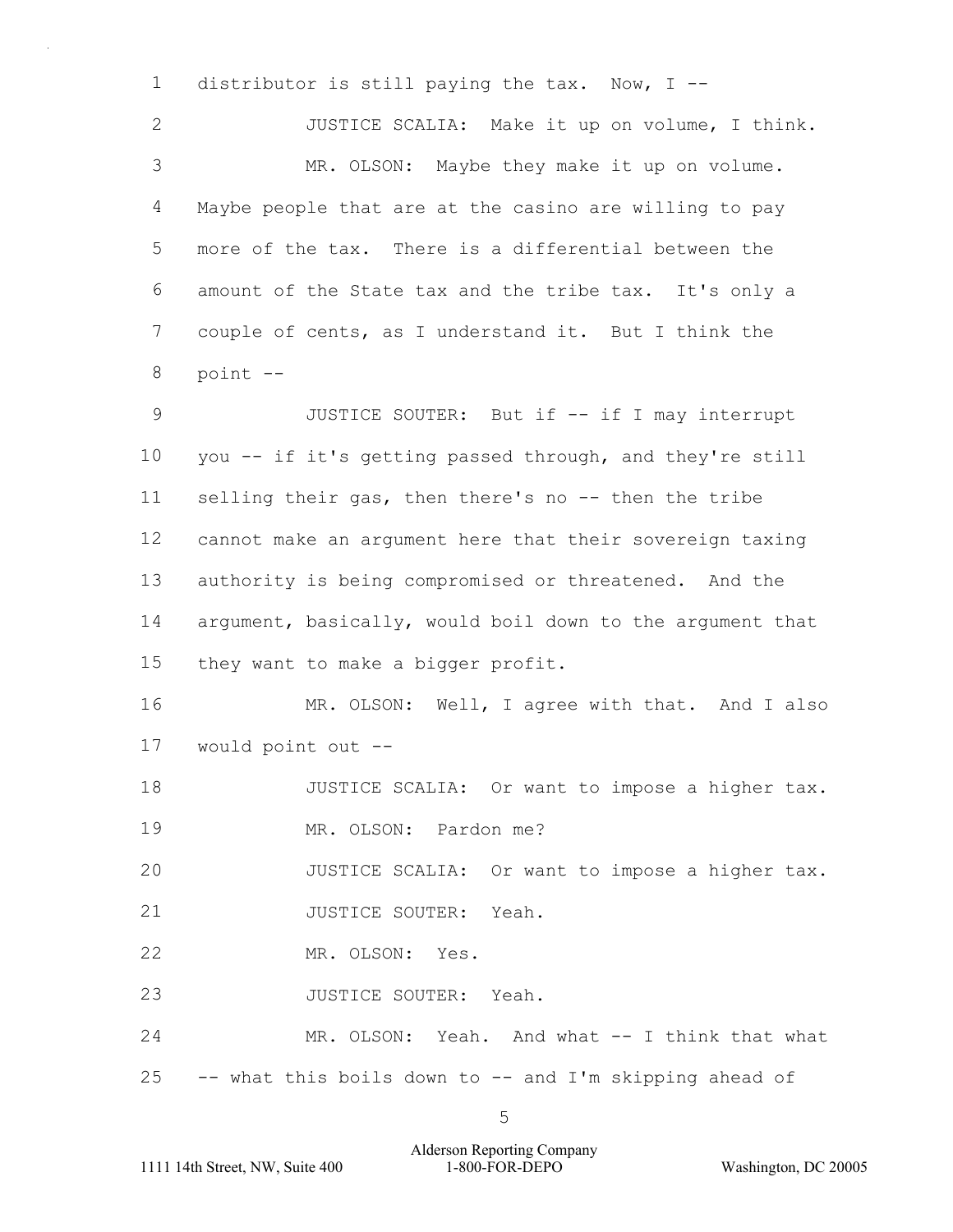distributor is still paying the tax. Now, I --

JUSTICE SCALIA: Make it up on volume, I think.

MR. OLSON: Maybe they make it up on volume. Maybe people that are at the casino are willing to pay more of the tax. There is a differential between the amount of the State tax and the tribe tax. It's only a couple of cents, as I understand it. But I think the point --

JUSTICE SOUTER: But if -- if I may interrupt you -- if it's getting passed through, and they're still selling their gas, then there's no -- then the tribe cannot make an argument here that their sovereign taxing authority is being compromised or threatened. And the argument, basically, would boil down to the argument that they want to make a bigger profit.

MR. OLSON: Well, I agree with that. And I also would point out --

JUSTICE SCALIA: Or want to impose a higher tax.

MR. OLSON: Pardon me?

JUSTICE SCALIA: Or want to impose a higher tax.

JUSTICE SOUTER: Yeah.

MR. OLSON: Yes.

JUSTICE SOUTER: Yeah.

MR. OLSON: Yeah. And what -- I think that what -- what this boils down to -- and I'm skipping ahead of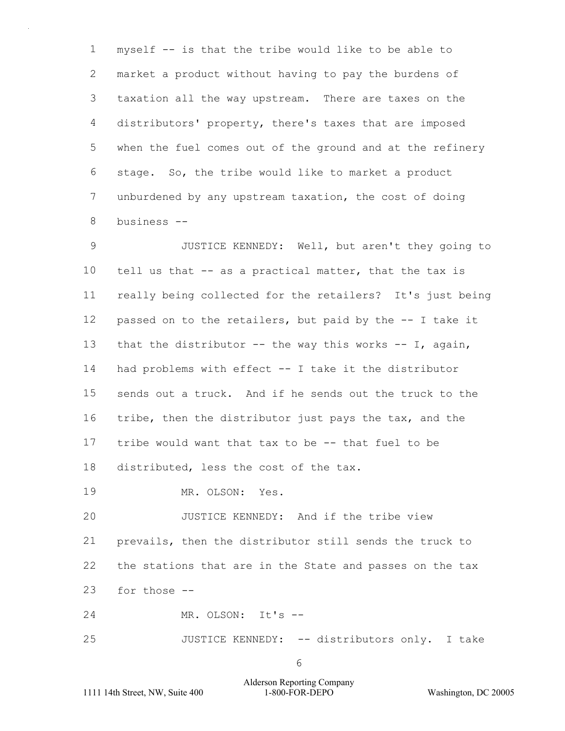1 myself -- is that the tribe would like to be able to
2 market a product without having to pay the burdens of
3 taxation all the way upstream. There are taxes on the
4 distributors' property, there's taxes that are imposed
5 when the fuel comes out of the ground and at the refinery
6 stage. So, the tribe would like to market a product
7 unburdened by any upstream taxation, the cost of doing
8 business --

9 JUSTICE KENNEDY: Well, but aren't they going to
10 tell us that -- as a practical matter, that the tax is
11 really being collected for the retailers? It's just being
12 passed on to the retailers, but paid by the -- I take it
13 that the distributor -- the way this works -- I, again,
14 had problems with effect -- I take it the distributor
15 sends out a truck. And if he sends out the truck to the
16 tribe, then the distributor just pays the tax, and the
17 tribe would want that tax to be -- that fuel to be
18 distributed, less the cost of the tax.

19 MR. OLSON: Yes.

20 JUSTICE KENNEDY: And if the tribe view
21 prevails, then the distributor still sends the truck to
22 the stations that are in the State and passes on the tax
23 for those --

24 MR. OLSON: It's --

25 JUSTICE KENNEDY: -- distributors only. I take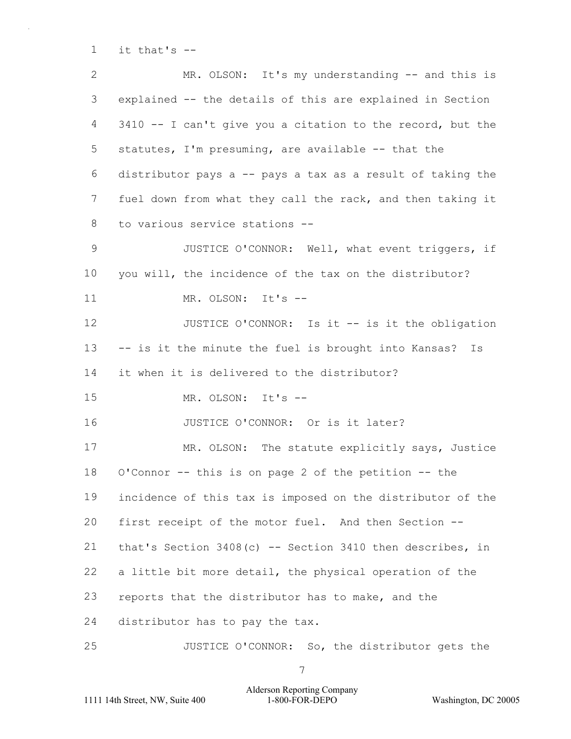it that's --

MR. OLSON: It's my understanding -- and this is explained -- the details of this are explained in Section 3410 -- I can't give you a citation to the record, but the statutes, I'm presuming, are available -- that the distributor pays a -- pays a tax as a result of taking the fuel down from what they call the rack, and then taking it to various service stations --

JUSTICE O'CONNOR: Well, what event triggers, if you will, the incidence of the tax on the distributor?

MR. OLSON: It's --

JUSTICE O'CONNOR: Is it -- is it the obligation -- is it the minute the fuel is brought into Kansas? Is it when it is delivered to the distributor?

MR. OLSON: It's --

JUSTICE O'CONNOR: Or is it later?

MR. OLSON: The statute explicitly says, Justice O'Connor -- this is on page 2 of the petition -- the incidence of this tax is imposed on the distributor of the first receipt of the motor fuel. And then Section -- that's Section 3408(c) -- Section 3410 then describes, in a little bit more detail, the physical operation of the reports that the distributor has to make, and the distributor has to pay the tax.

JUSTICE O'CONNOR: So, the distributor gets the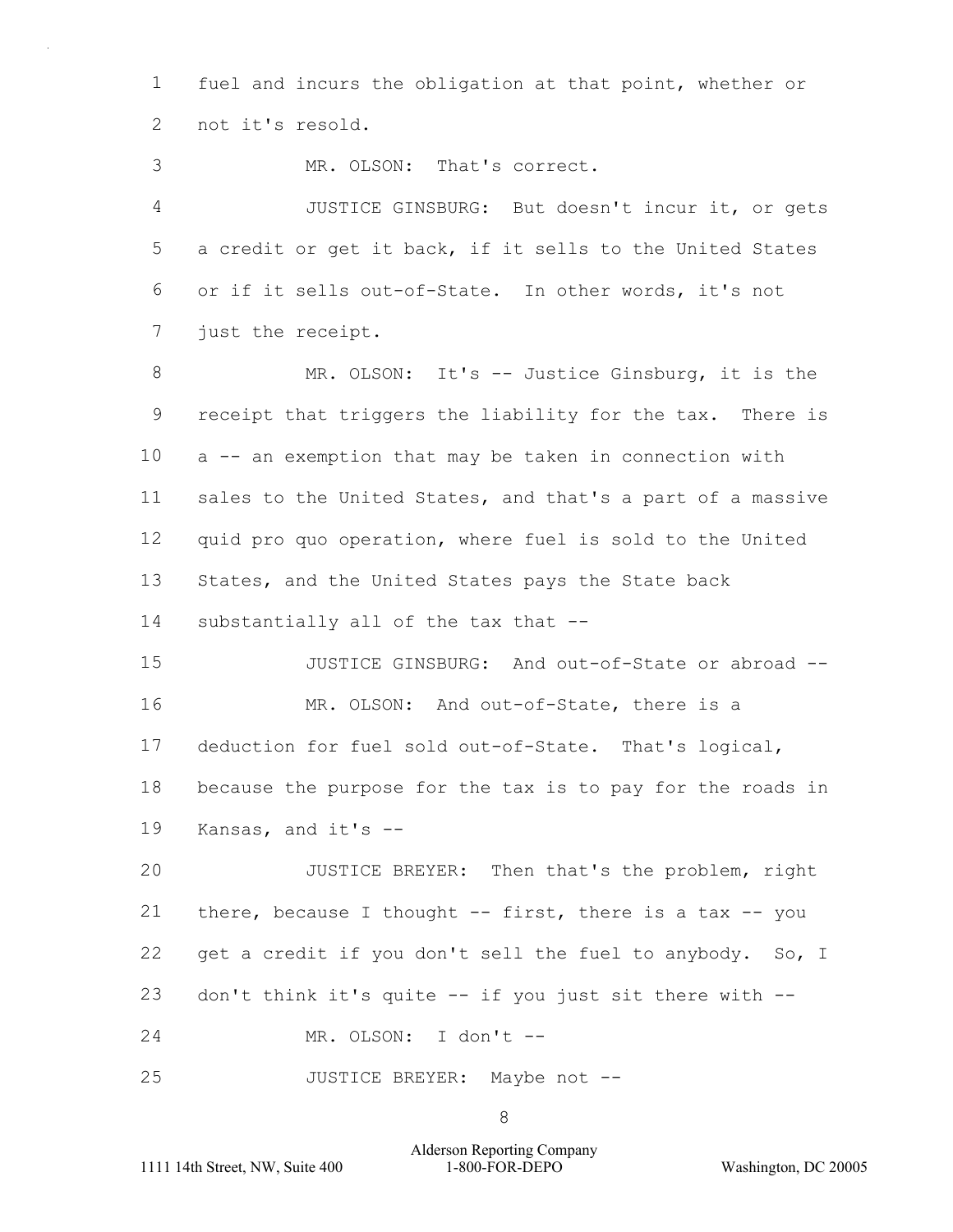fuel and incurs the obligation at that point, whether or not it's resold.

MR. OLSON: That's correct.

JUSTICE GINSBURG: But doesn't incur it, or gets a credit or get it back, if it sells to the United States or if it sells out-of-State. In other words, it's not just the receipt.

MR. OLSON: It's -- Justice Ginsburg, it is the receipt that triggers the liability for the tax. There is a -- an exemption that may be taken in connection with sales to the United States, and that's a part of a massive quid pro quo operation, where fuel is sold to the United States, and the United States pays the State back substantially all of the tax that --

JUSTICE GINSBURG: And out-of-State or abroad --

MR. OLSON: And out-of-State, there is a deduction for fuel sold out-of-State. That's logical, because the purpose for the tax is to pay for the roads in Kansas, and it's --

JUSTICE BREYER: Then that's the problem, right there, because I thought -- first, there is a tax -- you get a credit if you don't sell the fuel to anybody. So, I don't think it's quite -- if you just sit there with --

MR. OLSON: I don't --

JUSTICE BREYER: Maybe not --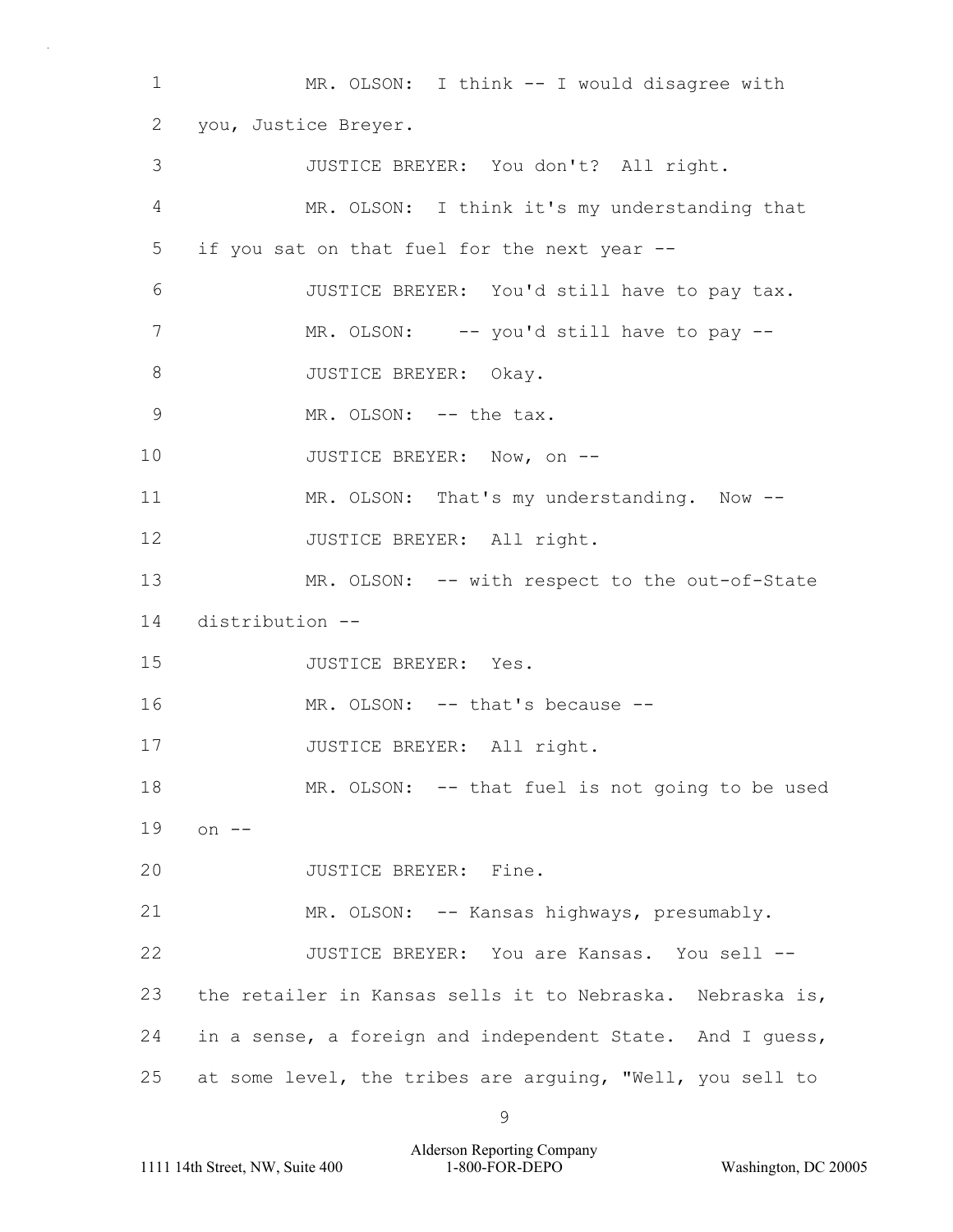1 MR. OLSON: I think -- I would disagree with
2 you, Justice Breyer.
3 JUSTICE BREYER: You don't? All right.
4 MR. OLSON: I think it's my understanding that
5 if you sat on that fuel for the next year --
6 JUSTICE BREYER: You'd still have to pay tax.
7 MR. OLSON: -- you'd still have to pay --
8 JUSTICE BREYER: Okay.
9 MR. OLSON: -- the tax.
10 JUSTICE BREYER: Now, on --
11 MR. OLSON: That's my understanding. Now --
12 JUSTICE BREYER: All right.
13 MR. OLSON: -- with respect to the out-of-State
14 distribution --
15 JUSTICE BREYER: Yes.
16 MR. OLSON: -- that's because --
17 JUSTICE BREYER: All right.
18 MR. OLSON: -- that fuel is not going to be used
19 on --
20 JUSTICE BREYER: Fine.
21 MR. OLSON: -- Kansas highways, presumably.
22 JUSTICE BREYER: You are Kansas. You sell --
23 the retailer in Kansas sells it to Nebraska. Nebraska is,
24 in a sense, a foreign and independent State. And I guess,
25 at some level, the tribes are arguing, "Well, you sell to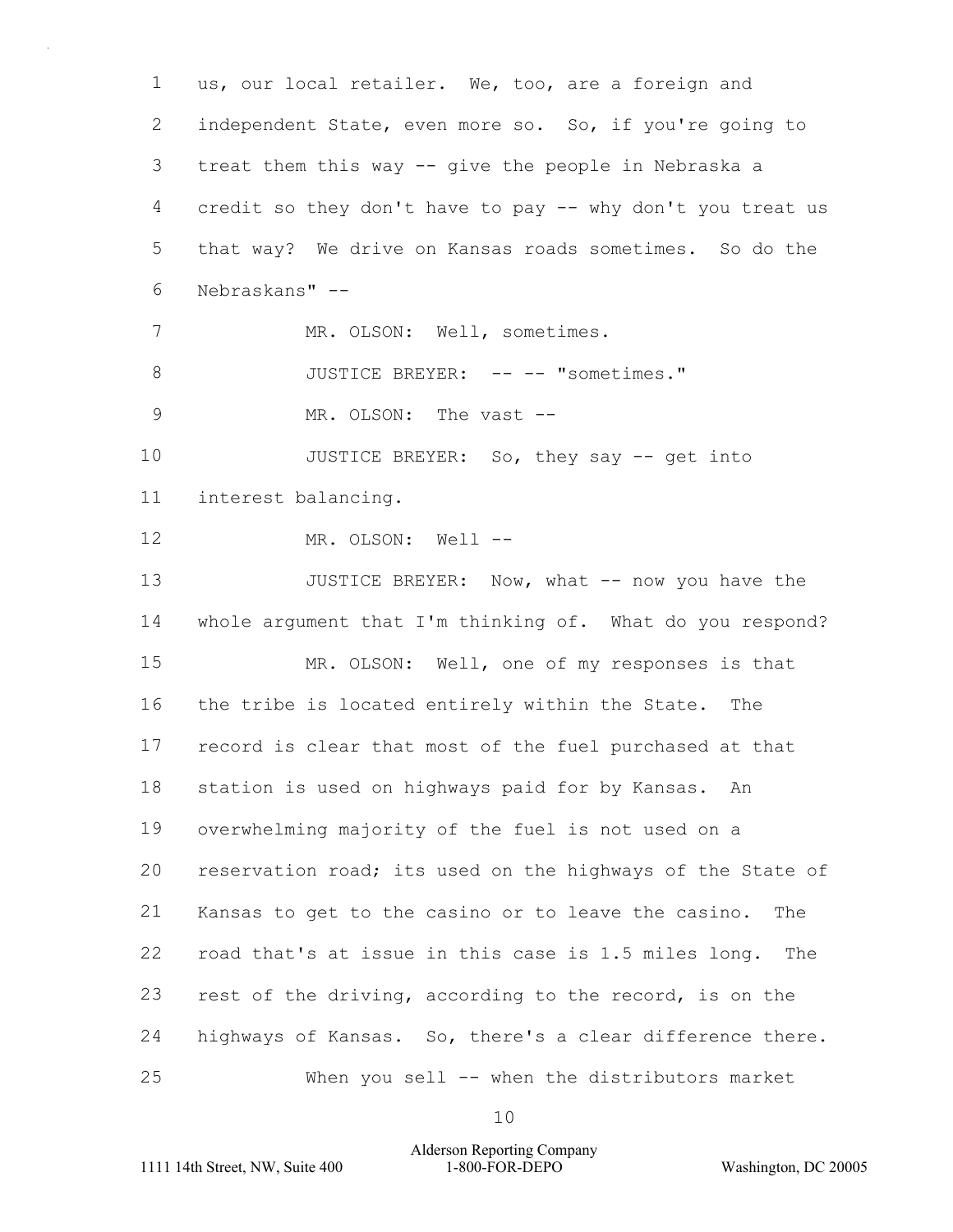1 us, our local retailer. We, too, are a foreign and
2 independent State, even more so. So, if you're going to
3 treat them this way -- give the people in Nebraska a
4 credit so they don't have to pay -- why don't you treat us
5 that way? We drive on Kansas roads sometimes. So do the
6 Nebraskans" --
7 MR. OLSON: Well, sometimes.
8 JUSTICE BREYER: -- -- "sometimes."
9 MR. OLSON: The vast --
10 JUSTICE BREYER: So, they say -- get into
11 interest balancing.
12 MR. OLSON: Well --
13 JUSTICE BREYER: Now, what -- now you have the
14 whole argument that I'm thinking of. What do you respond?
15 MR. OLSON: Well, one of my responses is that
16 the tribe is located entirely within the State. The
17 record is clear that most of the fuel purchased at that
18 station is used on highways paid for by Kansas. An
19 overwhelming majority of the fuel is not used on a
20 reservation road; its used on the highways of the State of
21 Kansas to get to the casino or to leave the casino. The
22 road that's at issue in this case is 1.5 miles long. The
23 rest of the driving, according to the record, is on the
24 highways of Kansas. So, there's a clear difference there.
25 When you sell -- when the distributors market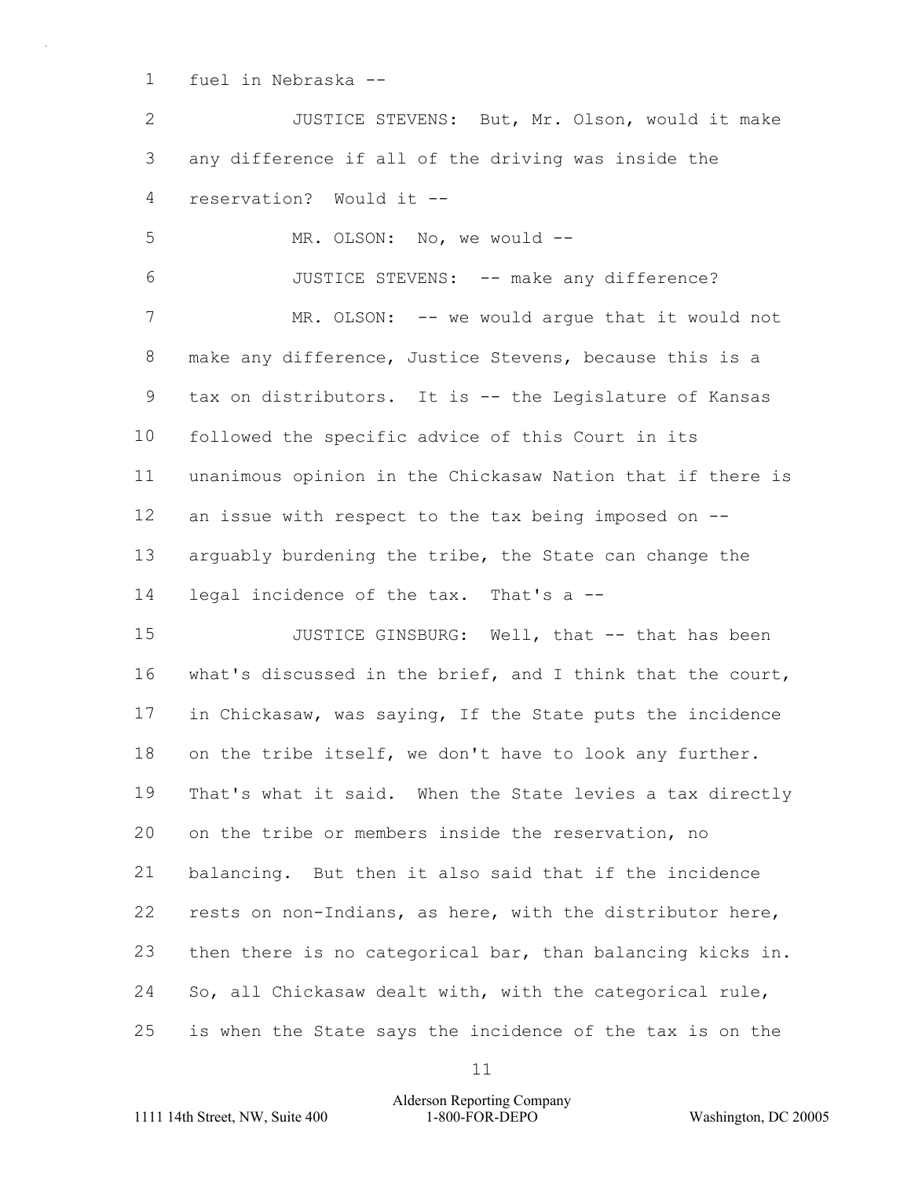fuel in Nebraska --

JUSTICE STEVENS: But, Mr. Olson, would it make any difference if all of the driving was inside the reservation? Would it --

MR. OLSON: No, we would --

JUSTICE STEVENS: -- make any difference?

MR. OLSON: -- we would argue that it would not make any difference, Justice Stevens, because this is a tax on distributors. It is -- the Legislature of Kansas followed the specific advice of this Court in its unanimous opinion in the Chickasaw Nation that if there is an issue with respect to the tax being imposed on -- arguably burdening the tribe, the State can change the legal incidence of the tax. That's a --

JUSTICE GINSBURG: Well, that -- that has been what's discussed in the brief, and I think that the court, in Chickasaw, was saying, If the State puts the incidence on the tribe itself, we don't have to look any further. That's what it said. When the State levies a tax directly on the tribe or members inside the reservation, no balancing. But then it also said that if the incidence rests on non-Indians, as here, with the distributor here, then there is no categorical bar, than balancing kicks in. So, all Chickasaw dealt with, with the categorical rule, is when the State says the incidence of the tax is on the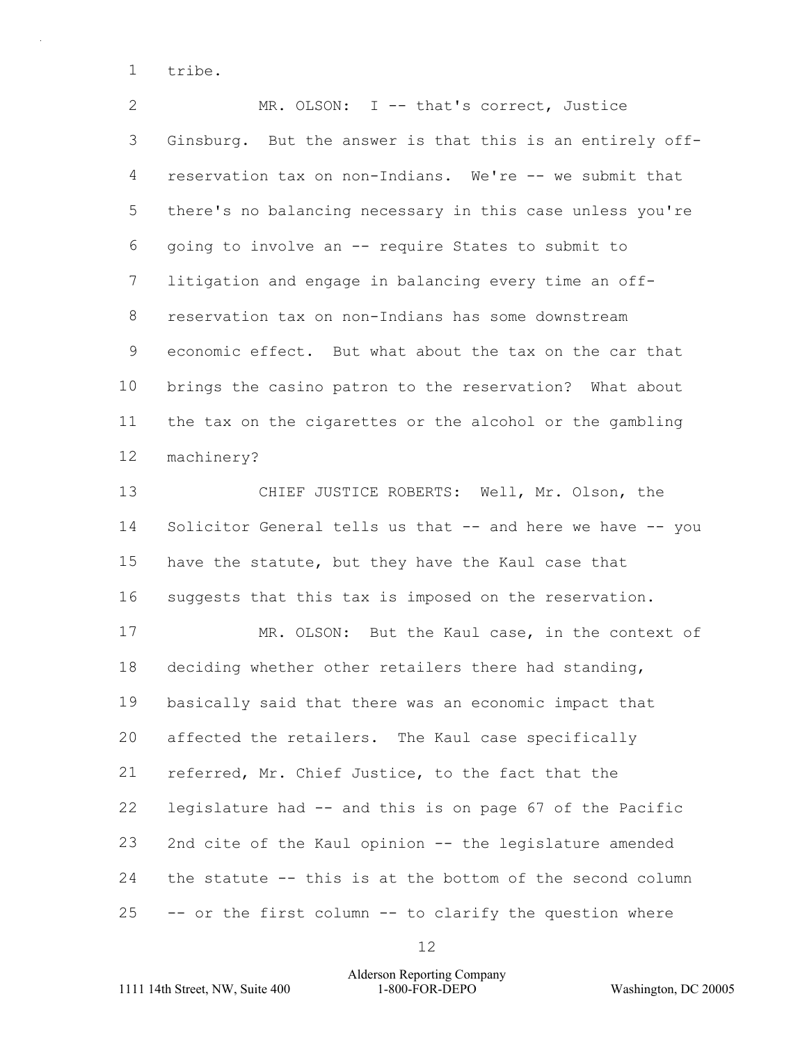tribe.

MR. OLSON: I -- that's correct, Justice Ginsburg. But the answer is that this is an entirely off-reservation tax on non-Indians. We're -- we submit that there's no balancing necessary in this case unless you're going to involve an -- require States to submit to litigation and engage in balancing every time an off-reservation tax on non-Indians has some downstream economic effect. But what about the tax on the car that brings the casino patron to the reservation? What about the tax on the cigarettes or the alcohol or the gambling machinery?

CHIEF JUSTICE ROBERTS: Well, Mr. Olson, the Solicitor General tells us that -- and here we have -- you have the statute, but they have the Kaul case that suggests that this tax is imposed on the reservation.

MR. OLSON: But the Kaul case, in the context of deciding whether other retailers there had standing, basically said that there was an economic impact that affected the retailers. The Kaul case specifically referred, Mr. Chief Justice, to the fact that the legislature had -- and this is on page 67 of the Pacific 2nd cite of the Kaul opinion -- the legislature amended the statute -- this is at the bottom of the second column -- or the first column -- to clarify the question where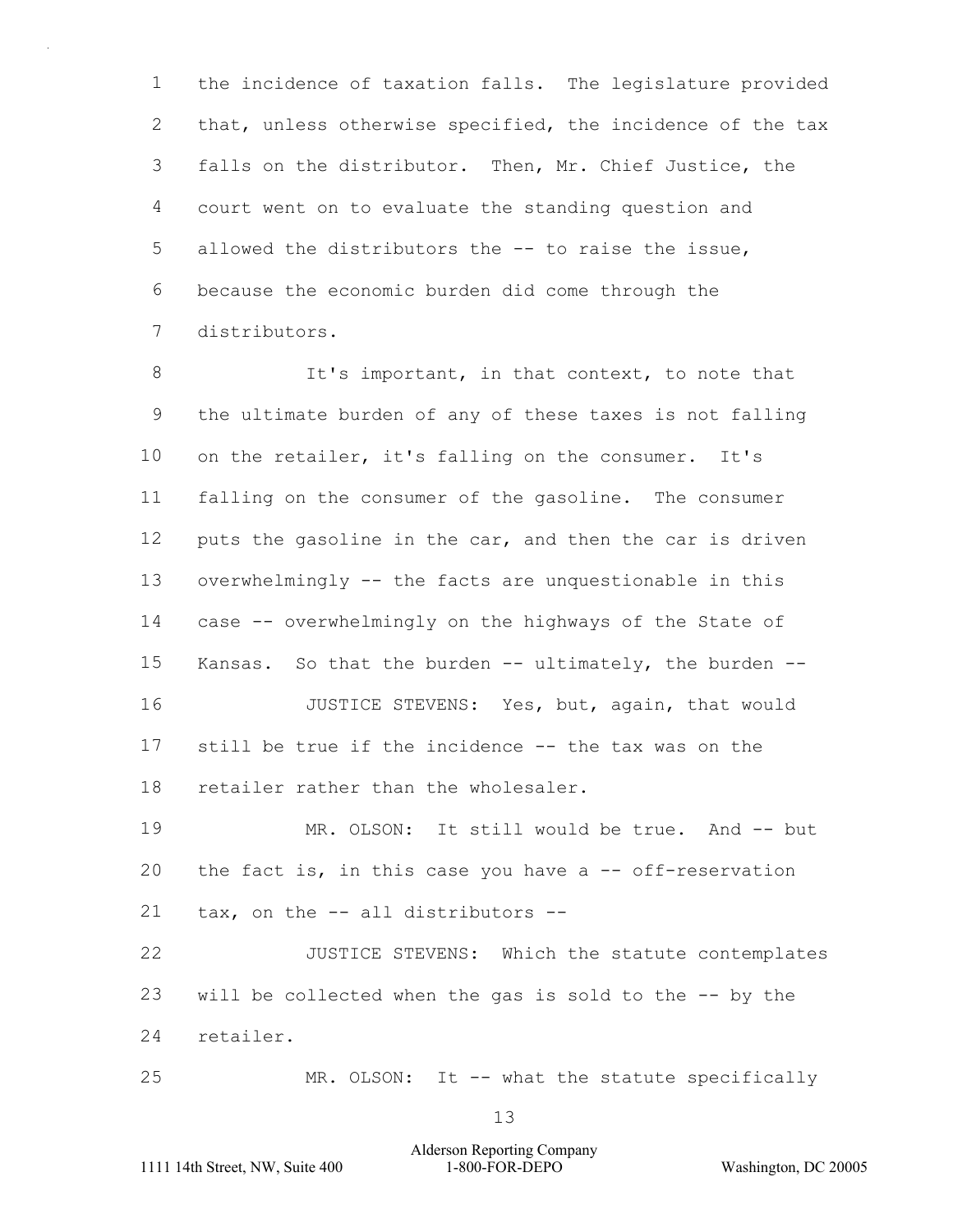the incidence of taxation falls. The legislature provided that, unless otherwise specified, the incidence of the tax falls on the distributor. Then, Mr. Chief Justice, the court went on to evaluate the standing question and allowed the distributors the -- to raise the issue, because the economic burden did come through the distributors.

It's important, in that context, to note that the ultimate burden of any of these taxes is not falling on the retailer, it's falling on the consumer. It's falling on the consumer of the gasoline. The consumer puts the gasoline in the car, and then the car is driven overwhelmingly -- the facts are unquestionable in this case -- overwhelmingly on the highways of the State of Kansas. So that the burden -- ultimately, the burden --

JUSTICE STEVENS: Yes, but, again, that would still be true if the incidence -- the tax was on the retailer rather than the wholesaler.

MR. OLSON: It still would be true. And -- but the fact is, in this case you have a -- off-reservation tax, on the -- all distributors --

JUSTICE STEVENS: Which the statute contemplates will be collected when the gas is sold to the -- by the retailer.

MR. OLSON: It -- what the statute specifically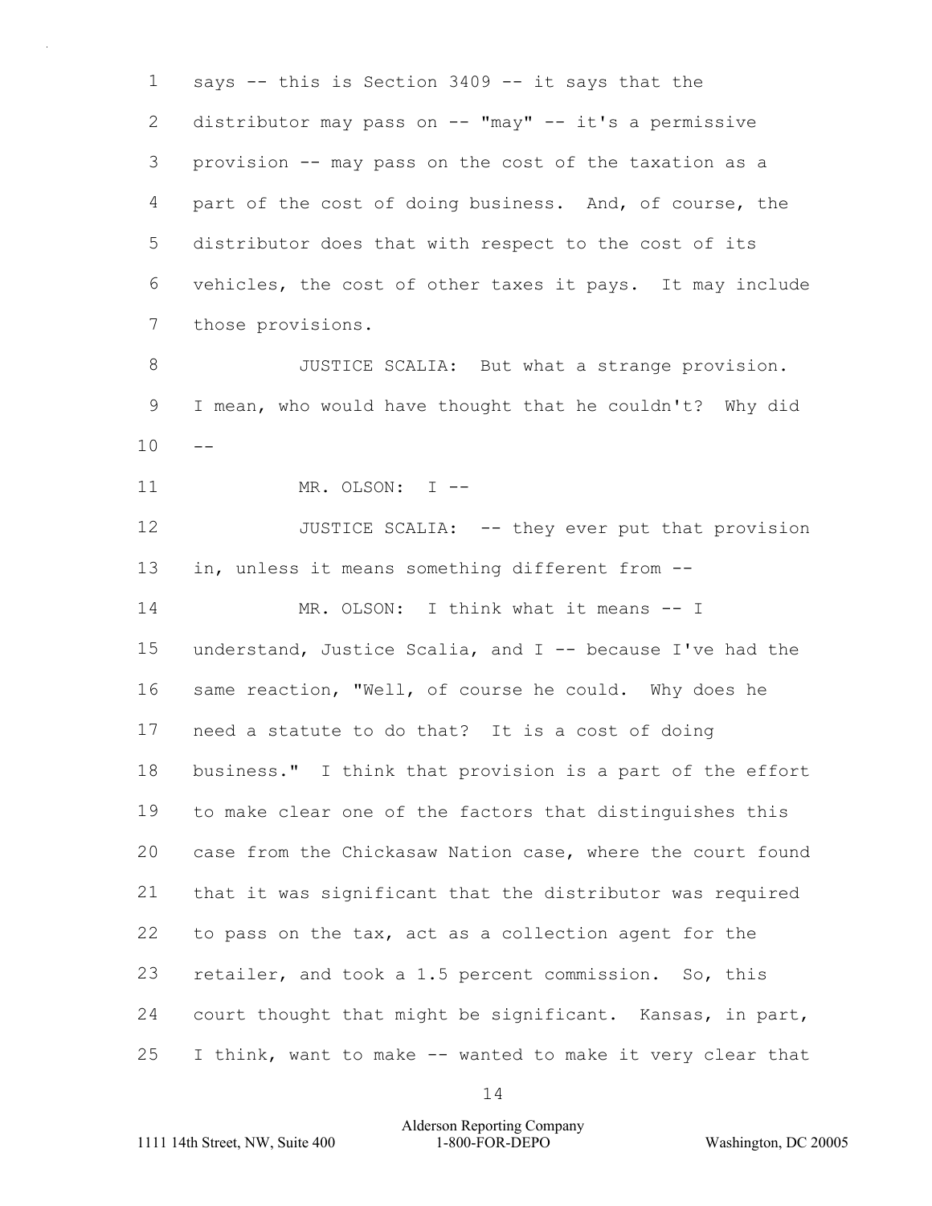says -- this is Section 3409 -- it says that the distributor may pass on -- "may" -- it's a permissive provision -- may pass on the cost of the taxation as a part of the cost of doing business. And, of course, the distributor does that with respect to the cost of its vehicles, the cost of other taxes it pays. It may include those provisions.

JUSTICE SCALIA: But what a strange provision. I mean, who would have thought that he couldn't? Why did --

MR. OLSON: I --

JUSTICE SCALIA: -- they ever put that provision in, unless it means something different from --

MR. OLSON: I think what it means -- I understand, Justice Scalia, and I -- because I've had the same reaction, "Well, of course he could. Why does he need a statute to do that? It is a cost of doing business." I think that provision is a part of the effort to make clear one of the factors that distinguishes this case from the Chickasaw Nation case, where the court found that it was significant that the distributor was required to pass on the tax, act as a collection agent for the retailer, and took a 1.5 percent commission. So, this court thought that might be significant. Kansas, in part, I think, want to make -- wanted to make it very clear that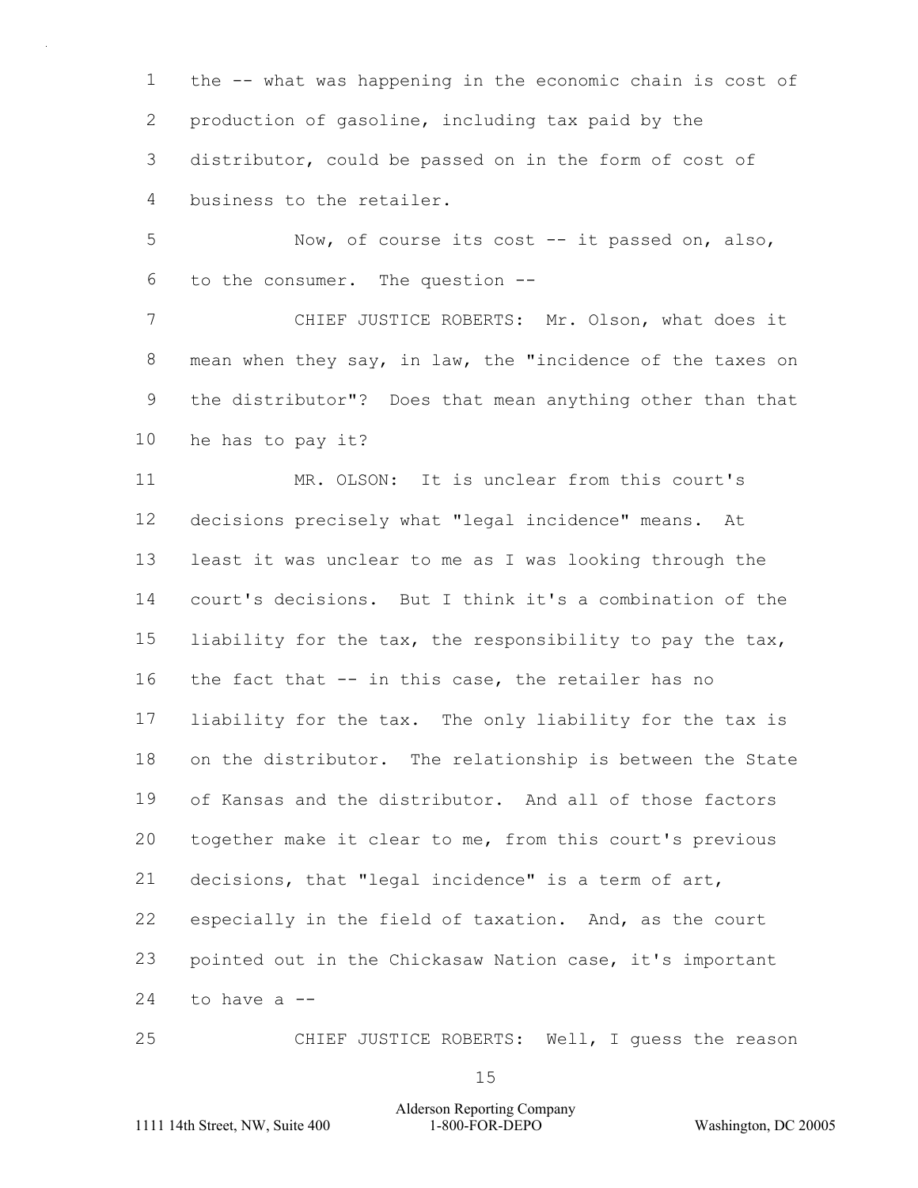the -- what was happening in the economic chain is cost of production of gasoline, including tax paid by the distributor, could be passed on in the form of cost of business to the retailer.

Now, of course its cost -- it passed on, also, to the consumer. The question --

CHIEF JUSTICE ROBERTS: Mr. Olson, what does it mean when they say, in law, the "incidence of the taxes on the distributor"? Does that mean anything other than that he has to pay it?

MR. OLSON: It is unclear from this court's decisions precisely what "legal incidence" means. At least it was unclear to me as I was looking through the court's decisions. But I think it's a combination of the liability for the tax, the responsibility to pay the tax, the fact that -- in this case, the retailer has no liability for the tax. The only liability for the tax is on the distributor. The relationship is between the State of Kansas and the distributor. And all of those factors together make it clear to me, from this court's previous decisions, that "legal incidence" is a term of art, especially in the field of taxation. And, as the court pointed out in the Chickasaw Nation case, it's important to have a --

CHIEF JUSTICE ROBERTS: Well, I guess the reason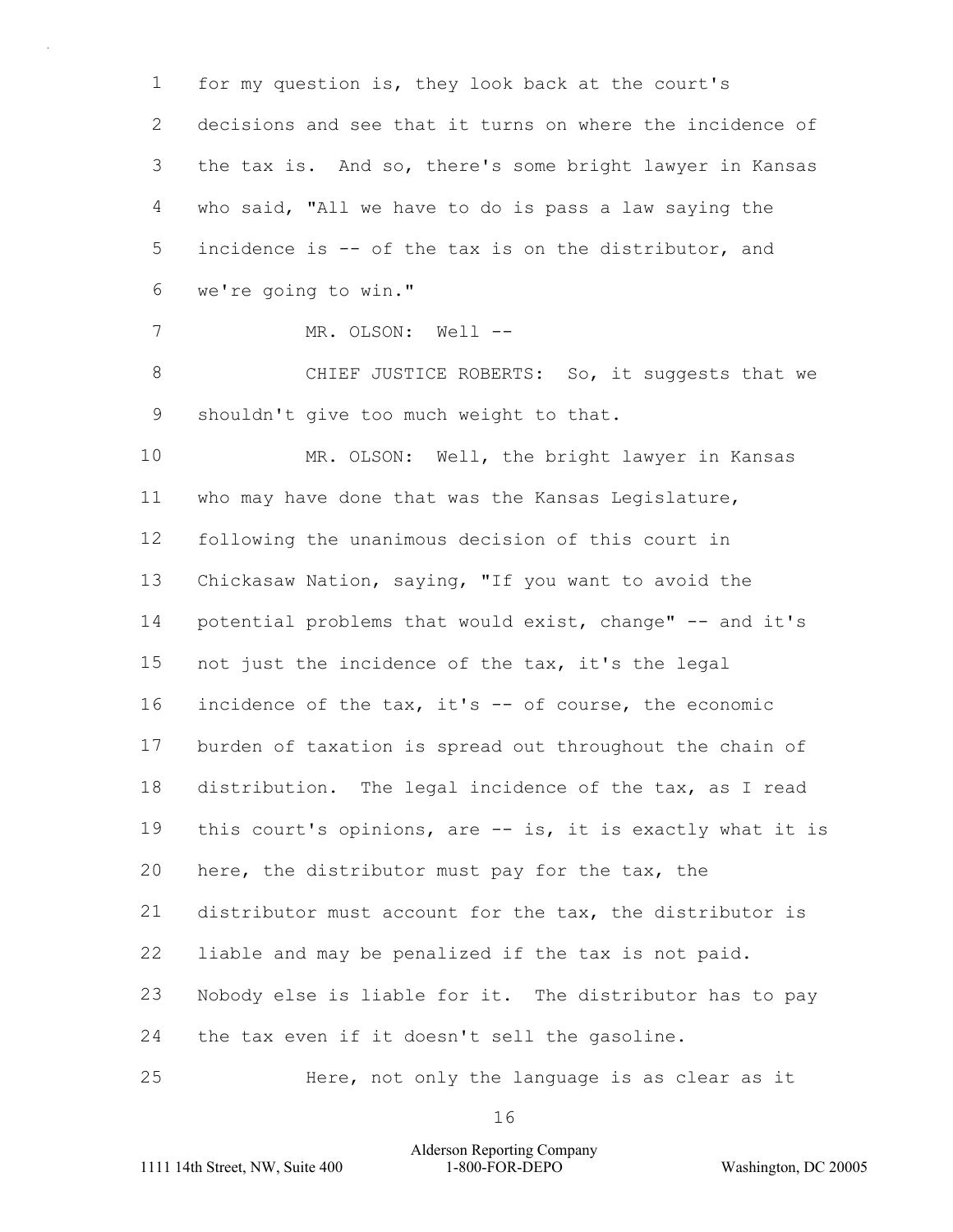for my question is, they look back at the court's decisions and see that it turns on where the incidence of the tax is. And so, there's some bright lawyer in Kansas who said, "All we have to do is pass a law saying the incidence is -- of the tax is on the distributor, and we're going to win."

MR. OLSON: Well --

CHIEF JUSTICE ROBERTS: So, it suggests that we shouldn't give too much weight to that.

MR. OLSON: Well, the bright lawyer in Kansas who may have done that was the Kansas Legislature, following the unanimous decision of this court in Chickasaw Nation, saying, "If you want to avoid the potential problems that would exist, change" -- and it's not just the incidence of the tax, it's the legal incidence of the tax, it's -- of course, the economic burden of taxation is spread out throughout the chain of distribution. The legal incidence of the tax, as I read this court's opinions, are -- is, it is exactly what it is here, the distributor must pay for the tax, the distributor must account for the tax, the distributor is liable and may be penalized if the tax is not paid. Nobody else is liable for it. The distributor has to pay the tax even if it doesn't sell the gasoline.

Here, not only the language is as clear as it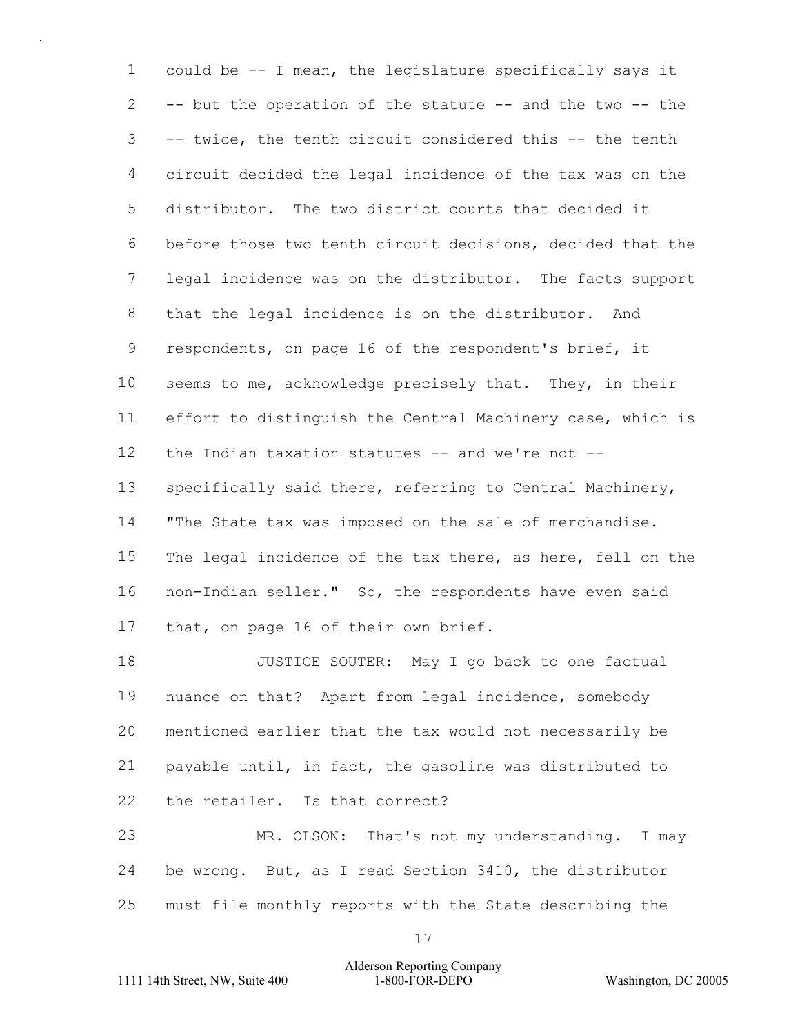could be -- I mean, the legislature specifically says it -- but the operation of the statute -- and the two -- the -- twice, the tenth circuit considered this -- the tenth circuit decided the legal incidence of the tax was on the distributor. The two district courts that decided it before those two tenth circuit decisions, decided that the legal incidence was on the distributor. The facts support that the legal incidence is on the distributor. And respondents, on page 16 of the respondent's brief, it seems to me, acknowledge precisely that. They, in their effort to distinguish the Central Machinery case, which is the Indian taxation statutes -- and we're not -- specifically said there, referring to Central Machinery, "The State tax was imposed on the sale of merchandise. The legal incidence of the tax there, as here, fell on the non-Indian seller." So, the respondents have even said that, on page 16 of their own brief.

JUSTICE SOUTER: May I go back to one factual nuance on that? Apart from legal incidence, somebody mentioned earlier that the tax would not necessarily be payable until, in fact, the gasoline was distributed to the retailer. Is that correct?

MR. OLSON: That's not my understanding. I may be wrong. But, as I read Section 3410, the distributor must file monthly reports with the State describing the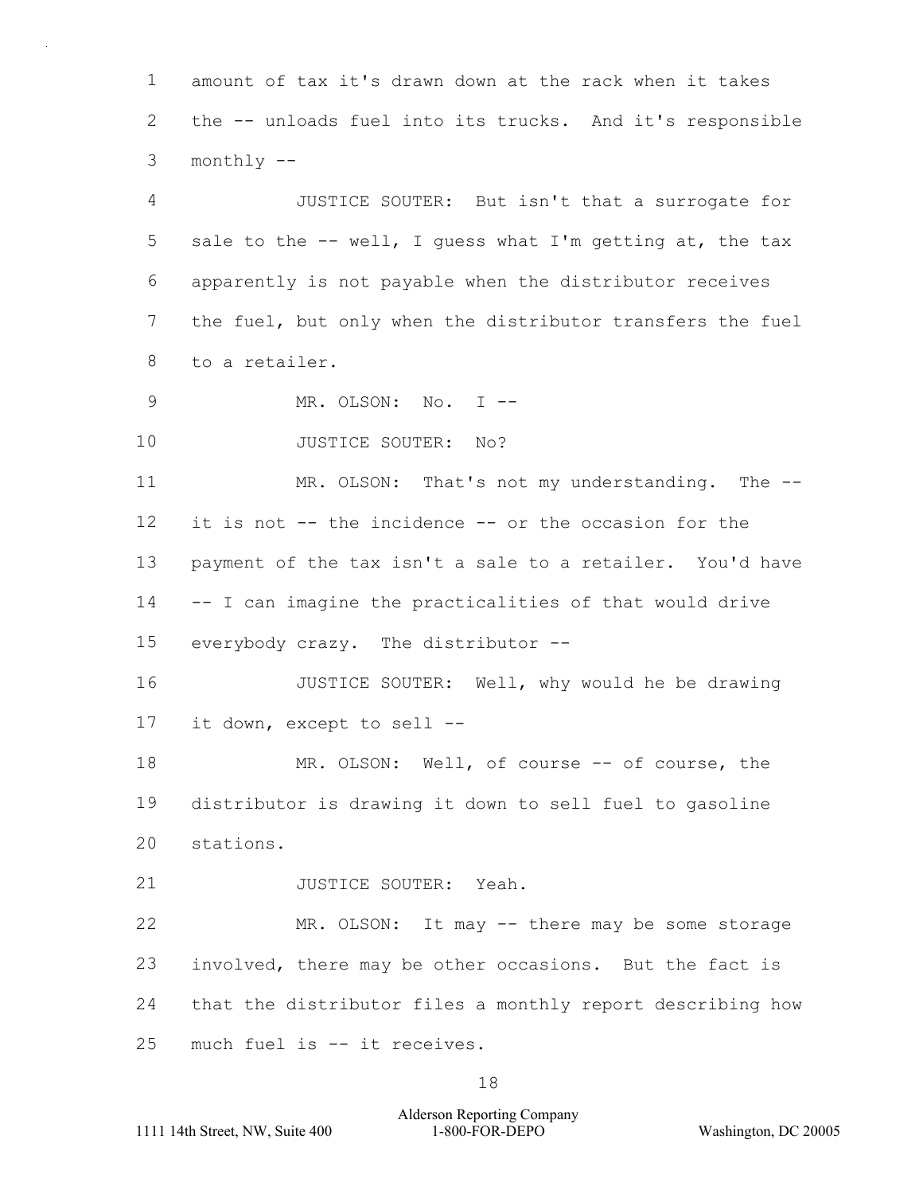amount of tax it's drawn down at the rack when it takes the -- unloads fuel into its trucks. And it's responsible monthly --

JUSTICE SOUTER: But isn't that a surrogate for sale to the -- well, I guess what I'm getting at, the tax apparently is not payable when the distributor receives the fuel, but only when the distributor transfers the fuel to a retailer.

MR. OLSON: No. I --

JUSTICE SOUTER: No?

MR. OLSON: That's not my understanding. The -- it is not -- the incidence -- or the occasion for the payment of the tax isn't a sale to a retailer. You'd have -- I can imagine the practicalities of that would drive everybody crazy. The distributor --

JUSTICE SOUTER: Well, why would he be drawing it down, except to sell --

MR. OLSON: Well, of course -- of course, the distributor is drawing it down to sell fuel to gasoline stations.

JUSTICE SOUTER: Yeah.

MR. OLSON: It may -- there may be some storage involved, there may be other occasions. But the fact is that the distributor files a monthly report describing how much fuel is -- it receives.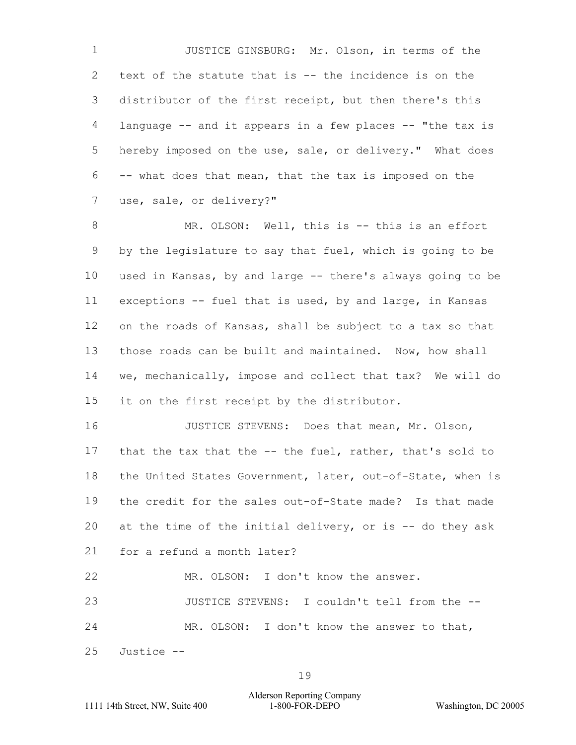JUSTICE GINSBURG: Mr. Olson, in terms of the text of the statute that is -- the incidence is on the distributor of the first receipt, but then there's this language -- and it appears in a few places -- "the tax is hereby imposed on the use, sale, or delivery." What does -- what does that mean, that the tax is imposed on the use, sale, or delivery?"

MR. OLSON: Well, this is -- this is an effort by the legislature to say that fuel, which is going to be used in Kansas, by and large -- there's always going to be exceptions -- fuel that is used, by and large, in Kansas on the roads of Kansas, shall be subject to a tax so that those roads can be built and maintained. Now, how shall we, mechanically, impose and collect that tax? We will do it on the first receipt by the distributor.

JUSTICE STEVENS: Does that mean, Mr. Olson, that the tax that the -- the fuel, rather, that's sold to the United States Government, later, out-of-State, when is the credit for the sales out-of-State made? Is that made at the time of the initial delivery, or is -- do they ask for a refund a month later?

MR. OLSON: I don't know the answer.

JUSTICE STEVENS: I couldn't tell from the --

MR. OLSON: I don't know the answer to that, Justice --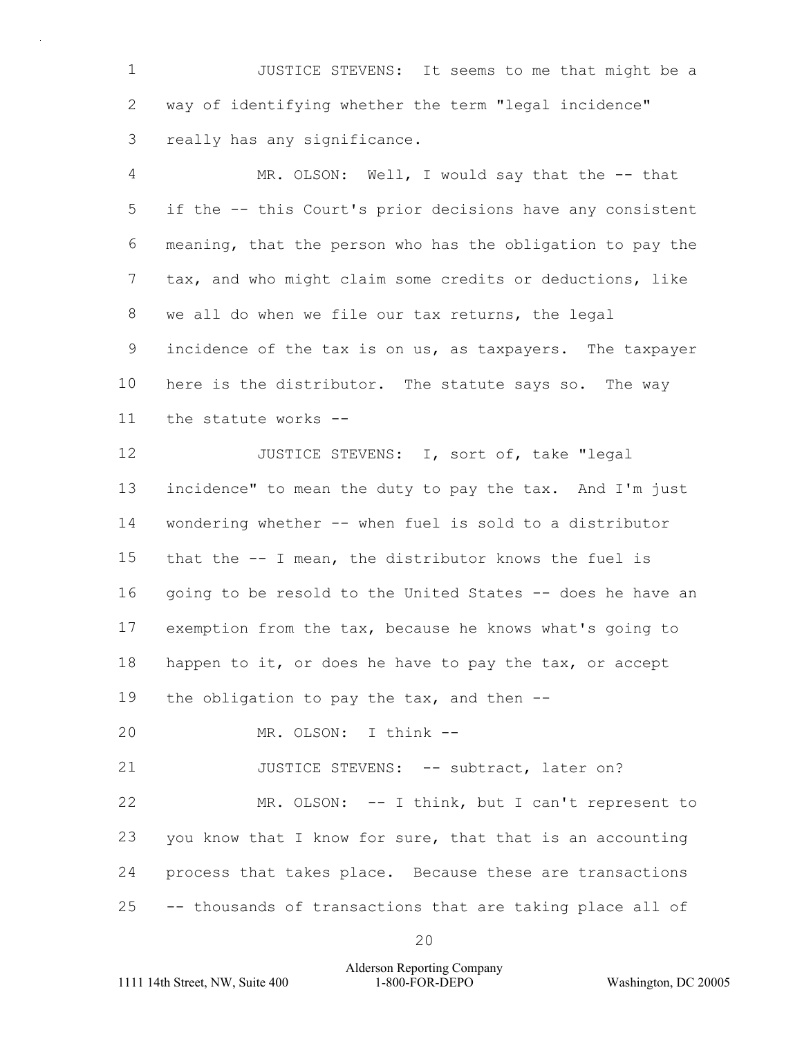JUSTICE STEVENS: It seems to me that might be a way of identifying whether the term "legal incidence" really has any significance.

MR. OLSON: Well, I would say that the -- that if the -- this Court's prior decisions have any consistent meaning, that the person who has the obligation to pay the tax, and who might claim some credits or deductions, like we all do when we file our tax returns, the legal incidence of the tax is on us, as taxpayers. The taxpayer here is the distributor. The statute says so. The way the statute works --

JUSTICE STEVENS: I, sort of, take "legal incidence" to mean the duty to pay the tax. And I'm just wondering whether -- when fuel is sold to a distributor that the -- I mean, the distributor knows the fuel is going to be resold to the United States -- does he have an exemption from the tax, because he knows what's going to happen to it, or does he have to pay the tax, or accept the obligation to pay the tax, and then --

MR. OLSON: I think --

JUSTICE STEVENS: -- subtract, later on?

MR. OLSON: -- I think, but I can't represent to you know that I know for sure, that that is an accounting process that takes place. Because these are transactions -- thousands of transactions that are taking place all of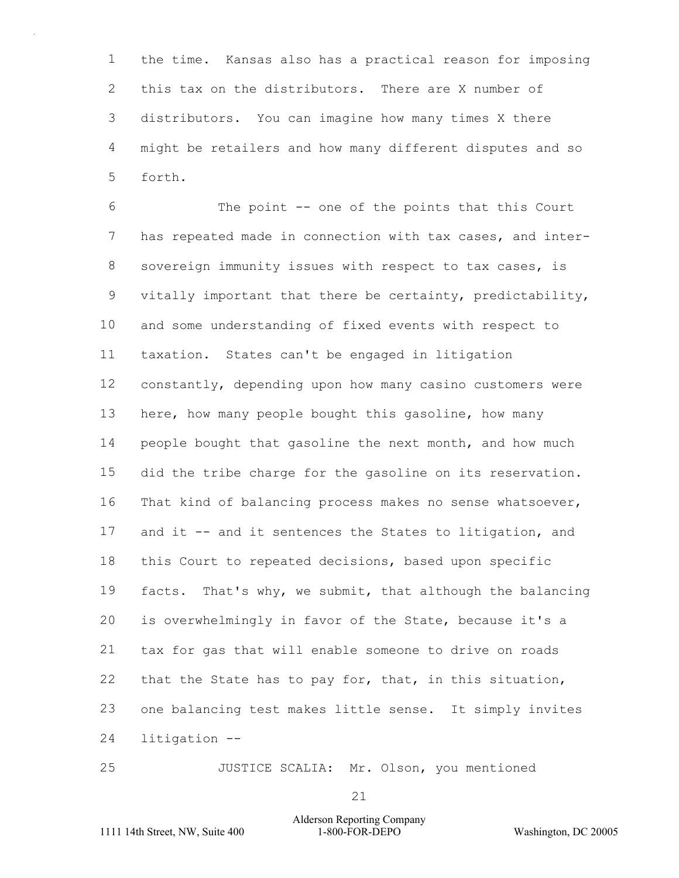the time. Kansas also has a practical reason for imposing this tax on the distributors. There are X number of distributors. You can imagine how many times X there might be retailers and how many different disputes and so forth.

The point -- one of the points that this Court has repeated made in connection with tax cases, and inter-sovereign immunity issues with respect to tax cases, is vitally important that there be certainty, predictability, and some understanding of fixed events with respect to taxation. States can't be engaged in litigation constantly, depending upon how many casino customers were here, how many people bought this gasoline, how many people bought that gasoline the next month, and how much did the tribe charge for the gasoline on its reservation. That kind of balancing process makes no sense whatsoever, and it -- and it sentences the States to litigation, and this Court to repeated decisions, based upon specific facts. That's why, we submit, that although the balancing is overwhelmingly in favor of the State, because it's a tax for gas that will enable someone to drive on roads that the State has to pay for, that, in this situation, one balancing test makes little sense. It simply invites litigation --

JUSTICE SCALIA: Mr. Olson, you mentioned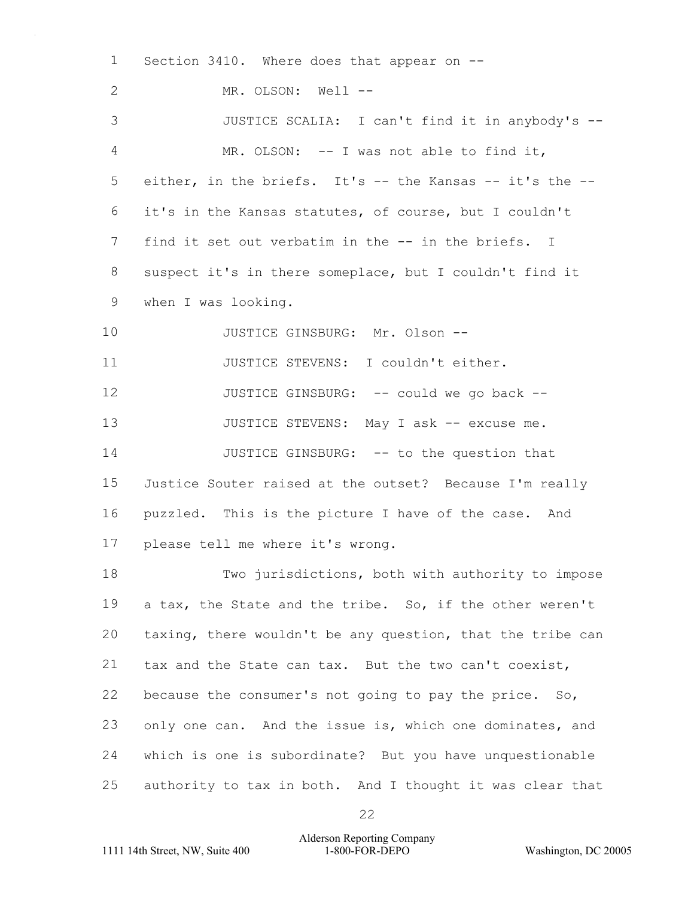Section 3410. Where does that appear on --

MR. OLSON: Well --

JUSTICE SCALIA: I can't find it in anybody's --

MR. OLSON: -- I was not able to find it, either, in the briefs. It's -- the Kansas -- it's the -- it's in the Kansas statutes, of course, but I couldn't find it set out verbatim in the -- in the briefs. I suspect it's in there someplace, but I couldn't find it when I was looking.

JUSTICE GINSBURG: Mr. Olson --

JUSTICE STEVENS: I couldn't either.

JUSTICE GINSBURG: -- could we go back --

JUSTICE STEVENS: May I ask -- excuse me.

JUSTICE GINSBURG: -- to the question that Justice Souter raised at the outset? Because I'm really puzzled. This is the picture I have of the case. And please tell me where it's wrong.

Two jurisdictions, both with authority to impose a tax, the State and the tribe. So, if the other weren't taxing, there wouldn't be any question, that the tribe can tax and the State can tax. But the two can't coexist, because the consumer's not going to pay the price. So, only one can. And the issue is, which one dominates, and which is one is subordinate? But you have unquestionable authority to tax in both. And I thought it was clear that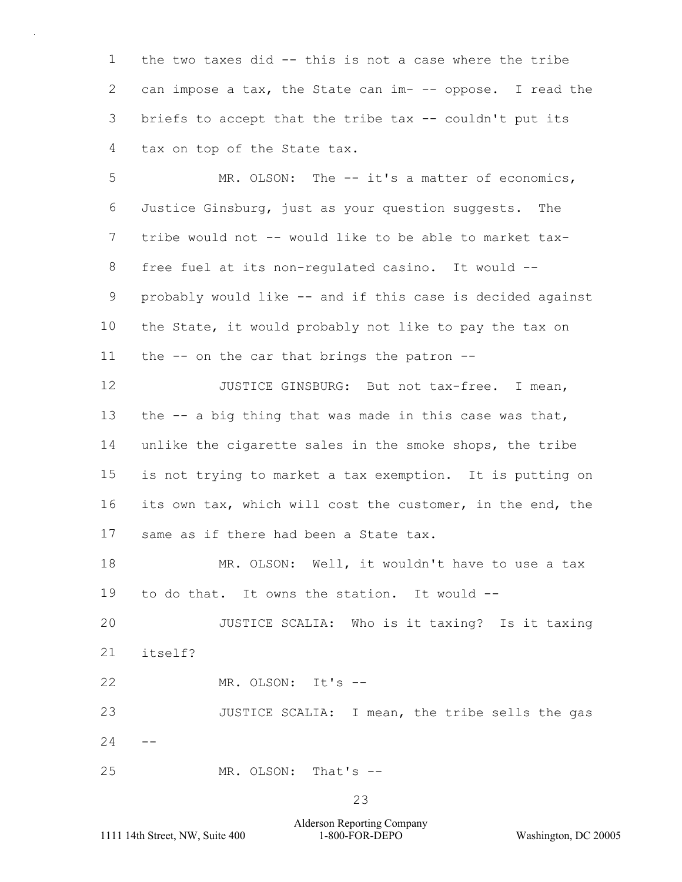1 the two taxes did -- this is not a case where the tribe
2 can impose a tax, the State can im- -- oppose. I read the
3 briefs to accept that the tribe tax -- couldn't put its
4 tax on top of the State tax.

5 MR. OLSON: The -- it's a matter of economics,
6 Justice Ginsburg, just as your question suggests. The
7 tribe would not -- would like to be able to market tax-
8 free fuel at its non-regulated casino. It would --
9 probably would like -- and if this case is decided against
10 the State, it would probably not like to pay the tax on
11 the -- on the car that brings the patron --

12 JUSTICE GINSBURG: But not tax-free. I mean,
13 the -- a big thing that was made in this case was that,
14 unlike the cigarette sales in the smoke shops, the tribe
15 is not trying to market a tax exemption. It is putting on
16 its own tax, which will cost the customer, in the end, the
17 same as if there had been a State tax.

18 MR. OLSON: Well, it wouldn't have to use a tax
19 to do that. It owns the station. It would --

20 JUSTICE SCALIA: Who is it taxing? Is it taxing
21 itself?

22 MR. OLSON: It's --

23 JUSTICE SCALIA: I mean, the tribe sells the gas
24 --

25 MR. OLSON: That's --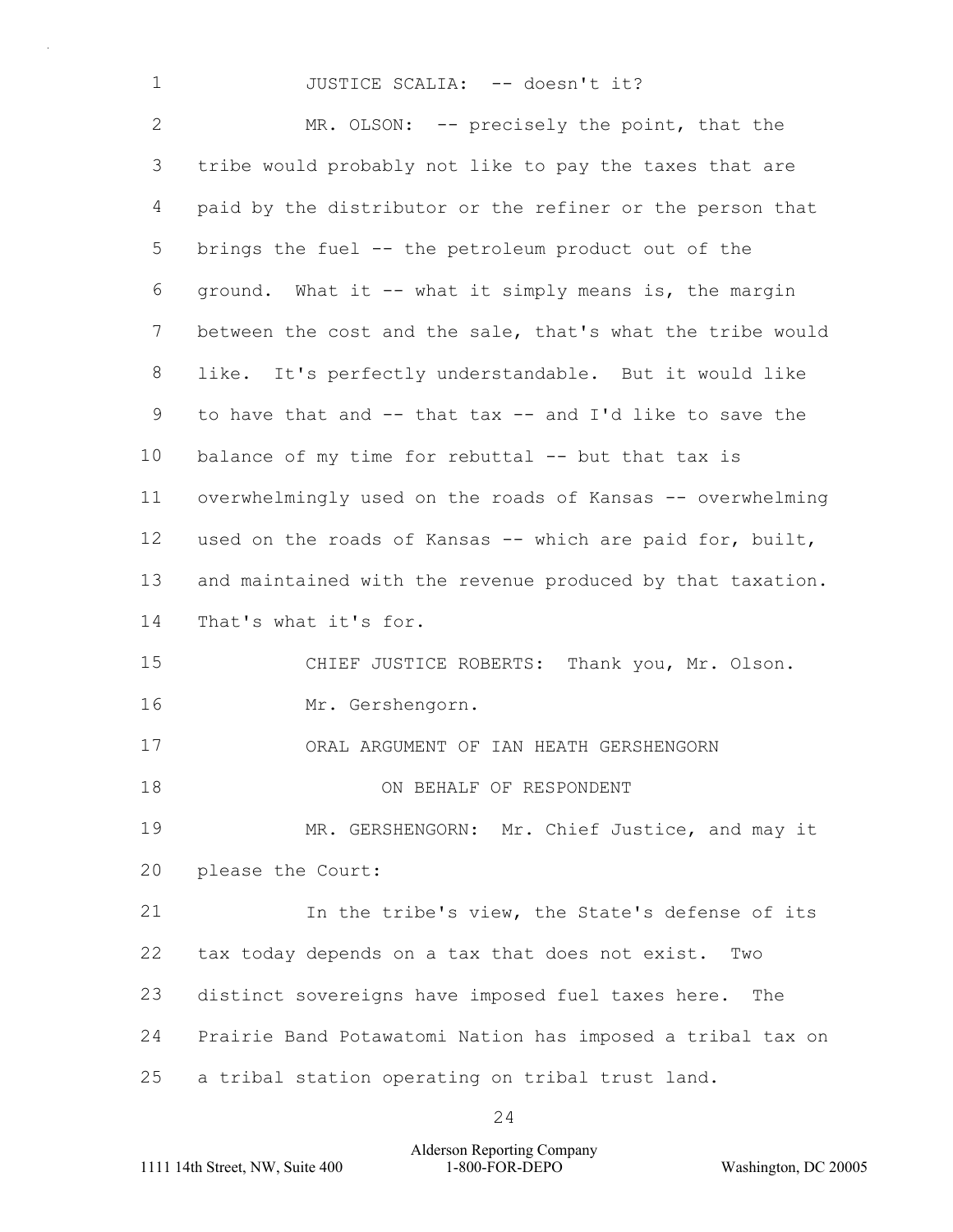JUSTICE SCALIA: -- doesn't it?

MR. OLSON: -- precisely the point, that the tribe would probably not like to pay the taxes that are paid by the distributor or the refiner or the person that brings the fuel -- the petroleum product out of the ground. What it -- what it simply means is, the margin between the cost and the sale, that's what the tribe would like. It's perfectly understandable. But it would like to have that and -- that tax -- and I'd like to save the balance of my time for rebuttal -- but that tax is overwhelmingly used on the roads of Kansas -- overwhelming used on the roads of Kansas -- which are paid for, built, and maintained with the revenue produced by that taxation. That's what it's for.

CHIEF JUSTICE ROBERTS: Thank you, Mr. Olson.

Mr. Gershengorn.

ORAL ARGUMENT OF IAN HEATH GERSHENGORN

ON BEHALF OF RESPONDENT

MR. GERSHENGORN: Mr. Chief Justice, and may it please the Court:

In the tribe's view, the State's defense of its tax today depends on a tax that does not exist. Two distinct sovereigns have imposed fuel taxes here. The Prairie Band Potawatomi Nation has imposed a tribal tax on a tribal station operating on tribal trust land.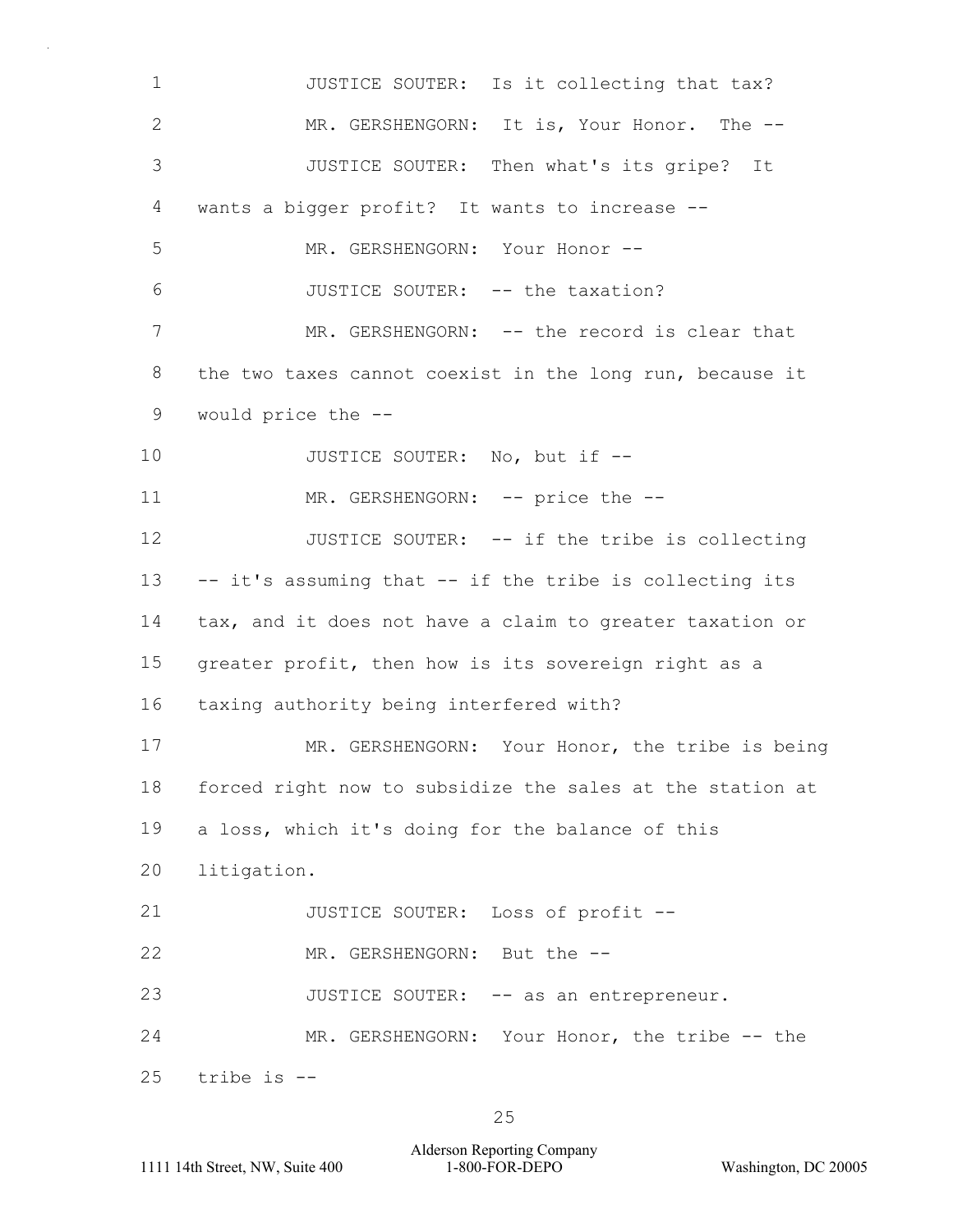JUSTICE SOUTER: Is it collecting that tax?

MR. GERSHENGORN: It is, Your Honor. The --

JUSTICE SOUTER: Then what's its gripe? It wants a bigger profit? It wants to increase --

MR. GERSHENGORN: Your Honor --

JUSTICE SOUTER: -- the taxation?

MR. GERSHENGORN: -- the record is clear that the two taxes cannot coexist in the long run, because it would price the --

JUSTICE SOUTER: No, but if --

MR. GERSHENGORN: -- price the --

JUSTICE SOUTER: -- if the tribe is collecting -- it's assuming that -- if the tribe is collecting its tax, and it does not have a claim to greater taxation or greater profit, then how is its sovereign right as a taxing authority being interfered with?

MR. GERSHENGORN: Your Honor, the tribe is being forced right now to subsidize the sales at the station at a loss, which it's doing for the balance of this litigation.

JUSTICE SOUTER: Loss of profit --

MR. GERSHENGORN: But the --

JUSTICE SOUTER: -- as an entrepreneur.

MR. GERSHENGORN: Your Honor, the tribe -- the tribe is --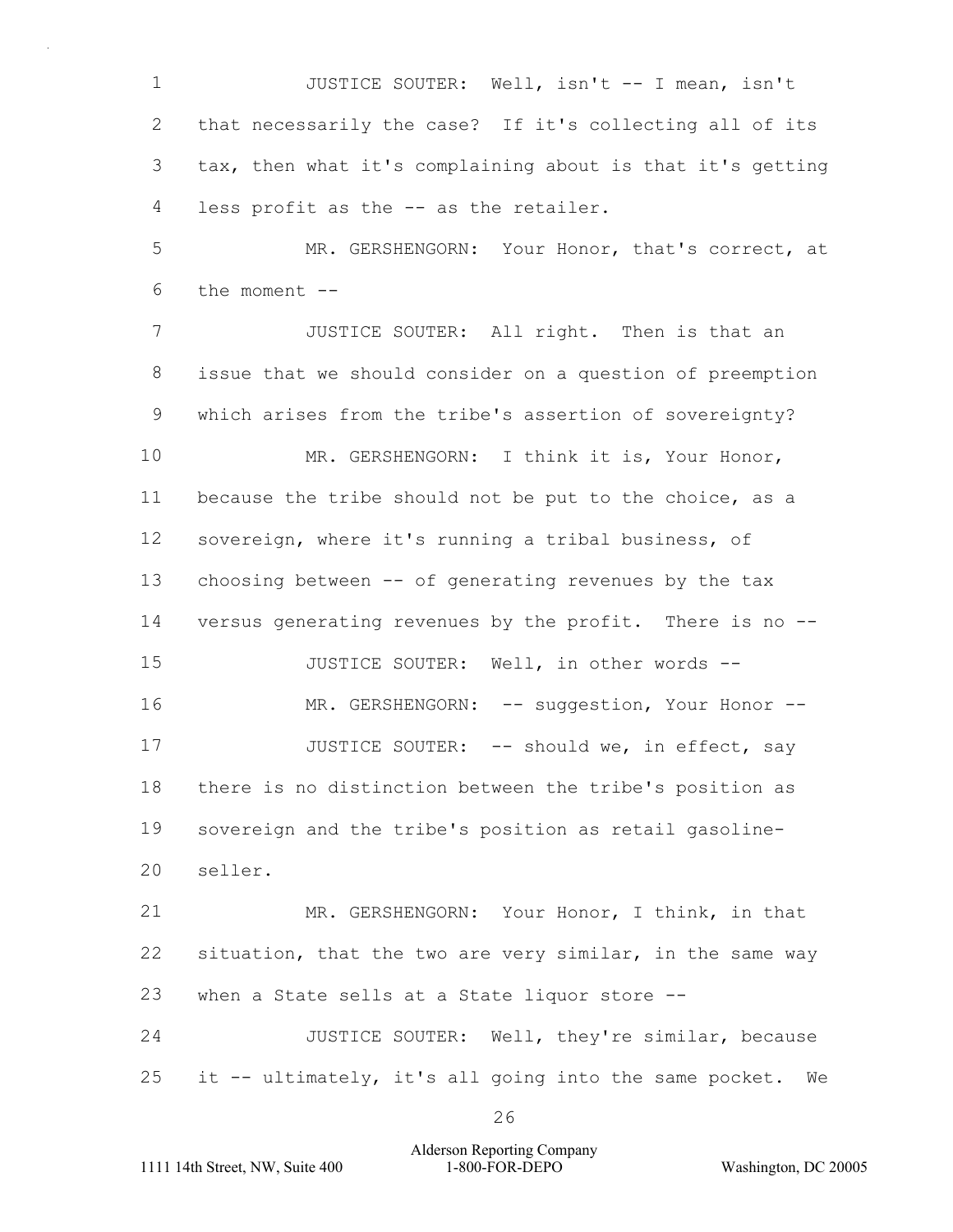JUSTICE SOUTER: Well, isn't -- I mean, isn't that necessarily the case? If it's collecting all of its tax, then what it's complaining about is that it's getting less profit as the -- as the retailer.

MR. GERSHENGORN: Your Honor, that's correct, at the moment --

JUSTICE SOUTER: All right. Then is that an issue that we should consider on a question of preemption which arises from the tribe's assertion of sovereignty?

MR. GERSHENGORN: I think it is, Your Honor, because the tribe should not be put to the choice, as a sovereign, where it's running a tribal business, of choosing between -- of generating revenues by the tax versus generating revenues by the profit. There is no --

JUSTICE SOUTER: Well, in other words --

MR. GERSHENGORN: -- suggestion, Your Honor --

JUSTICE SOUTER: -- should we, in effect, say there is no distinction between the tribe's position as sovereign and the tribe's position as retail gasoline-seller.

MR. GERSHENGORN: Your Honor, I think, in that situation, that the two are very similar, in the same way when a State sells at a State liquor store --

JUSTICE SOUTER: Well, they're similar, because it -- ultimately, it's all going into the same pocket. We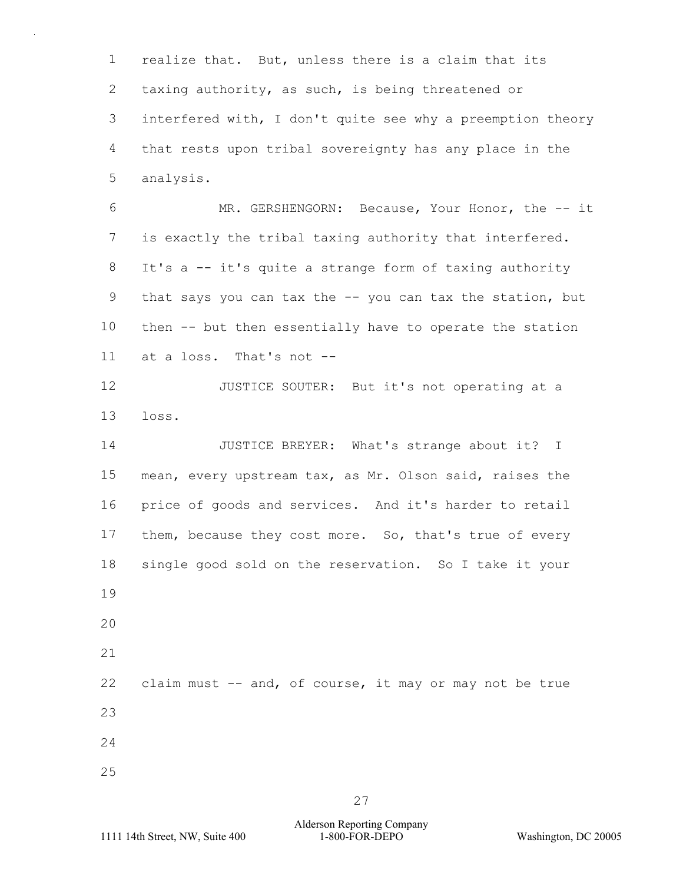realize that. But, unless there is a claim that its taxing authority, as such, is being threatened or interfered with, I don't quite see why a preemption theory that rests upon tribal sovereignty has any place in the analysis.

MR. GERSHENGORN: Because, Your Honor, the -- it is exactly the tribal taxing authority that interfered. It's a -- it's quite a strange form of taxing authority that says you can tax the -- you can tax the station, but then -- but then essentially have to operate the station at a loss. That's not --

JUSTICE SOUTER: But it's not operating at a loss.

JUSTICE BREYER: What's strange about it? I mean, every upstream tax, as Mr. Olson said, raises the price of goods and services. And it's harder to retail them, because they cost more. So, that's true of every single good sold on the reservation. So I take it your

claim must -- and, of course, it may or may not be true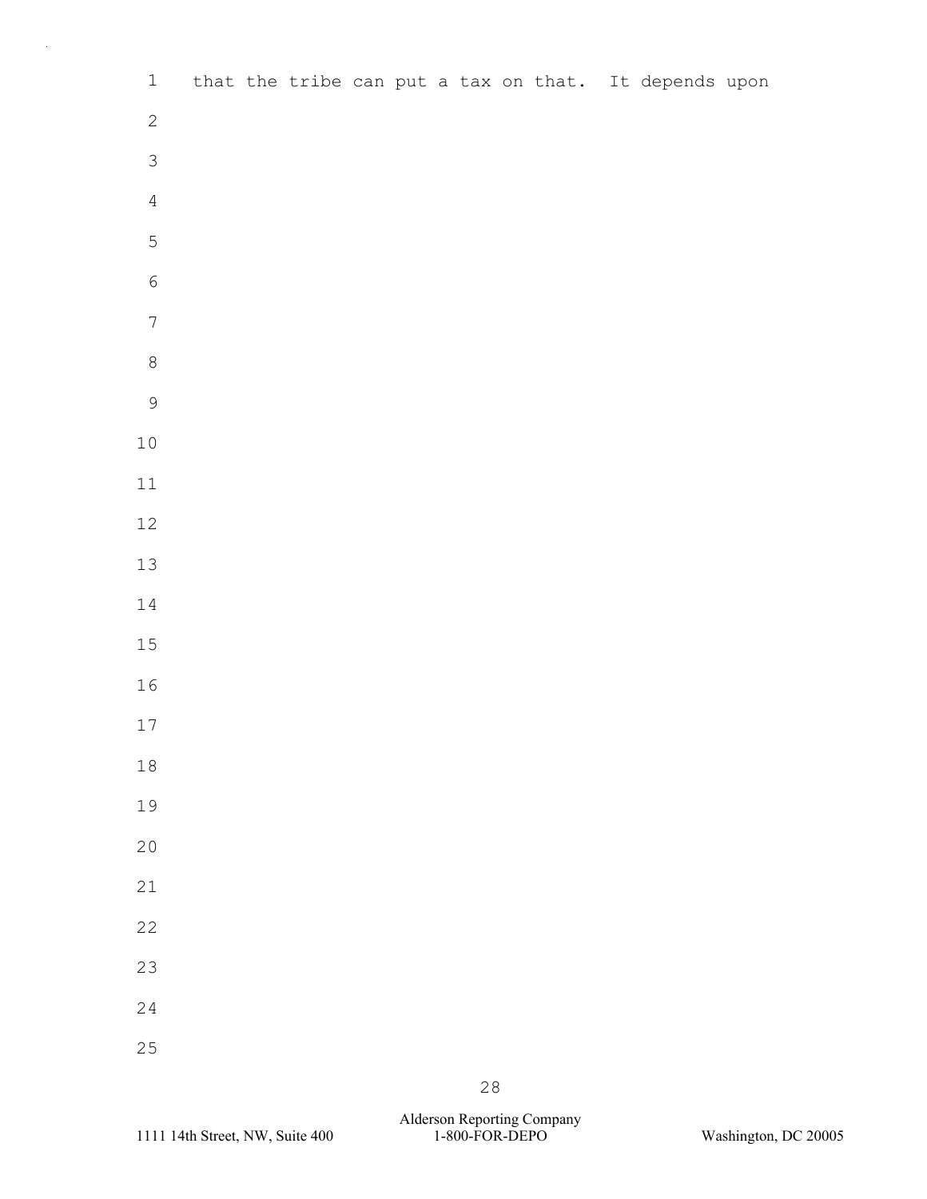that the tribe can put a tax on that. It depends upon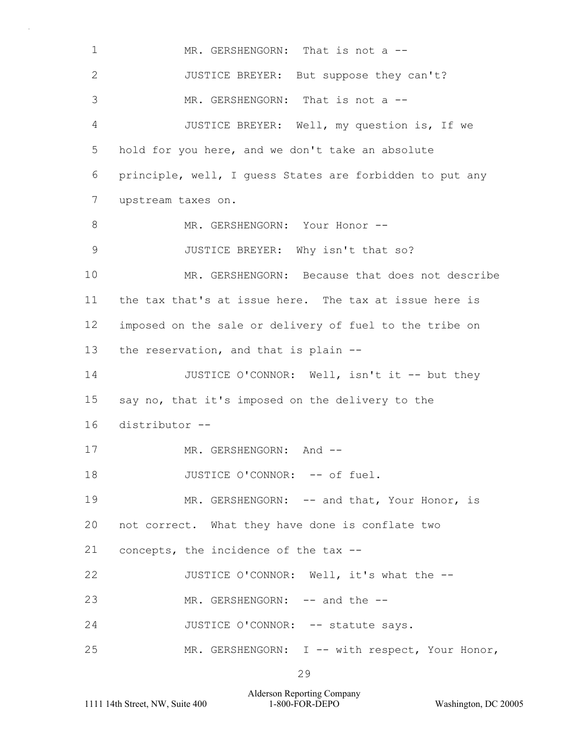1 MR. GERSHENGORN: That is not a --

2 JUSTICE BREYER: But suppose they can't?

3 MR. GERSHENGORN: That is not a --

4 JUSTICE BREYER: Well, my question is, If we

5 hold for you here, and we don't take an absolute

6 principle, well, I guess States are forbidden to put any

7 upstream taxes on.

8 MR. GERSHENGORN: Your Honor --

9 JUSTICE BREYER: Why isn't that so?

10 MR. GERSHENGORN: Because that does not describe

11 the tax that's at issue here. The tax at issue here is

12 imposed on the sale or delivery of fuel to the tribe on

13 the reservation, and that is plain --

14 JUSTICE O'CONNOR: Well, isn't it -- but they

15 say no, that it's imposed on the delivery to the

16 distributor --

17 MR. GERSHENGORN: And --

18 JUSTICE O'CONNOR: -- of fuel.

19 MR. GERSHENGORN: -- and that, Your Honor, is

20 not correct. What they have done is conflate two

21 concepts, the incidence of the tax --

22 JUSTICE O'CONNOR: Well, it's what the --

23 MR. GERSHENGORN: -- and the --

24 JUSTICE O'CONNOR: -- statute says.

25 MR. GERSHENGORN: I -- with respect, Your Honor,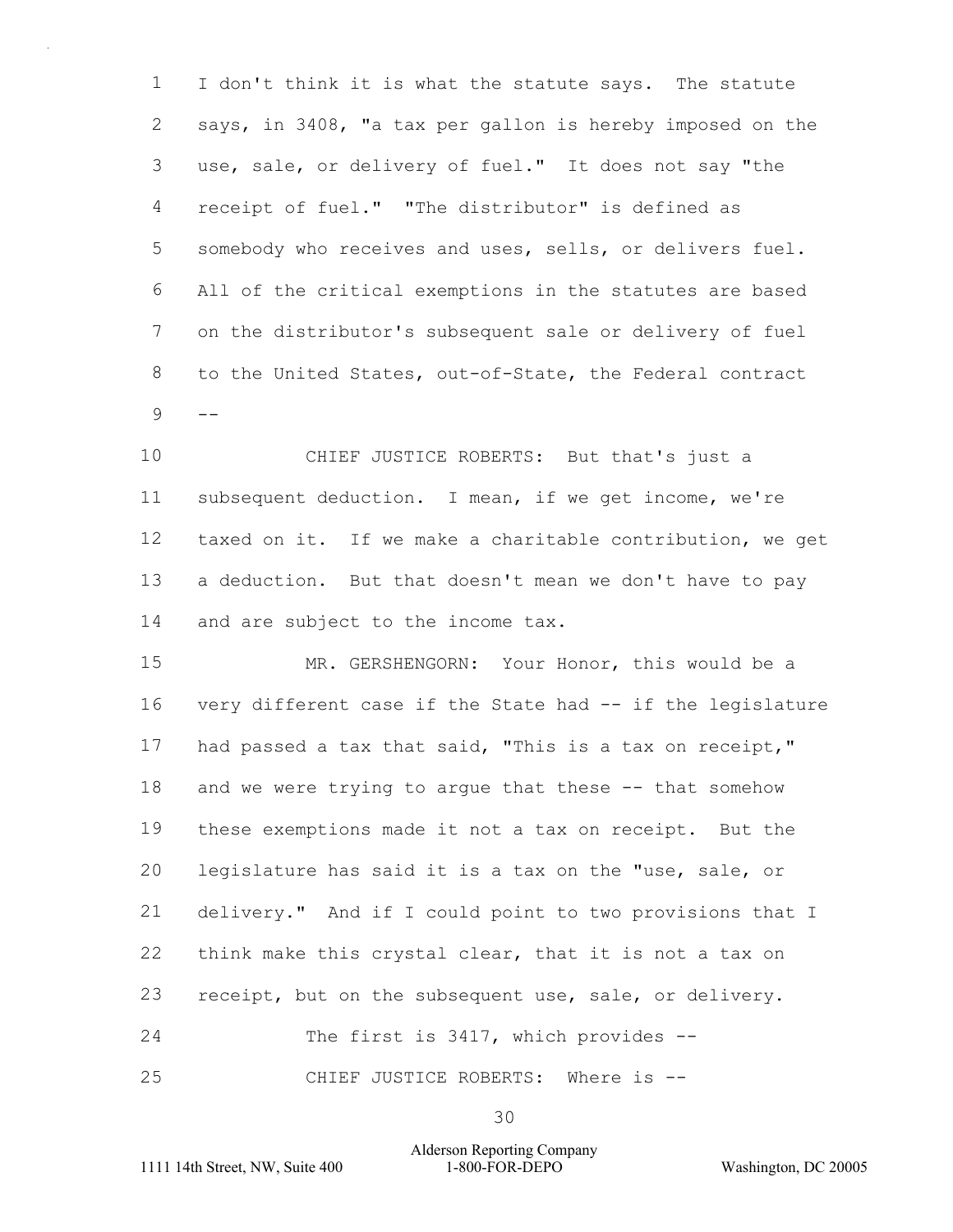I don't think it is what the statute says. The statute says, in 3408, "a tax per gallon is hereby imposed on the use, sale, or delivery of fuel." It does not say "the receipt of fuel." "The distributor" is defined as somebody who receives and uses, sells, or delivers fuel. All of the critical exemptions in the statutes are based on the distributor's subsequent sale or delivery of fuel to the United States, out-of-State, the Federal contract --

CHIEF JUSTICE ROBERTS: But that's just a subsequent deduction. I mean, if we get income, we're taxed on it. If we make a charitable contribution, we get a deduction. But that doesn't mean we don't have to pay and are subject to the income tax.

MR. GERSHENGORN: Your Honor, this would be a very different case if the State had -- if the legislature had passed a tax that said, "This is a tax on receipt," and we were trying to argue that these -- that somehow these exemptions made it not a tax on receipt. But the legislature has said it is a tax on the "use, sale, or delivery." And if I could point to two provisions that I think make this crystal clear, that it is not a tax on receipt, but on the subsequent use, sale, or delivery.

The first is 3417, which provides --

CHIEF JUSTICE ROBERTS: Where is --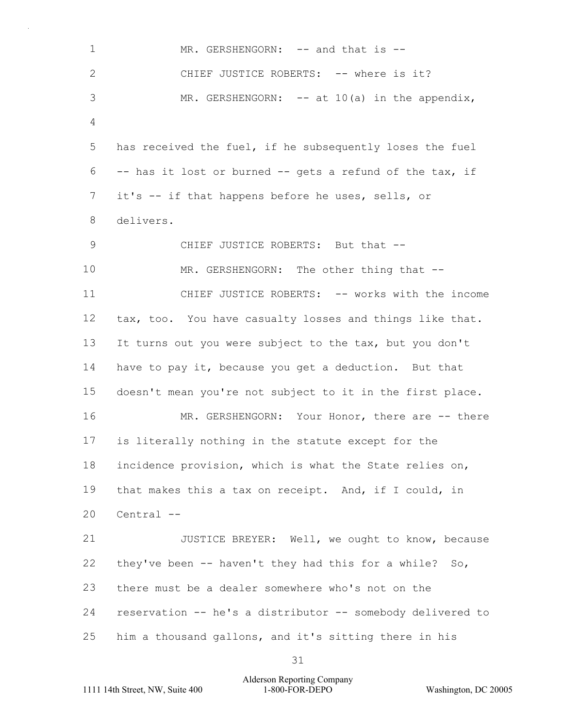MR. GERSHENGORN: -- and that is --

CHIEF JUSTICE ROBERTS: -- where is it?

MR. GERSHENGORN: -- at 10(a) in the appendix,

has received the fuel, if he subsequently loses the fuel -- has it lost or burned -- gets a refund of the tax, if it's -- if that happens before he uses, sells, or delivers.

CHIEF JUSTICE ROBERTS: But that --

MR. GERSHENGORN: The other thing that --

CHIEF JUSTICE ROBERTS: -- works with the income tax, too. You have casualty losses and things like that. It turns out you were subject to the tax, but you don't have to pay it, because you get a deduction. But that doesn't mean you're not subject to it in the first place.

MR. GERSHENGORN: Your Honor, there are -- there is literally nothing in the statute except for the incidence provision, which is what the State relies on, that makes this a tax on receipt. And, if I could, in Central --

JUSTICE BREYER: Well, we ought to know, because they've been -- haven't they had this for a while? So, there must be a dealer somewhere who's not on the reservation -- he's a distributor -- somebody delivered to him a thousand gallons, and it's sitting there in his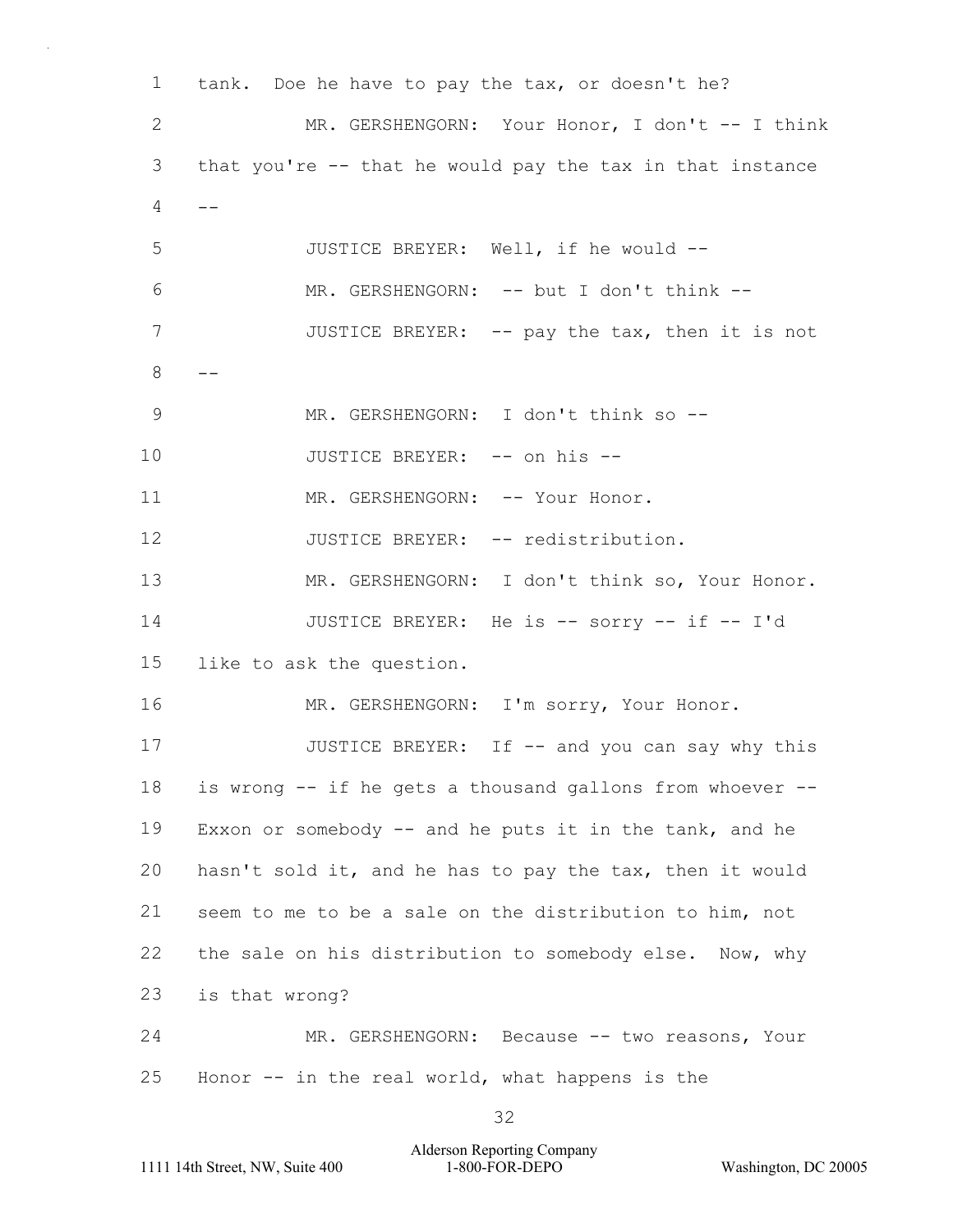1 tank. Doe he have to pay the tax, or doesn't he?

2 MR. GERSHENGORN: Your Honor, I don't -- I think

3 that you're -- that he would pay the tax in that instance

4 --

5 JUSTICE BREYER: Well, if he would --

6 MR. GERSHENGORN: -- but I don't think --

7 JUSTICE BREYER: -- pay the tax, then it is not

8 --

9 MR. GERSHENGORN: I don't think so --

10 JUSTICE BREYER: -- on his --

11 MR. GERSHENGORN: -- Your Honor.

12 JUSTICE BREYER: -- redistribution.

13 MR. GERSHENGORN: I don't think so, Your Honor.

14 JUSTICE BREYER: He is -- sorry -- if -- I'd

15 like to ask the question.

16 MR. GERSHENGORN: I'm sorry, Your Honor.

17 JUSTICE BREYER: If -- and you can say why this

18 is wrong -- if he gets a thousand gallons from whoever --

19 Exxon or somebody -- and he puts it in the tank, and he

20 hasn't sold it, and he has to pay the tax, then it would

21 seem to me to be a sale on the distribution to him, not

22 the sale on his distribution to somebody else. Now, why

23 is that wrong?

24 MR. GERSHENGORN: Because -- two reasons, Your

25 Honor -- in the real world, what happens is the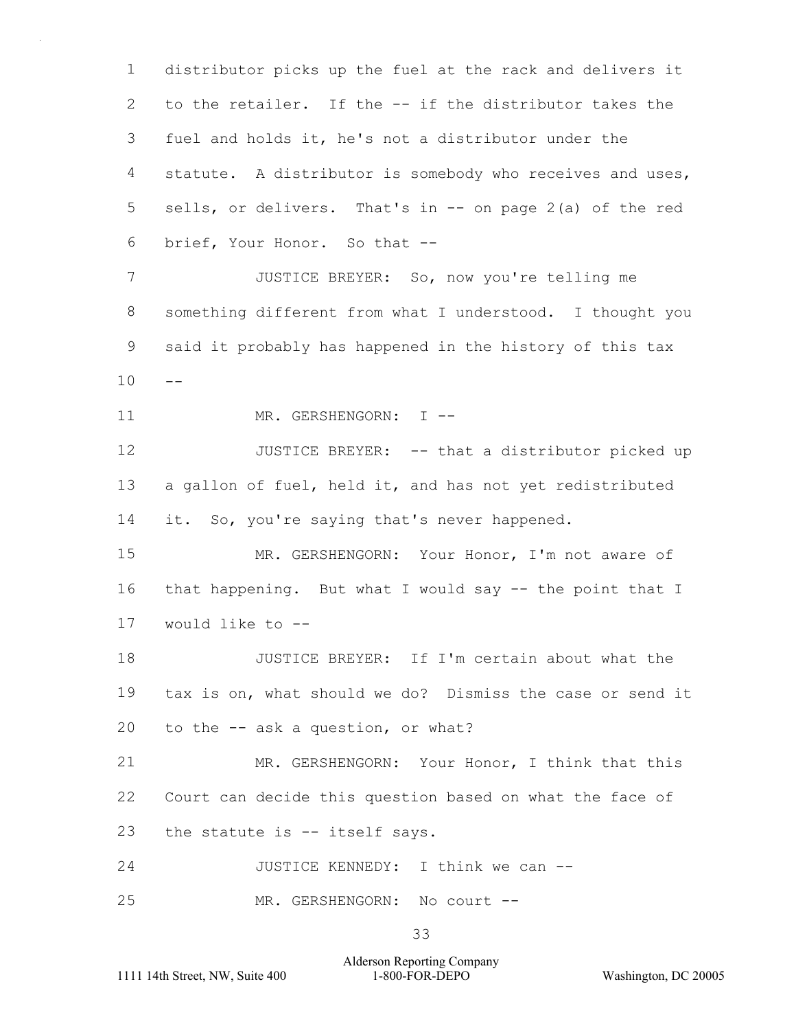distributor picks up the fuel at the rack and delivers it to the retailer. If the -- if the distributor takes the fuel and holds it, he's not a distributor under the statute. A distributor is somebody who receives and uses, sells, or delivers. That's in -- on page 2(a) of the red brief, Your Honor. So that --

JUSTICE BREYER: So, now you're telling me something different from what I understood. I thought you said it probably has happened in the history of this tax --

MR. GERSHENGORN: I --

JUSTICE BREYER: -- that a distributor picked up a gallon of fuel, held it, and has not yet redistributed it. So, you're saying that's never happened.

MR. GERSHENGORN: Your Honor, I'm not aware of that happening. But what I would say -- the point that I would like to --

JUSTICE BREYER: If I'm certain about what the tax is on, what should we do? Dismiss the case or send it to the -- ask a question, or what?

MR. GERSHENGORN: Your Honor, I think that this Court can decide this question based on what the face of the statute is -- itself says.

JUSTICE KENNEDY: I think we can --

MR. GERSHENGORN: No court --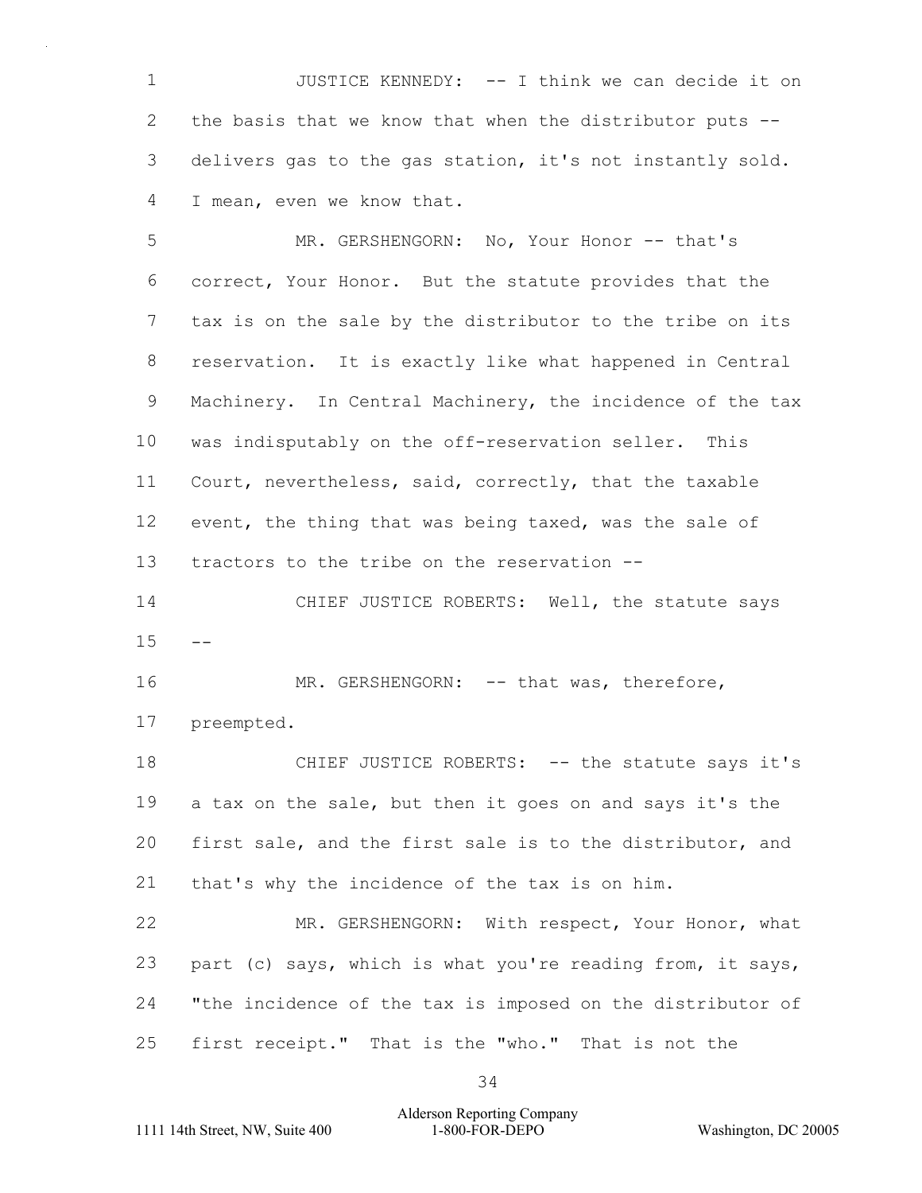JUSTICE KENNEDY: -- I think we can decide it on the basis that we know that when the distributor puts -- delivers gas to the gas station, it's not instantly sold. I mean, even we know that.

MR. GERSHENGORN: No, Your Honor -- that's correct, Your Honor. But the statute provides that the tax is on the sale by the distributor to the tribe on its reservation. It is exactly like what happened in Central Machinery. In Central Machinery, the incidence of the tax was indisputably on the off-reservation seller. This Court, nevertheless, said, correctly, that the taxable event, the thing that was being taxed, was the sale of tractors to the tribe on the reservation --

CHIEF JUSTICE ROBERTS: Well, the statute says --

MR. GERSHENGORN: -- that was, therefore, preempted.

CHIEF JUSTICE ROBERTS: -- the statute says it's a tax on the sale, but then it goes on and says it's the first sale, and the first sale is to the distributor, and that's why the incidence of the tax is on him.

MR. GERSHENGORN: With respect, Your Honor, what part (c) says, which is what you're reading from, it says, "the incidence of the tax is imposed on the distributor of first receipt." That is the "who." That is not the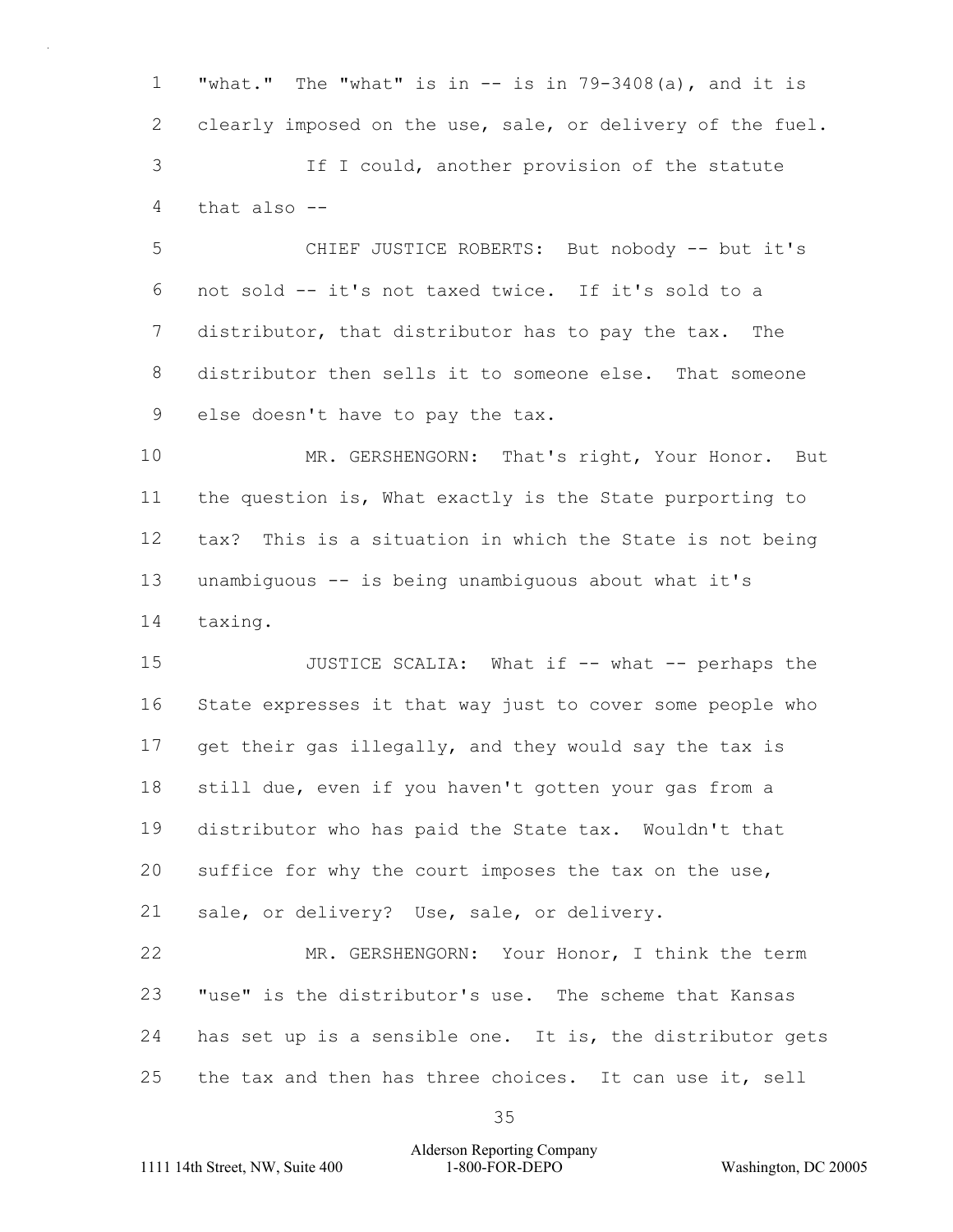1 "what." The "what" is in -- is in 79-3408(a), and it is
2 clearly imposed on the use, sale, or delivery of the fuel.
3 If I could, another provision of the statute
4 that also --
5 CHIEF JUSTICE ROBERTS: But nobody -- but it's
6 not sold -- it's not taxed twice. If it's sold to a
7 distributor, that distributor has to pay the tax. The
8 distributor then sells it to someone else. That someone
9 else doesn't have to pay the tax.
10 MR. GERSHENGORN: That's right, Your Honor. But
11 the question is, What exactly is the State purporting to
12 tax? This is a situation in which the State is not being
13 unambiguous -- is being unambiguous about what it's
14 taxing.
15 JUSTICE SCALIA: What if -- what -- perhaps the
16 State expresses it that way just to cover some people who
17 get their gas illegally, and they would say the tax is
18 still due, even if you haven't gotten your gas from a
19 distributor who has paid the State tax. Wouldn't that
20 suffice for why the court imposes the tax on the use,
21 sale, or delivery? Use, sale, or delivery.
22 MR. GERSHENGORN: Your Honor, I think the term
23 "use" is the distributor's use. The scheme that Kansas
24 has set up is a sensible one. It is, the distributor gets
25 the tax and then has three choices. It can use it, sell

Alderson Reporting Company
1111 14th Street, NW, Suite 400 1-800-FOR-DEPO Washington, DC 20005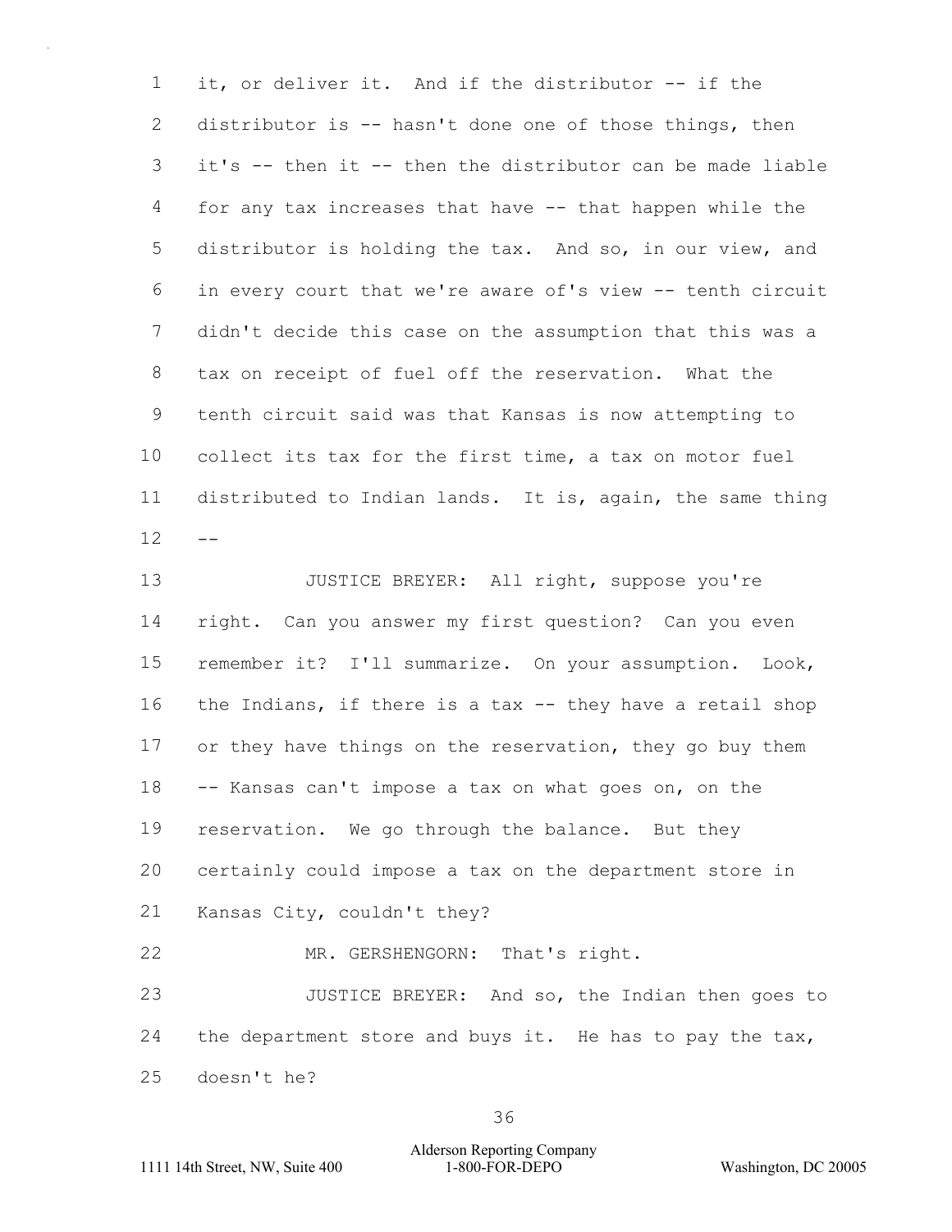it, or deliver it. And if the distributor -- if the distributor is -- hasn't done one of those things, then it's -- then it -- then the distributor can be made liable for any tax increases that have -- that happen while the distributor is holding the tax. And so, in our view, and in every court that we're aware of's view -- tenth circuit didn't decide this case on the assumption that this was a tax on receipt of fuel off the reservation. What the tenth circuit said was that Kansas is now attempting to collect its tax for the first time, a tax on motor fuel distributed to Indian lands. It is, again, the same thing --

JUSTICE BREYER: All right, suppose you're right. Can you answer my first question? Can you even remember it? I'll summarize. On your assumption. Look, the Indians, if there is a tax -- they have a retail shop or they have things on the reservation, they go buy them -- Kansas can't impose a tax on what goes on, on the reservation. We go through the balance. But they certainly could impose a tax on the department store in Kansas City, couldn't they?

MR. GERSHENGORN: That's right.

JUSTICE BREYER: And so, the Indian then goes to the department store and buys it. He has to pay the tax, doesn't he?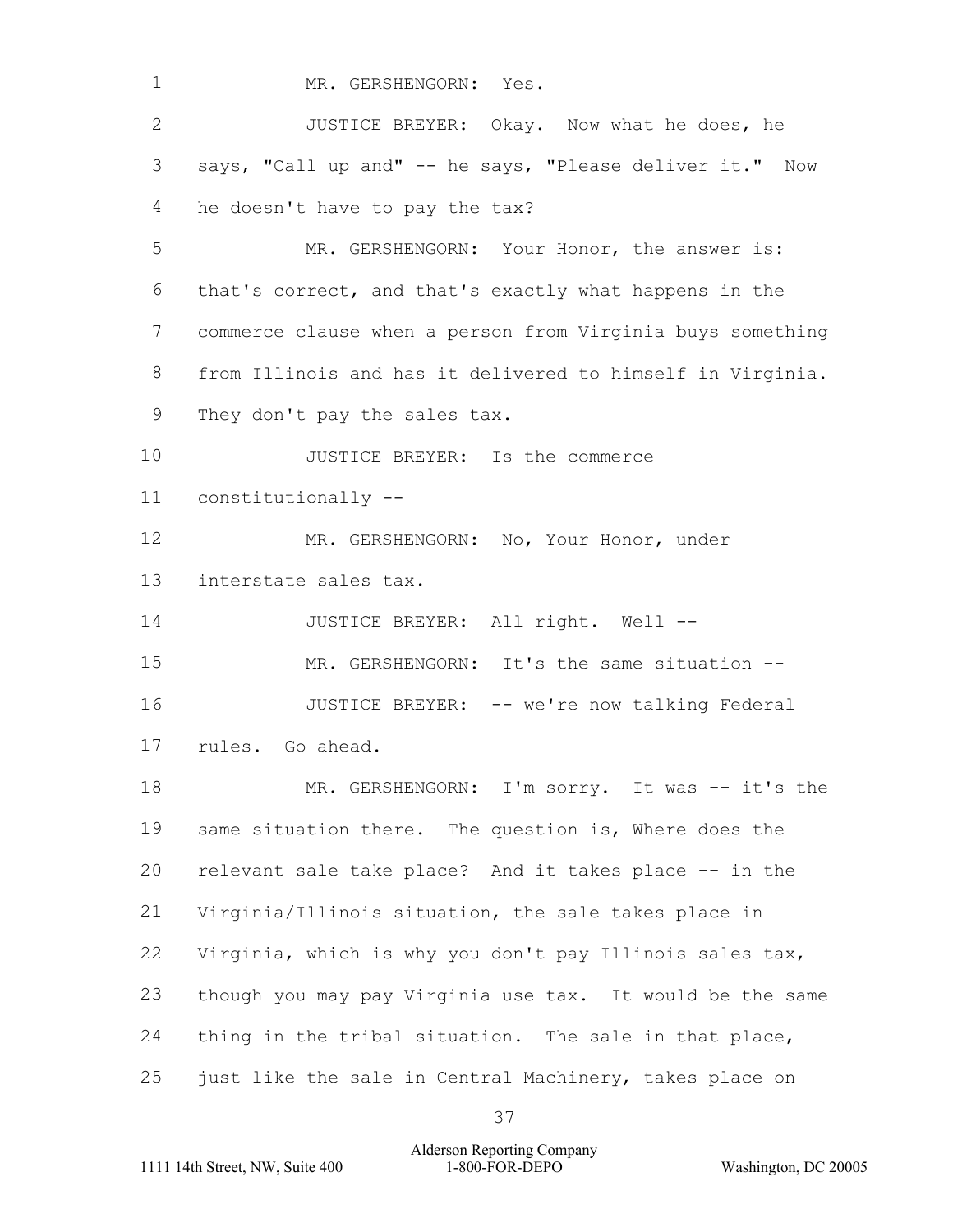MR. GERSHENGORN: Yes.

JUSTICE BREYER: Okay. Now what he does, he says, "Call up and" -- he says, "Please deliver it." Now he doesn't have to pay the tax?

MR. GERSHENGORN: Your Honor, the answer is: that's correct, and that's exactly what happens in the commerce clause when a person from Virginia buys something from Illinois and has it delivered to himself in Virginia. They don't pay the sales tax.

JUSTICE BREYER: Is the commerce constitutionally --

MR. GERSHENGORN: No, Your Honor, under interstate sales tax.

JUSTICE BREYER: All right. Well --

MR. GERSHENGORN: It's the same situation --

JUSTICE BREYER: -- we're now talking Federal rules. Go ahead.

MR. GERSHENGORN: I'm sorry. It was -- it's the same situation there. The question is, Where does the relevant sale take place? And it takes place -- in the Virginia/Illinois situation, the sale takes place in Virginia, which is why you don't pay Illinois sales tax, though you may pay Virginia use tax. It would be the same thing in the tribal situation. The sale in that place, just like the sale in Central Machinery, takes place on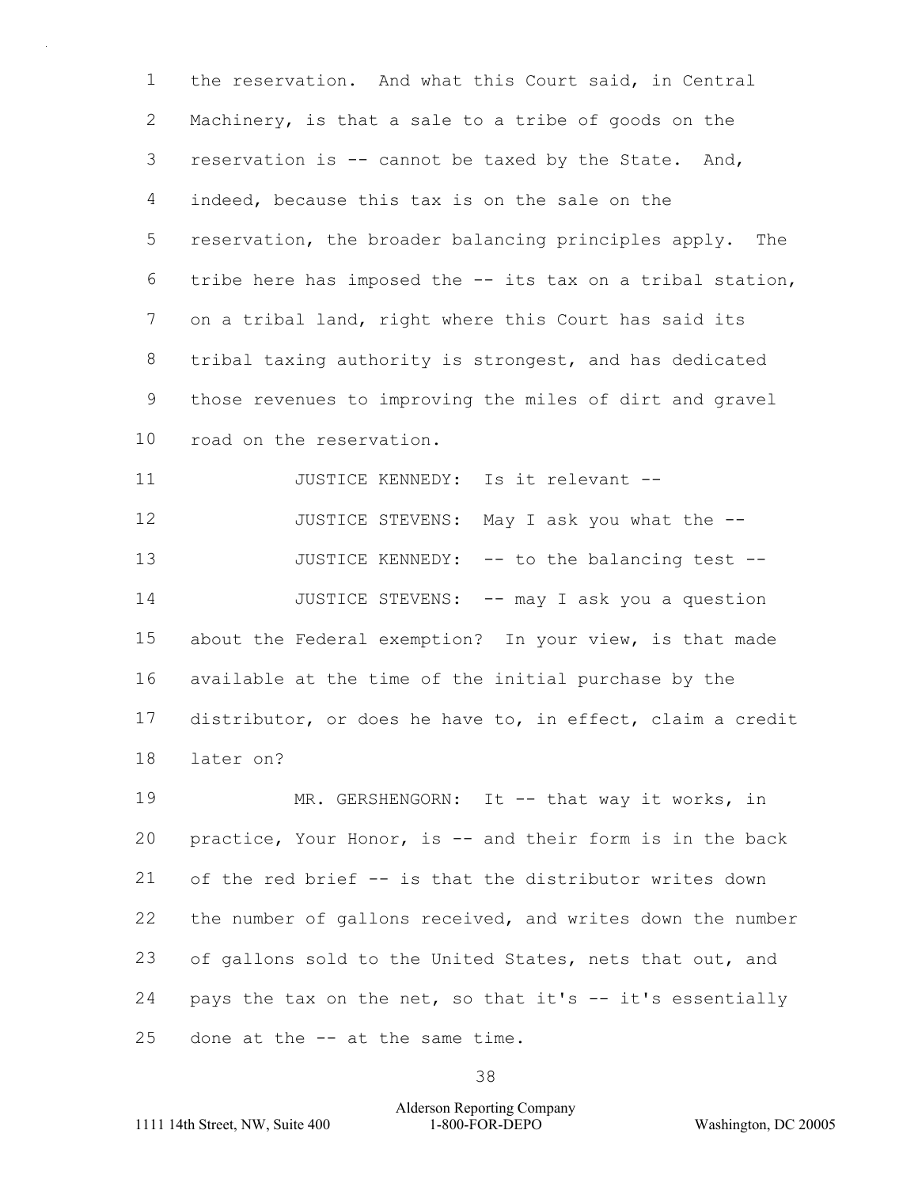the reservation. And what this Court said, in Central Machinery, is that a sale to a tribe of goods on the reservation is -- cannot be taxed by the State. And, indeed, because this tax is on the sale on the reservation, the broader balancing principles apply. The tribe here has imposed the -- its tax on a tribal station, on a tribal land, right where this Court has said its tribal taxing authority is strongest, and has dedicated those revenues to improving the miles of dirt and gravel road on the reservation.

JUSTICE KENNEDY: Is it relevant --

JUSTICE STEVENS: May I ask you what the --

JUSTICE KENNEDY: -- to the balancing test --

JUSTICE STEVENS: -- may I ask you a question about the Federal exemption? In your view, is that made available at the time of the initial purchase by the distributor, or does he have to, in effect, claim a credit later on?

MR. GERSHENGORN: It -- that way it works, in practice, Your Honor, is -- and their form is in the back of the red brief -- is that the distributor writes down the number of gallons received, and writes down the number of gallons sold to the United States, nets that out, and pays the tax on the net, so that it's -- it's essentially done at the -- at the same time.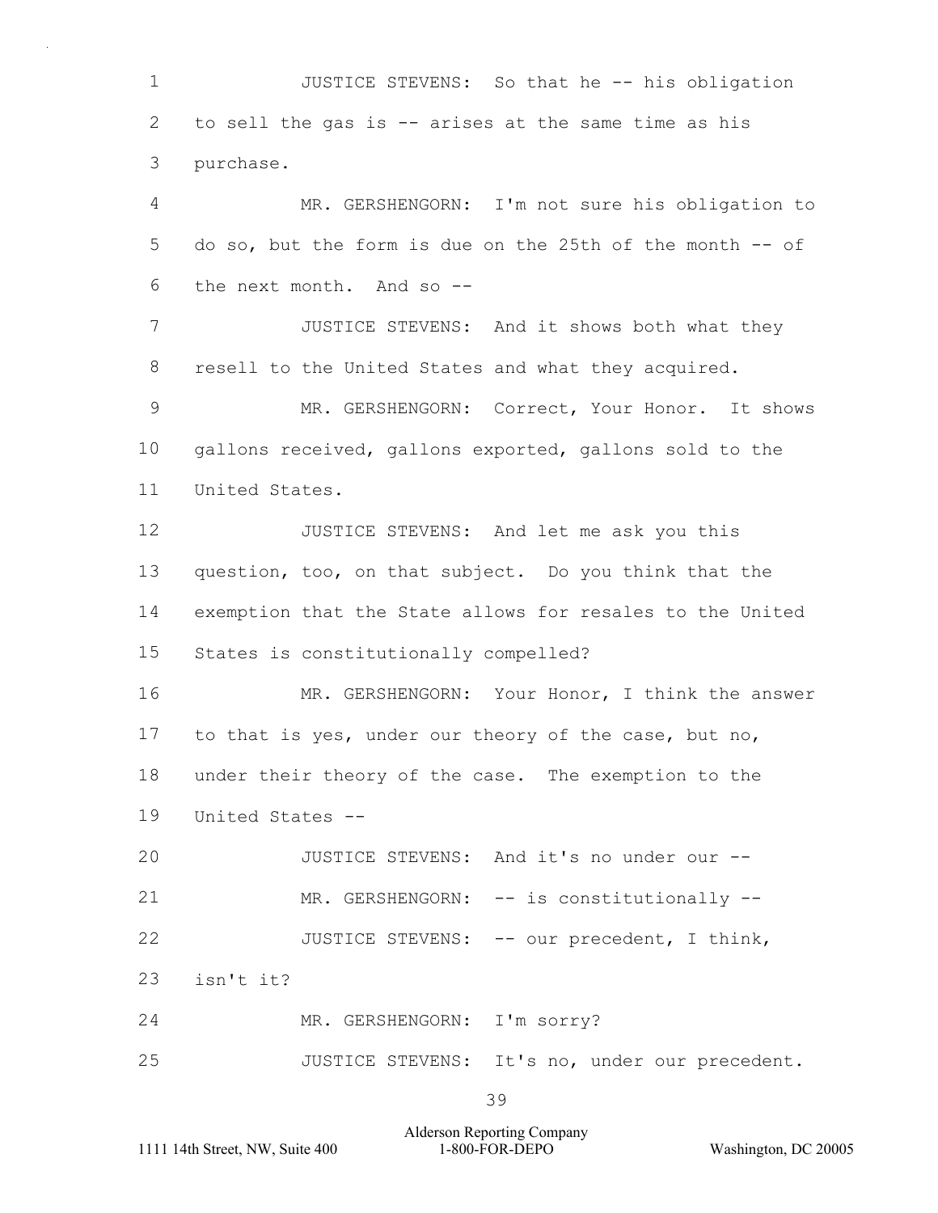JUSTICE STEVENS: So that he -- his obligation to sell the gas is -- arises at the same time as his purchase.

MR. GERSHENGORN: I'm not sure his obligation to do so, but the form is due on the 25th of the month -- of the next month. And so --

JUSTICE STEVENS: And it shows both what they resell to the United States and what they acquired.

MR. GERSHENGORN: Correct, Your Honor. It shows gallons received, gallons exported, gallons sold to the United States.

JUSTICE STEVENS: And let me ask you this question, too, on that subject. Do you think that the exemption that the State allows for resales to the United States is constitutionally compelled?

MR. GERSHENGORN: Your Honor, I think the answer to that is yes, under our theory of the case, but no, under their theory of the case. The exemption to the United States --

JUSTICE STEVENS: And it's no under our --

MR. GERSHENGORN: -- is constitutionally --

JUSTICE STEVENS: -- our precedent, I think, isn't it?

MR. GERSHENGORN: I'm sorry?

JUSTICE STEVENS: It's no, under our precedent.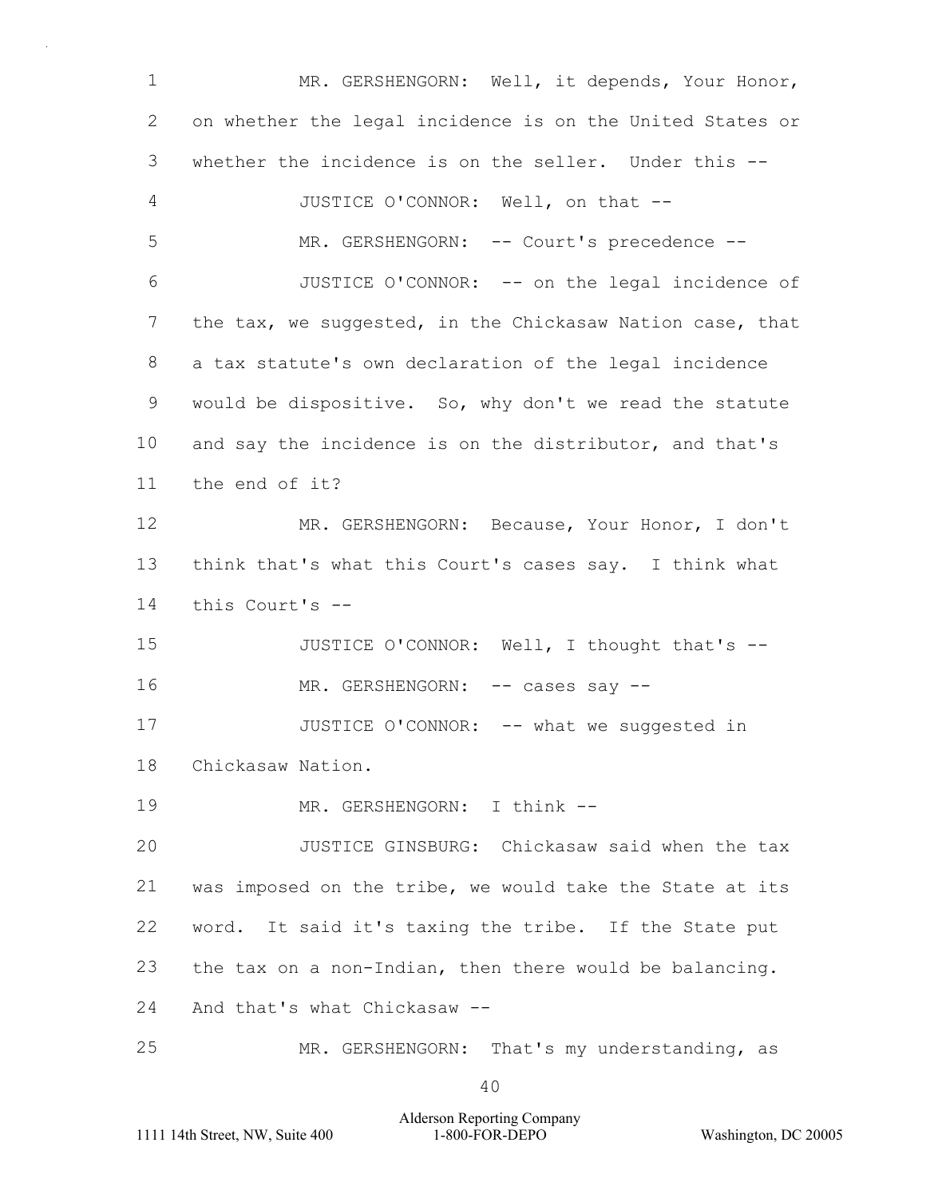MR. GERSHENGORN: Well, it depends, Your Honor, on whether the legal incidence is on the United States or whether the incidence is on the seller. Under this --

JUSTICE O'CONNOR: Well, on that --

MR. GERSHENGORN: -- Court's precedence --

JUSTICE O'CONNOR: -- on the legal incidence of the tax, we suggested, in the Chickasaw Nation case, that a tax statute's own declaration of the legal incidence would be dispositive. So, why don't we read the statute and say the incidence is on the distributor, and that's the end of it?

MR. GERSHENGORN: Because, Your Honor, I don't think that's what this Court's cases say. I think what this Court's --

JUSTICE O'CONNOR: Well, I thought that's --

MR. GERSHENGORN: -- cases say --

JUSTICE O'CONNOR: -- what we suggested in Chickasaw Nation.

MR. GERSHENGORN: I think --

JUSTICE GINSBURG: Chickasaw said when the tax was imposed on the tribe, we would take the State at its word. It said it's taxing the tribe. If the State put the tax on a non-Indian, then there would be balancing. And that's what Chickasaw --

MR. GERSHENGORN: That's my understanding, as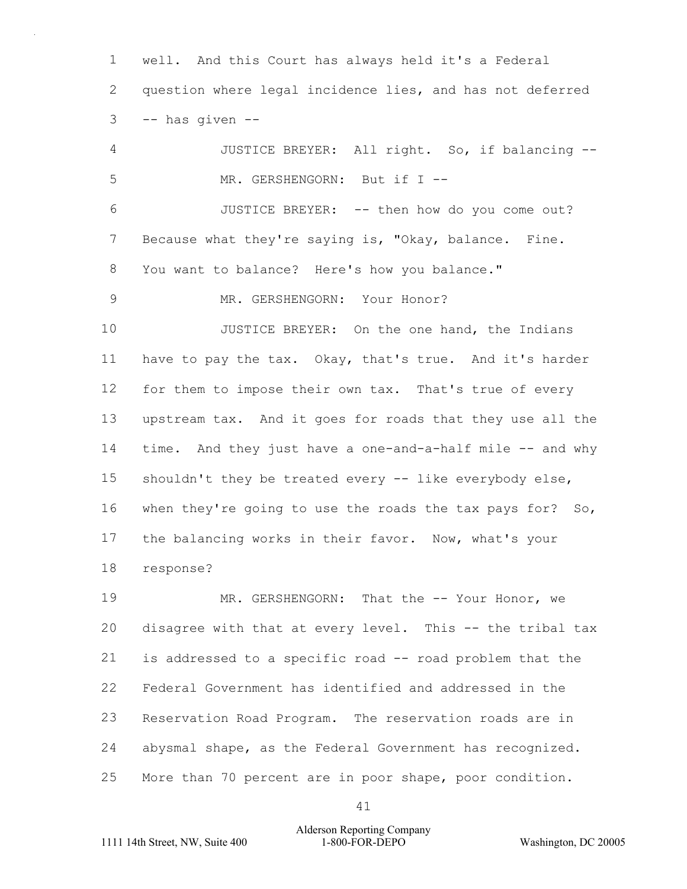well. And this Court has always held it's a Federal question where legal incidence lies, and has not deferred -- has given --

JUSTICE BREYER: All right. So, if balancing --

MR. GERSHENGORN: But if I --

JUSTICE BREYER: -- then how do you come out? Because what they're saying is, "Okay, balance. Fine. You want to balance? Here's how you balance."

MR. GERSHENGORN: Your Honor?

JUSTICE BREYER: On the one hand, the Indians have to pay the tax. Okay, that's true. And it's harder for them to impose their own tax. That's true of every upstream tax. And it goes for roads that they use all the time. And they just have a one-and-a-half mile -- and why shouldn't they be treated every -- like everybody else, when they're going to use the roads the tax pays for? So, the balancing works in their favor. Now, what's your response?

MR. GERSHENGORN: That the -- Your Honor, we disagree with that at every level. This -- the tribal tax is addressed to a specific road -- road problem that the Federal Government has identified and addressed in the Reservation Road Program. The reservation roads are in abysmal shape, as the Federal Government has recognized. More than 70 percent are in poor shape, poor condition.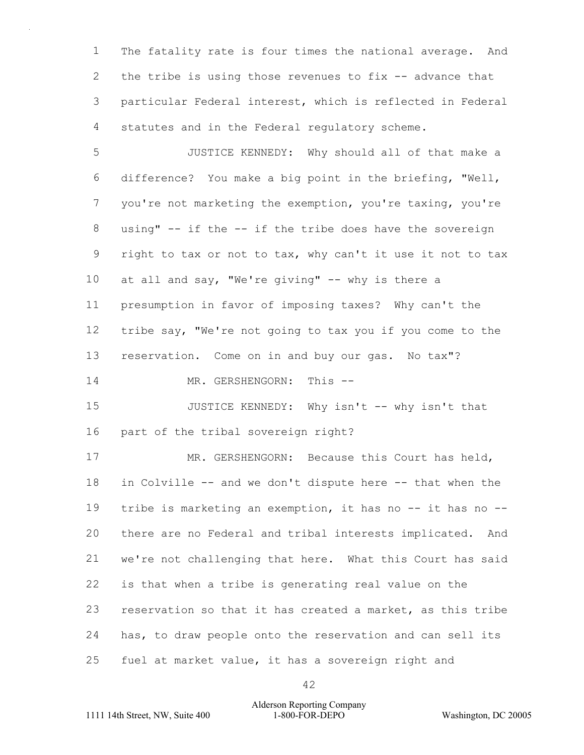The fatality rate is four times the national average. And the tribe is using those revenues to fix -- advance that particular Federal interest, which is reflected in Federal statutes and in the Federal regulatory scheme.

JUSTICE KENNEDY: Why should all of that make a difference? You make a big point in the briefing, "Well, you're not marketing the exemption, you're taxing, you're using" -- if the -- if the tribe does have the sovereign right to tax or not to tax, why can't it use it not to tax at all and say, "We're giving" -- why is there a presumption in favor of imposing taxes? Why can't the tribe say, "We're not going to tax you if you come to the reservation. Come on in and buy our gas. No tax"?

MR. GERSHENGORN: This --

JUSTICE KENNEDY: Why isn't -- why isn't that part of the tribal sovereign right?

MR. GERSHENGORN: Because this Court has held, in Colville -- and we don't dispute here -- that when the tribe is marketing an exemption, it has no -- it has no -- there are no Federal and tribal interests implicated. And we're not challenging that here. What this Court has said is that when a tribe is generating real value on the reservation so that it has created a market, as this tribe has, to draw people onto the reservation and can sell its fuel at market value, it has a sovereign right and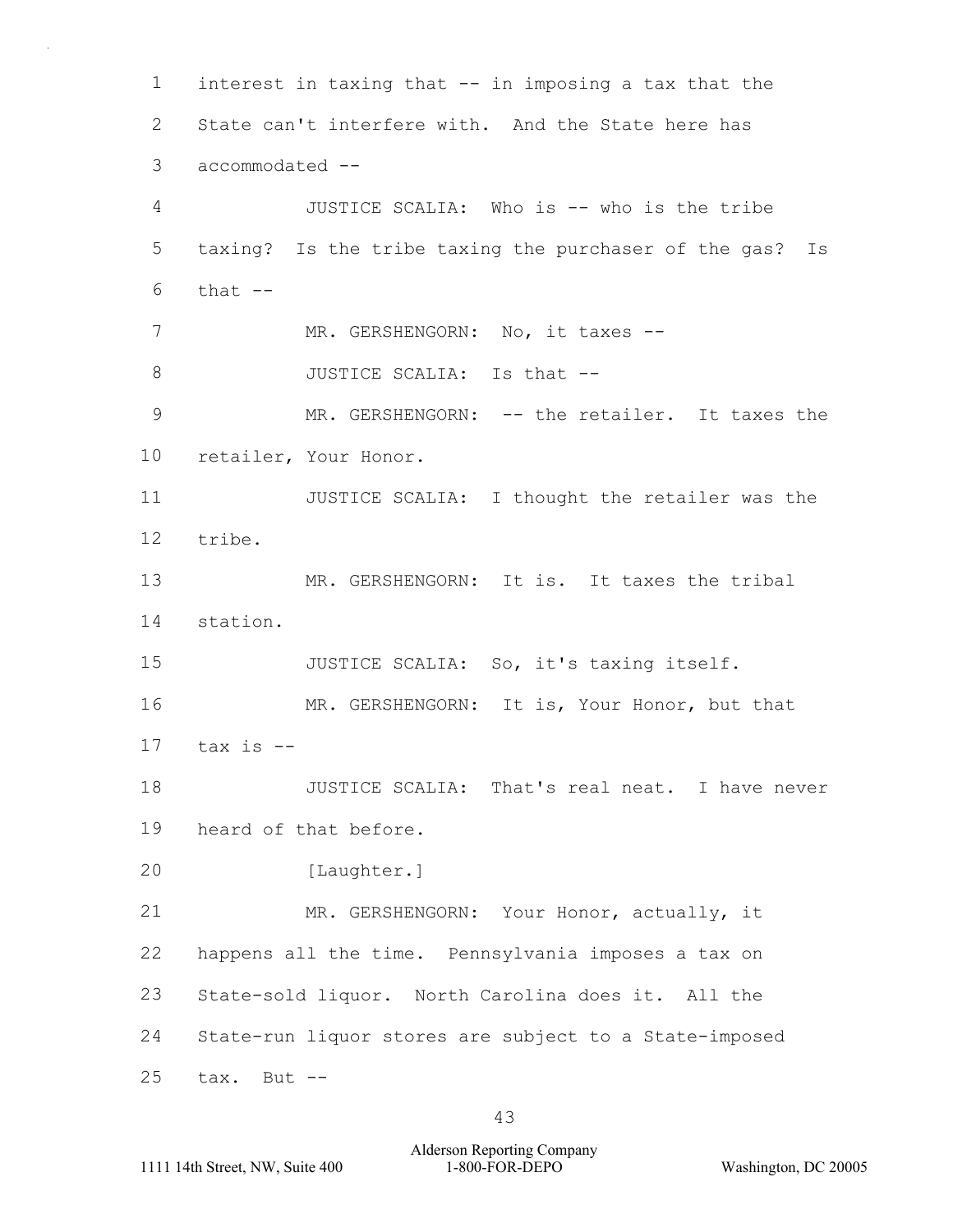interest in taxing that -- in imposing a tax that the State can't interfere with. And the State here has accommodated --

JUSTICE SCALIA: Who is -- who is the tribe taxing? Is the tribe taxing the purchaser of the gas? Is that --

MR. GERSHENGORN: No, it taxes --

JUSTICE SCALIA: Is that --

MR. GERSHENGORN: -- the retailer. It taxes the retailer, Your Honor.

JUSTICE SCALIA: I thought the retailer was the tribe.

MR. GERSHENGORN: It is. It taxes the tribal station.

JUSTICE SCALIA: So, it's taxing itself.

MR. GERSHENGORN: It is, Your Honor, but that tax is --

JUSTICE SCALIA: That's real neat. I have never heard of that before.

[Laughter.]

MR. GERSHENGORN: Your Honor, actually, it happens all the time. Pennsylvania imposes a tax on State-sold liquor. North Carolina does it. All the State-run liquor stores are subject to a State-imposed tax. But --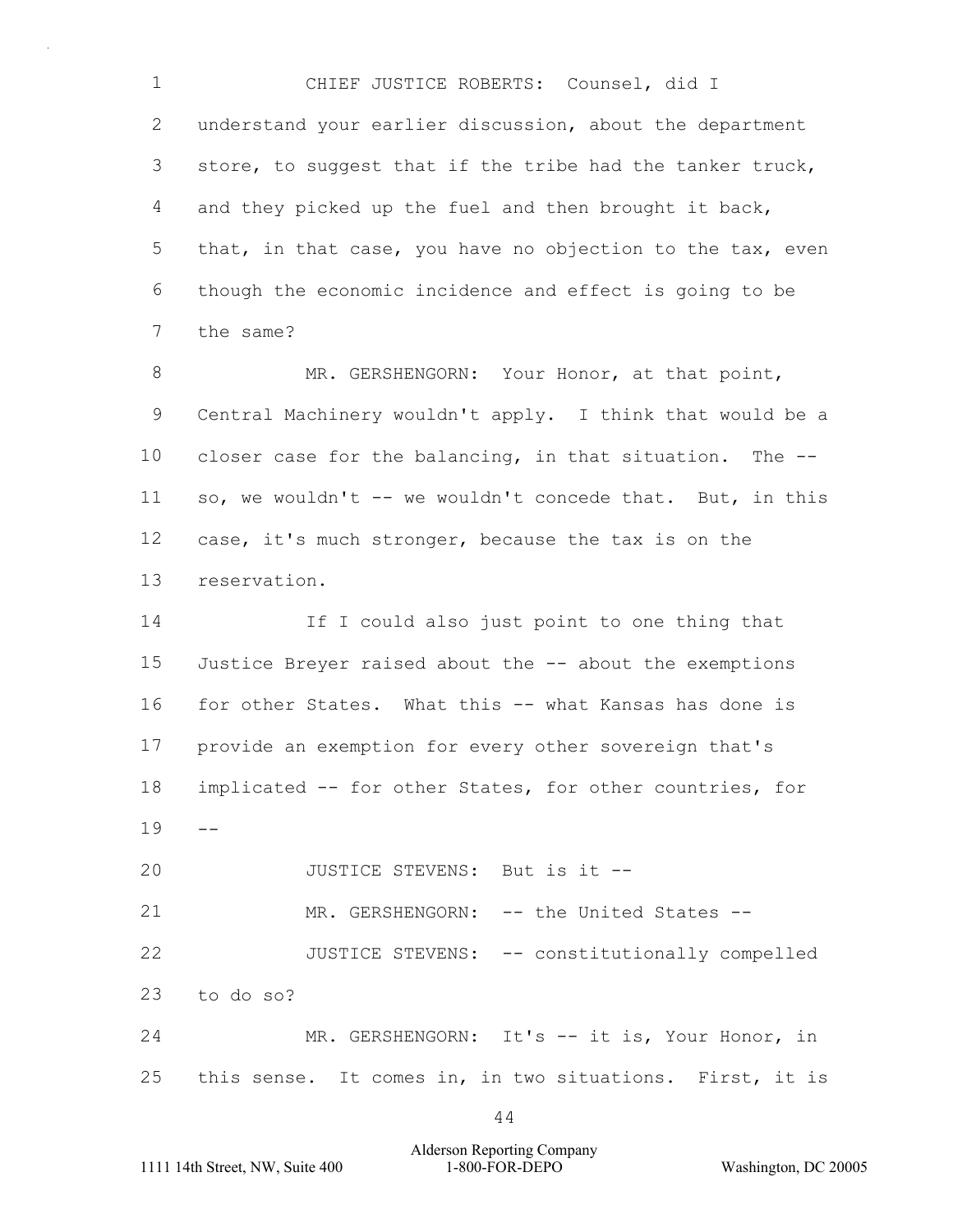CHIEF JUSTICE ROBERTS: Counsel, did I understand your earlier discussion, about the department store, to suggest that if the tribe had the tanker truck, and they picked up the fuel and then brought it back, that, in that case, you have no objection to the tax, even though the economic incidence and effect is going to be the same?

MR. GERSHENGORN: Your Honor, at that point, Central Machinery wouldn't apply. I think that would be a closer case for the balancing, in that situation. The -- so, we wouldn't -- we wouldn't concede that. But, in this case, it's much stronger, because the tax is on the reservation.

If I could also just point to one thing that Justice Breyer raised about the -- about the exemptions for other States. What this -- what Kansas has done is provide an exemption for every other sovereign that's implicated -- for other States, for other countries, for --

JUSTICE STEVENS: But is it --

MR. GERSHENGORN: -- the United States --

JUSTICE STEVENS: -- constitutionally compelled to do so?

MR. GERSHENGORN: It's -- it is, Your Honor, in this sense. It comes in, in two situations. First, it is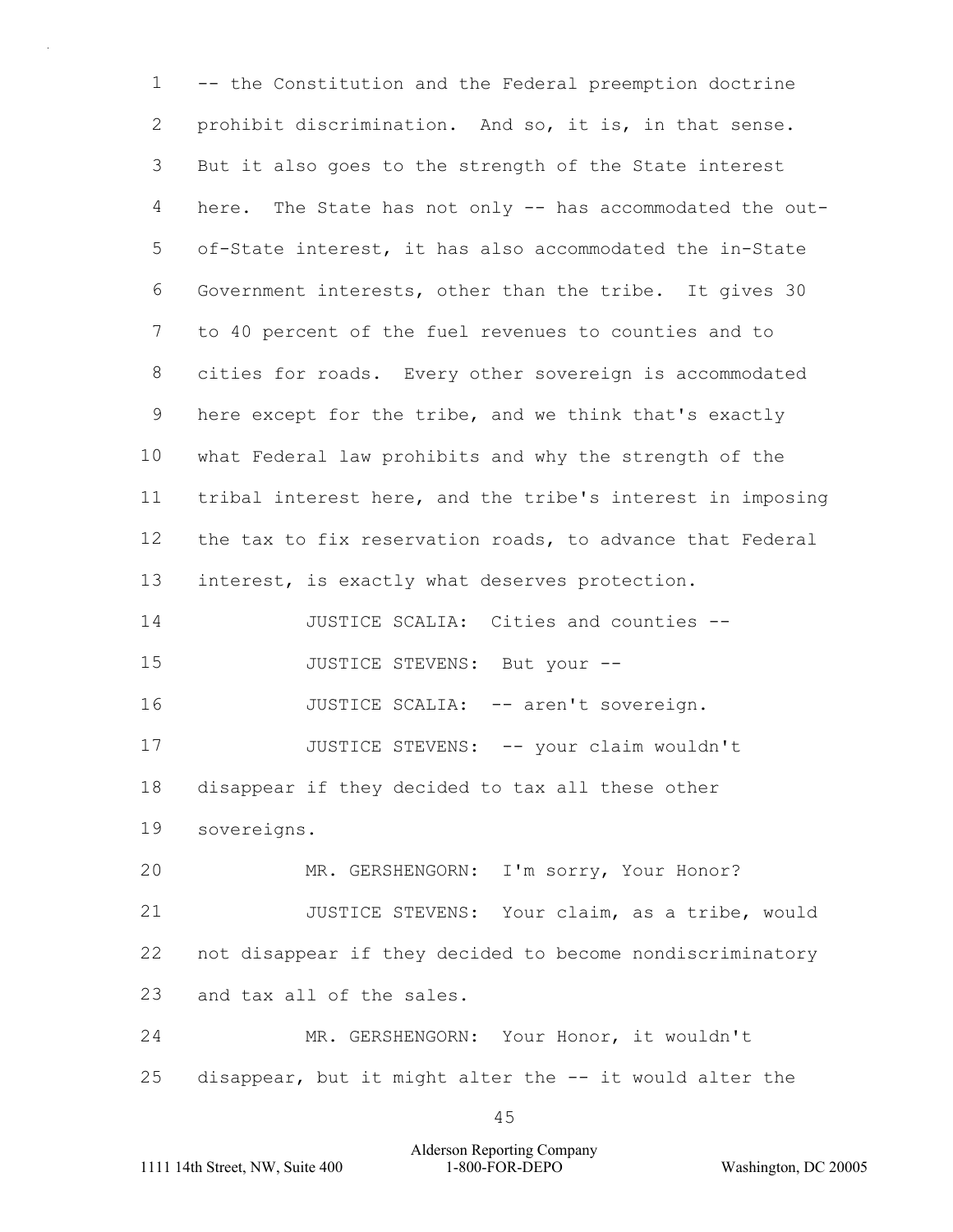-- the Constitution and the Federal preemption doctrine prohibit discrimination. And so, it is, in that sense. But it also goes to the strength of the State interest here. The State has not only -- has accommodated the out-of-State interest, it has also accommodated the in-State Government interests, other than the tribe. It gives 30 to 40 percent of the fuel revenues to counties and to cities for roads. Every other sovereign is accommodated here except for the tribe, and we think that's exactly what Federal law prohibits and why the strength of the tribal interest here, and the tribe's interest in imposing the tax to fix reservation roads, to advance that Federal interest, is exactly what deserves protection.

JUSTICE SCALIA: Cities and counties --

JUSTICE STEVENS: But your --

JUSTICE SCALIA: -- aren't sovereign.

JUSTICE STEVENS: -- your claim wouldn't disappear if they decided to tax all these other sovereigns.

MR. GERSHENGORN: I'm sorry, Your Honor?

JUSTICE STEVENS: Your claim, as a tribe, would not disappear if they decided to become nondiscriminatory and tax all of the sales.

MR. GERSHENGORN: Your Honor, it wouldn't disappear, but it might alter the -- it would alter the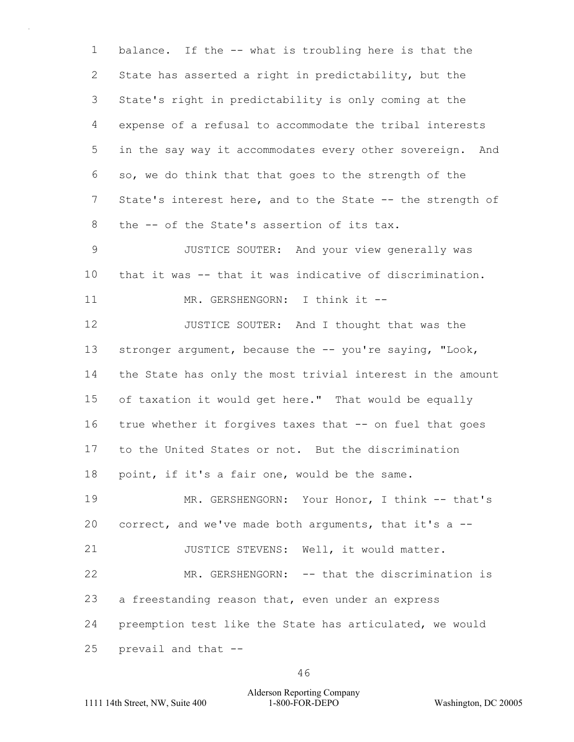balance. If the -- what is troubling here is that the State has asserted a right in predictability, but the State's right in predictability is only coming at the expense of a refusal to accommodate the tribal interests in the say way it accommodates every other sovereign. And so, we do think that that goes to the strength of the State's interest here, and to the State -- the strength of the -- of the State's assertion of its tax.

JUSTICE SOUTER: And your view generally was that it was -- that it was indicative of discrimination.

MR. GERSHENGORN: I think it --

JUSTICE SOUTER: And I thought that was the stronger argument, because the -- you're saying, "Look, the State has only the most trivial interest in the amount of taxation it would get here." That would be equally true whether it forgives taxes that -- on fuel that goes to the United States or not. But the discrimination point, if it's a fair one, would be the same.

MR. GERSHENGORN: Your Honor, I think -- that's correct, and we've made both arguments, that it's a --

JUSTICE STEVENS: Well, it would matter.

MR. GERSHENGORN: -- that the discrimination is a freestanding reason that, even under an express preemption test like the State has articulated, we would prevail and that --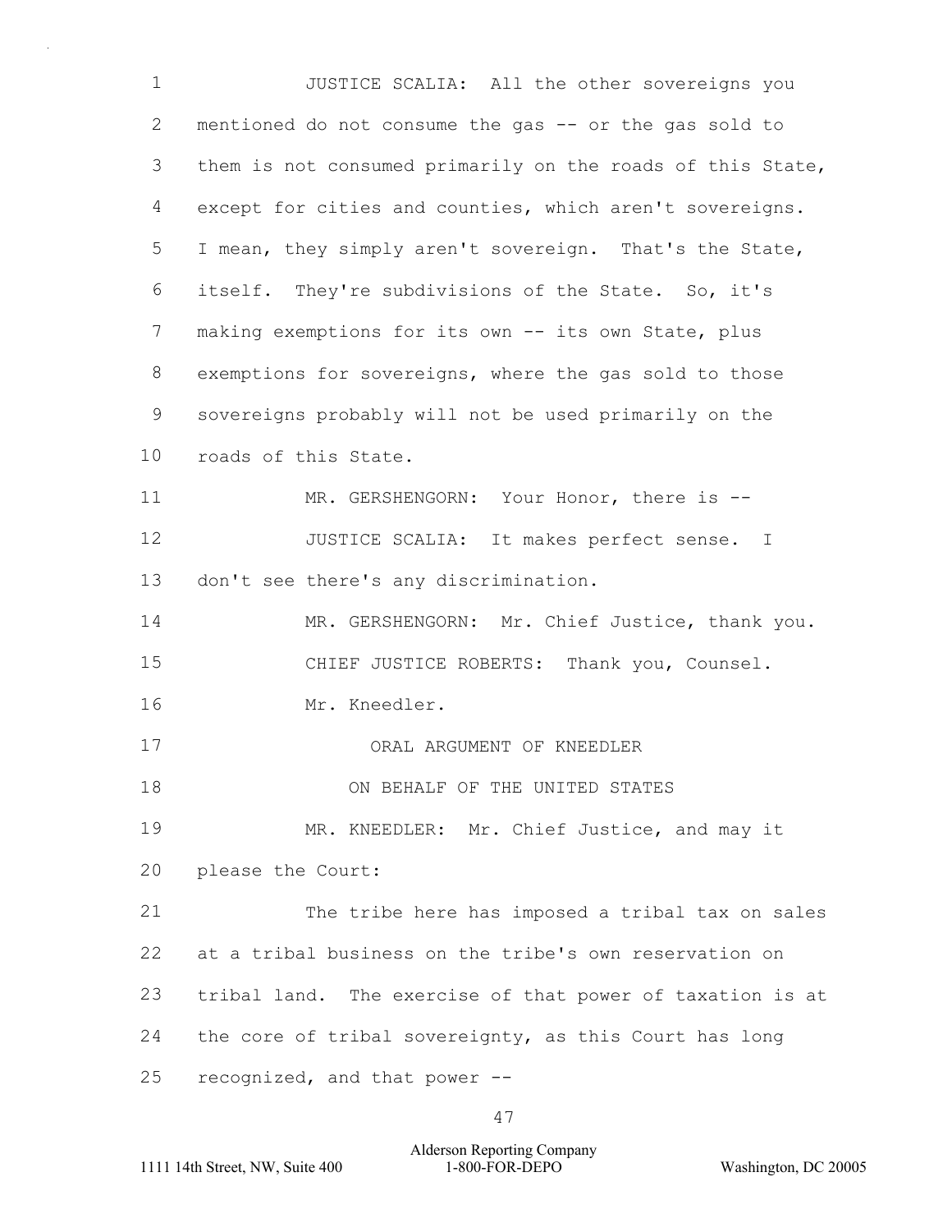JUSTICE SCALIA: All the other sovereigns you mentioned do not consume the gas -- or the gas sold to them is not consumed primarily on the roads of this State, except for cities and counties, which aren't sovereigns. I mean, they simply aren't sovereign. That's the State, itself. They're subdivisions of the State. So, it's making exemptions for its own -- its own State, plus exemptions for sovereigns, where the gas sold to those sovereigns probably will not be used primarily on the roads of this State.

MR. GERSHENGORN: Your Honor, there is --

JUSTICE SCALIA: It makes perfect sense. I don't see there's any discrimination.

MR. GERSHENGORN: Mr. Chief Justice, thank you.

CHIEF JUSTICE ROBERTS: Thank you, Counsel.

Mr. Kneedler.

ORAL ARGUMENT OF KNEEDLER

ON BEHALF OF THE UNITED STATES

MR. KNEEDLER: Mr. Chief Justice, and may it please the Court:

The tribe here has imposed a tribal tax on sales at a tribal business on the tribe's own reservation on tribal land. The exercise of that power of taxation is at the core of tribal sovereignty, as this Court has long recognized, and that power --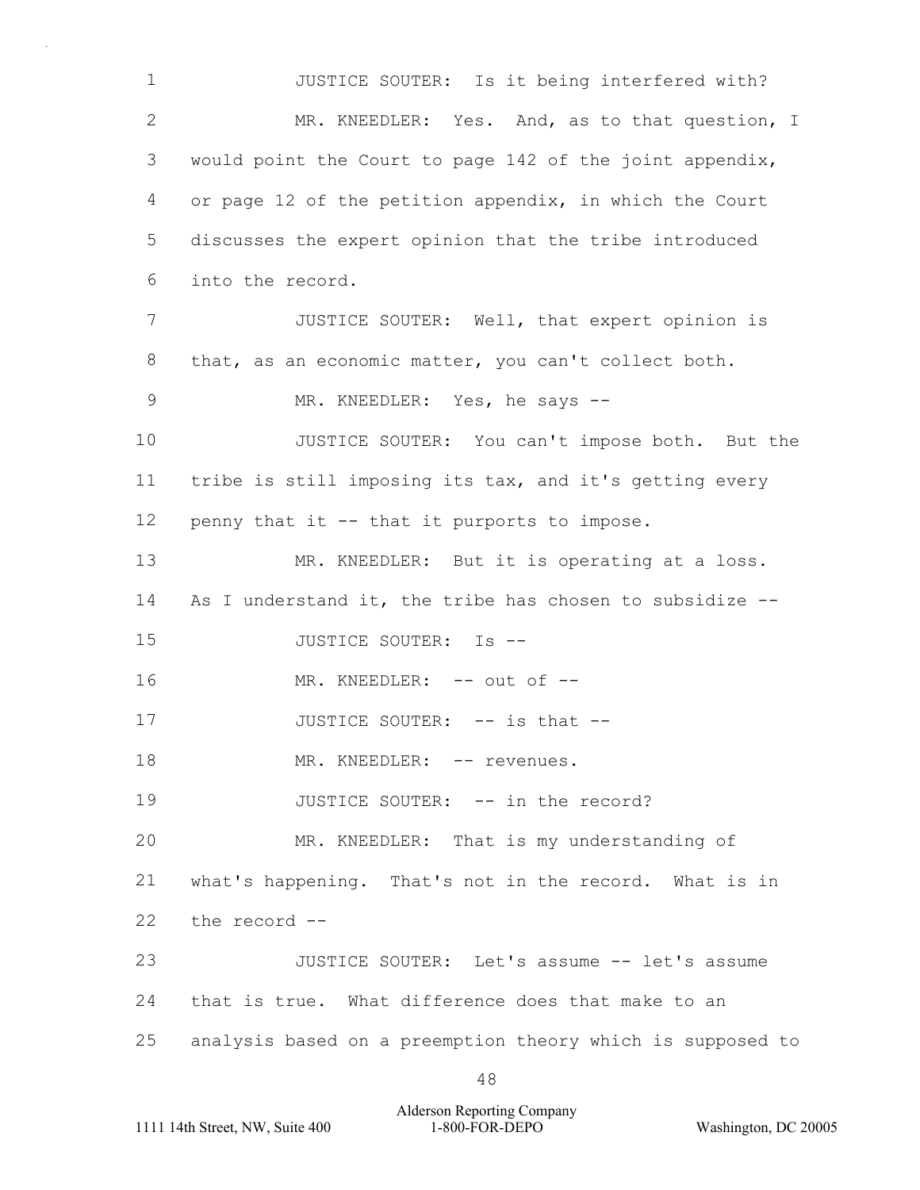1 JUSTICE SOUTER: Is it being interfered with?

2 MR. KNEEDLER: Yes. And, as to that question, I

3 would point the Court to page 142 of the joint appendix,

4 or page 12 of the petition appendix, in which the Court

5 discusses the expert opinion that the tribe introduced

6 into the record.

7 JUSTICE SOUTER: Well, that expert opinion is

8 that, as an economic matter, you can't collect both.

9 MR. KNEEDLER: Yes, he says --

10 JUSTICE SOUTER: You can't impose both. But the

11 tribe is still imposing its tax, and it's getting every

12 penny that it -- that it purports to impose.

13 MR. KNEEDLER: But it is operating at a loss.

14 As I understand it, the tribe has chosen to subsidize --

15 JUSTICE SOUTER: Is --

16 MR. KNEEDLER: -- out of --

17 JUSTICE SOUTER: -- is that --

18 MR. KNEEDLER: -- revenues.

19 JUSTICE SOUTER: -- in the record?

20 MR. KNEEDLER: That is my understanding of

21 what's happening. That's not in the record. What is in

22 the record --

23 JUSTICE SOUTER: Let's assume -- let's assume

24 that is true. What difference does that make to an

25 analysis based on a preemption theory which is supposed to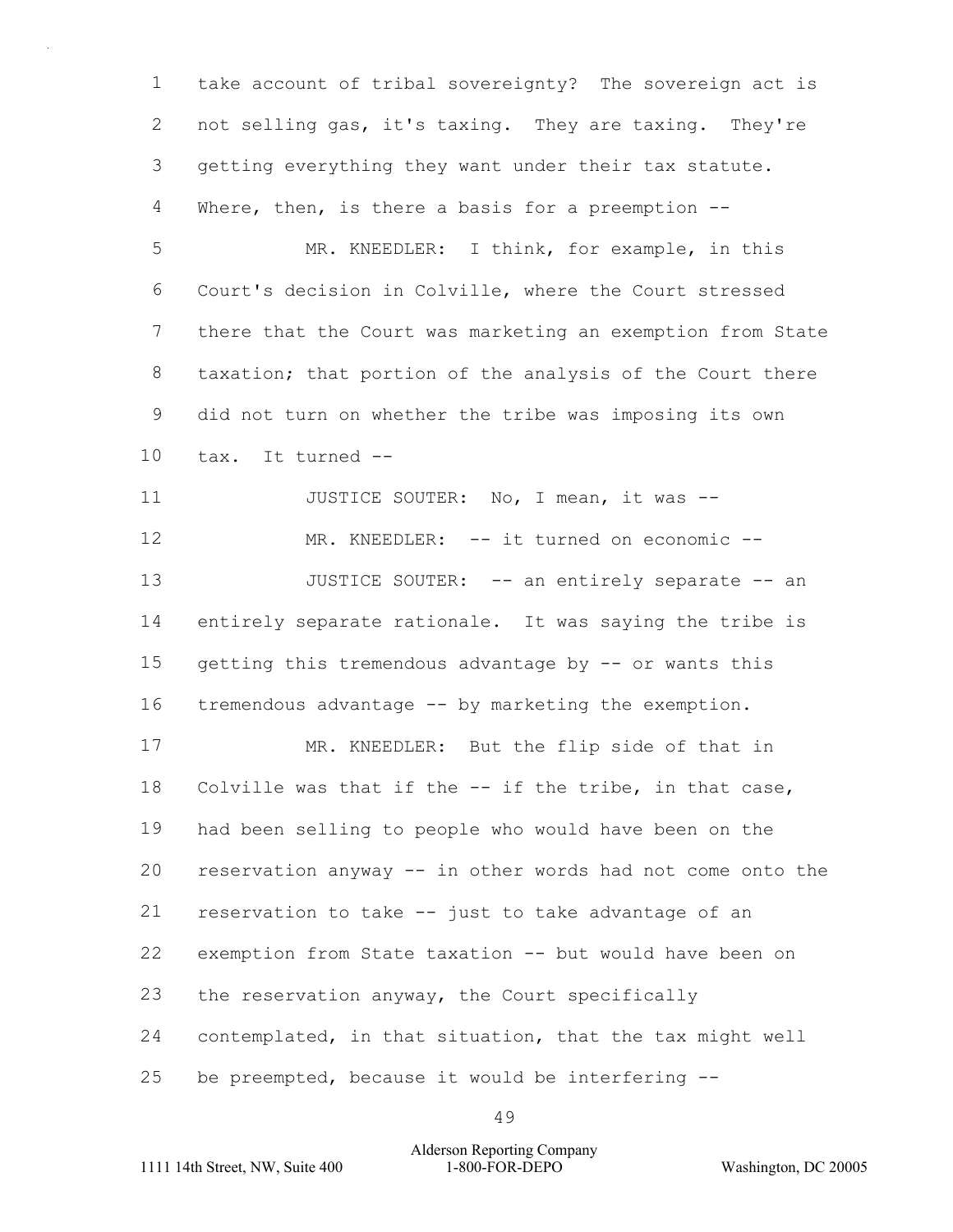take account of tribal sovereignty? The sovereign act is not selling gas, it's taxing. They are taxing. They're getting everything they want under their tax statute. Where, then, is there a basis for a preemption --

MR. KNEEDLER: I think, for example, in this Court's decision in Colville, where the Court stressed there that the Court was marketing an exemption from State taxation; that portion of the analysis of the Court there did not turn on whether the tribe was imposing its own tax. It turned --

JUSTICE SOUTER: No, I mean, it was --

MR. KNEEDLER: -- it turned on economic --

JUSTICE SOUTER: -- an entirely separate -- an entirely separate rationale. It was saying the tribe is getting this tremendous advantage by -- or wants this tremendous advantage -- by marketing the exemption.

MR. KNEEDLER: But the flip side of that in Colville was that if the -- if the tribe, in that case, had been selling to people who would have been on the reservation anyway -- in other words had not come onto the reservation to take -- just to take advantage of an exemption from State taxation -- but would have been on the reservation anyway, the Court specifically contemplated, in that situation, that the tax might well be preempted, because it would be interfering --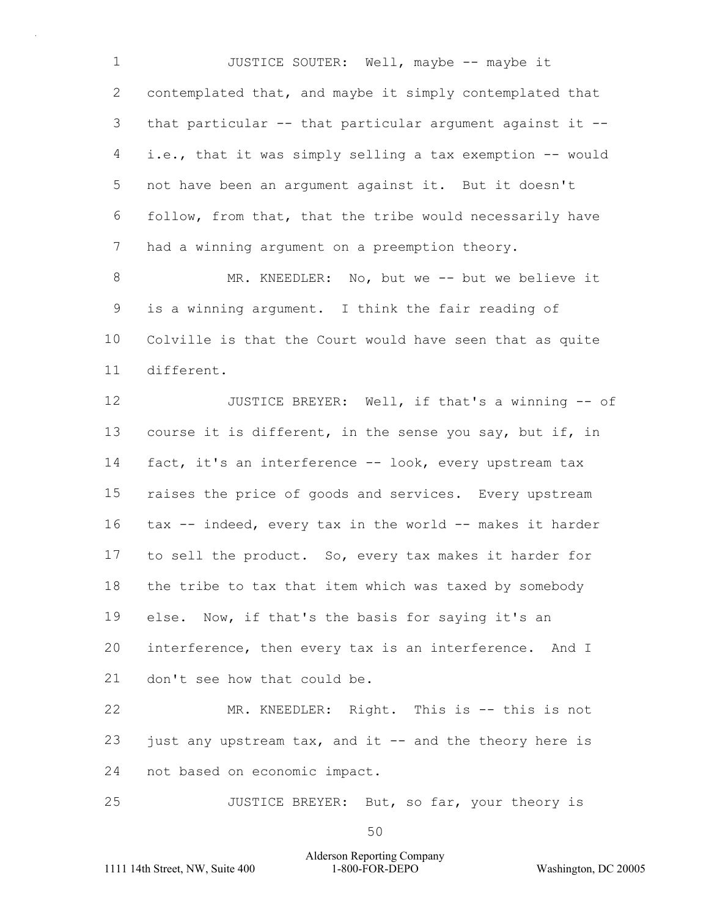JUSTICE SOUTER: Well, maybe -- maybe it contemplated that, and maybe it simply contemplated that that particular -- that particular argument against it -- i.e., that it was simply selling a tax exemption -- would not have been an argument against it. But it doesn't follow, from that, that the tribe would necessarily have had a winning argument on a preemption theory.

MR. KNEEDLER: No, but we -- but we believe it is a winning argument. I think the fair reading of Colville is that the Court would have seen that as quite different.

JUSTICE BREYER: Well, if that's a winning -- of course it is different, in the sense you say, but if, in fact, it's an interference -- look, every upstream tax raises the price of goods and services. Every upstream tax -- indeed, every tax in the world -- makes it harder to sell the product. So, every tax makes it harder for the tribe to tax that item which was taxed by somebody else. Now, if that's the basis for saying it's an interference, then every tax is an interference. And I don't see how that could be.

MR. KNEEDLER: Right. This is -- this is not just any upstream tax, and it -- and the theory here is not based on economic impact.

JUSTICE BREYER: But, so far, your theory is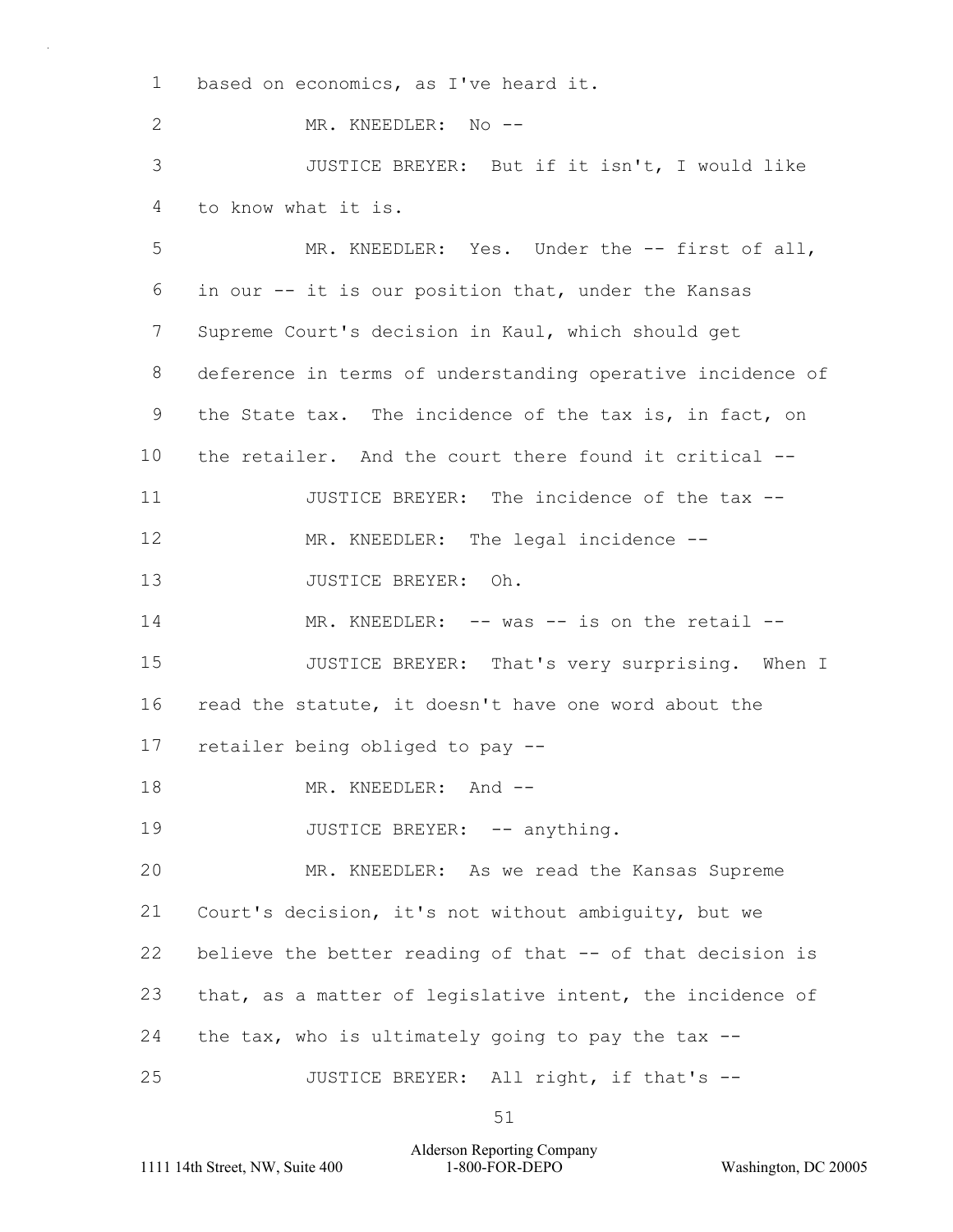based on economics, as I've heard it.

MR. KNEEDLER: No --

JUSTICE BREYER: But if it isn't, I would like to know what it is.

MR. KNEEDLER: Yes. Under the -- first of all, in our -- it is our position that, under the Kansas Supreme Court's decision in Kaul, which should get deference in terms of understanding operative incidence of the State tax. The incidence of the tax is, in fact, on the retailer. And the court there found it critical --

JUSTICE BREYER: The incidence of the tax --

MR. KNEEDLER: The legal incidence --

JUSTICE BREYER: Oh.

MR. KNEEDLER: -- was -- is on the retail --

JUSTICE BREYER: That's very surprising. When I read the statute, it doesn't have one word about the retailer being obliged to pay --

MR. KNEEDLER: And --

JUSTICE BREYER: -- anything.

MR. KNEEDLER: As we read the Kansas Supreme Court's decision, it's not without ambiguity, but we believe the better reading of that -- of that decision is that, as a matter of legislative intent, the incidence of the tax, who is ultimately going to pay the tax --

JUSTICE BREYER: All right, if that's --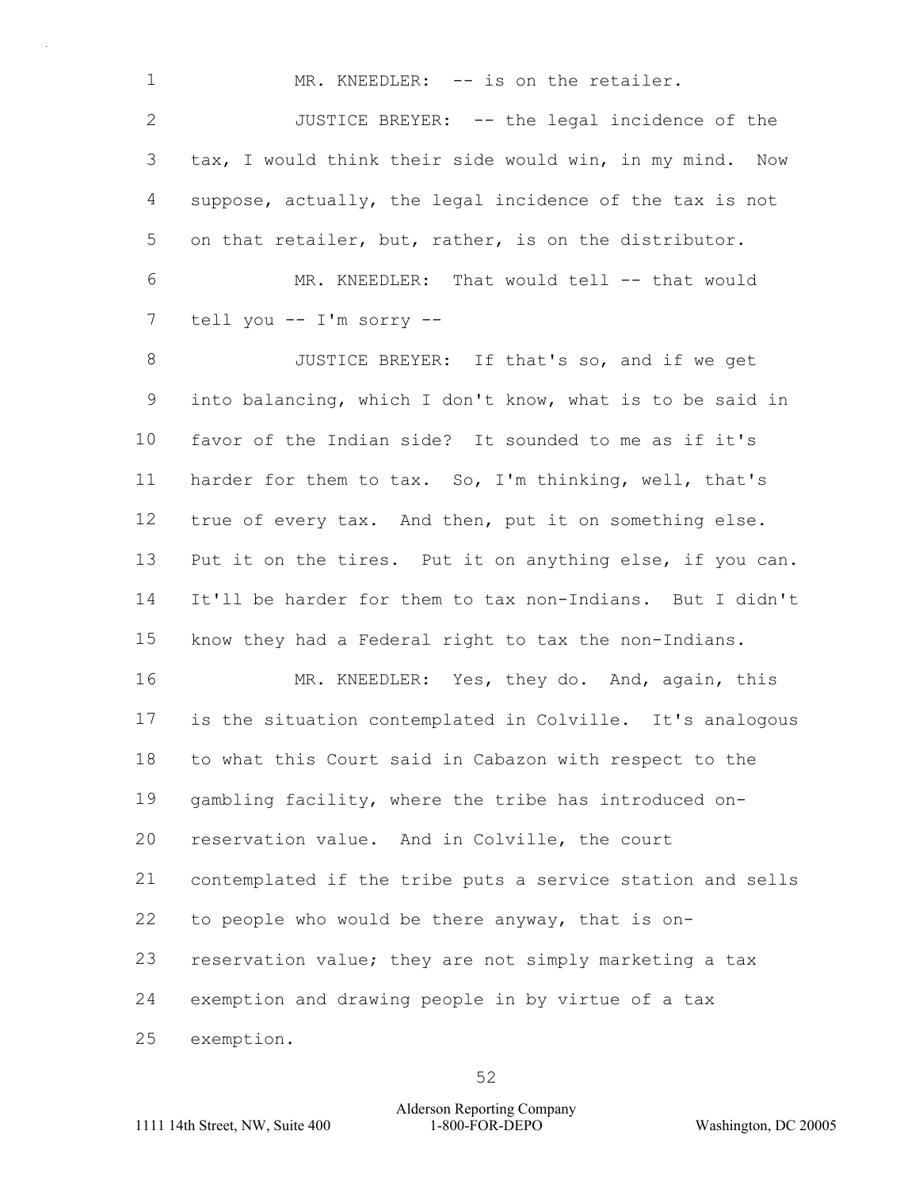MR. KNEEDLER: -- is on the retailer.

JUSTICE BREYER: -- the legal incidence of the tax, I would think their side would win, in my mind. Now suppose, actually, the legal incidence of the tax is not on that retailer, but, rather, is on the distributor.

MR. KNEEDLER: That would tell -- that would tell you -- I'm sorry --

JUSTICE BREYER: If that's so, and if we get into balancing, which I don't know, what is to be said in favor of the Indian side? It sounded to me as if it's harder for them to tax. So, I'm thinking, well, that's true of every tax. And then, put it on something else. Put it on the tires. Put it on anything else, if you can. It'll be harder for them to tax non-Indians. But I didn't know they had a Federal right to tax the non-Indians.

MR. KNEEDLER: Yes, they do. And, again, this is the situation contemplated in Colville. It's analogous to what this Court said in Cabazon with respect to the gambling facility, where the tribe has introduced on-reservation value. And in Colville, the court contemplated if the tribe puts a service station and sells to people who would be there anyway, that is on-reservation value; they are not simply marketing a tax exemption and drawing people in by virtue of a tax exemption.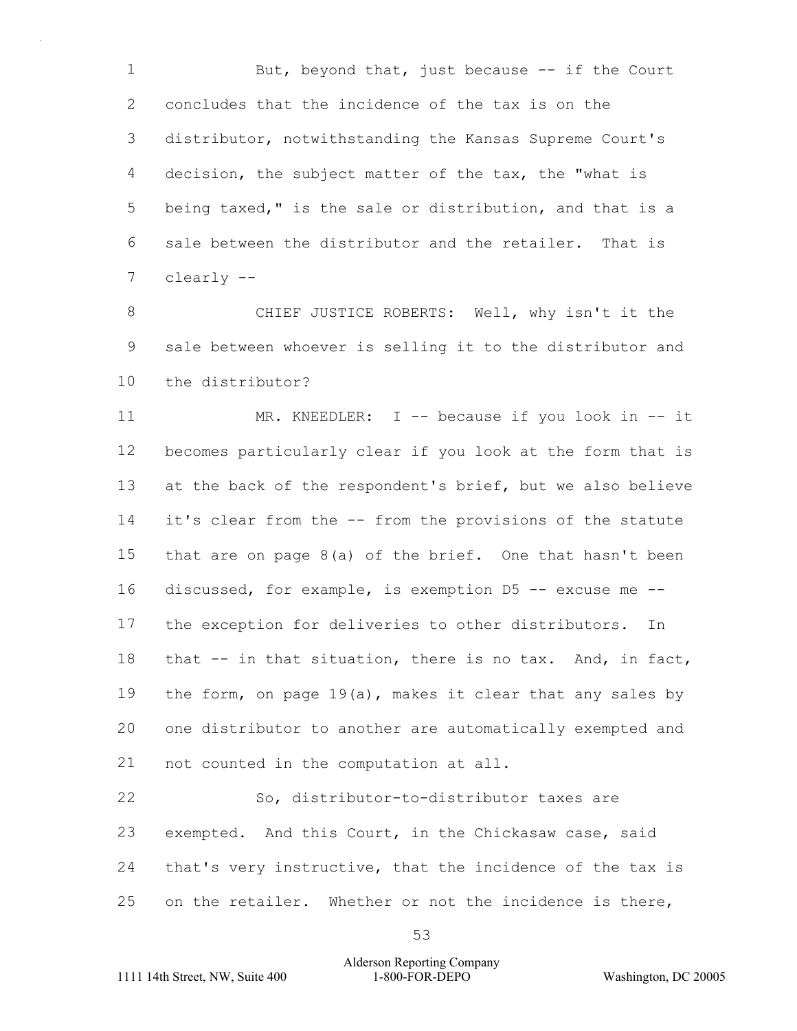But, beyond that, just because -- if the Court concludes that the incidence of the tax is on the distributor, notwithstanding the Kansas Supreme Court's decision, the subject matter of the tax, the "what is being taxed," is the sale or distribution, and that is a sale between the distributor and the retailer. That is clearly --

CHIEF JUSTICE ROBERTS: Well, why isn't it the sale between whoever is selling it to the distributor and the distributor?

MR. KNEEDLER: I -- because if you look in -- it becomes particularly clear if you look at the form that is at the back of the respondent's brief, but we also believe it's clear from the -- from the provisions of the statute that are on page 8(a) of the brief. One that hasn't been discussed, for example, is exemption D5 -- excuse me -- the exception for deliveries to other distributors. In that -- in that situation, there is no tax. And, in fact, the form, on page 19(a), makes it clear that any sales by one distributor to another are automatically exempted and not counted in the computation at all.

So, distributor-to-distributor taxes are exempted. And this Court, in the Chickasaw case, said that's very instructive, that the incidence of the tax is on the retailer. Whether or not the incidence is there,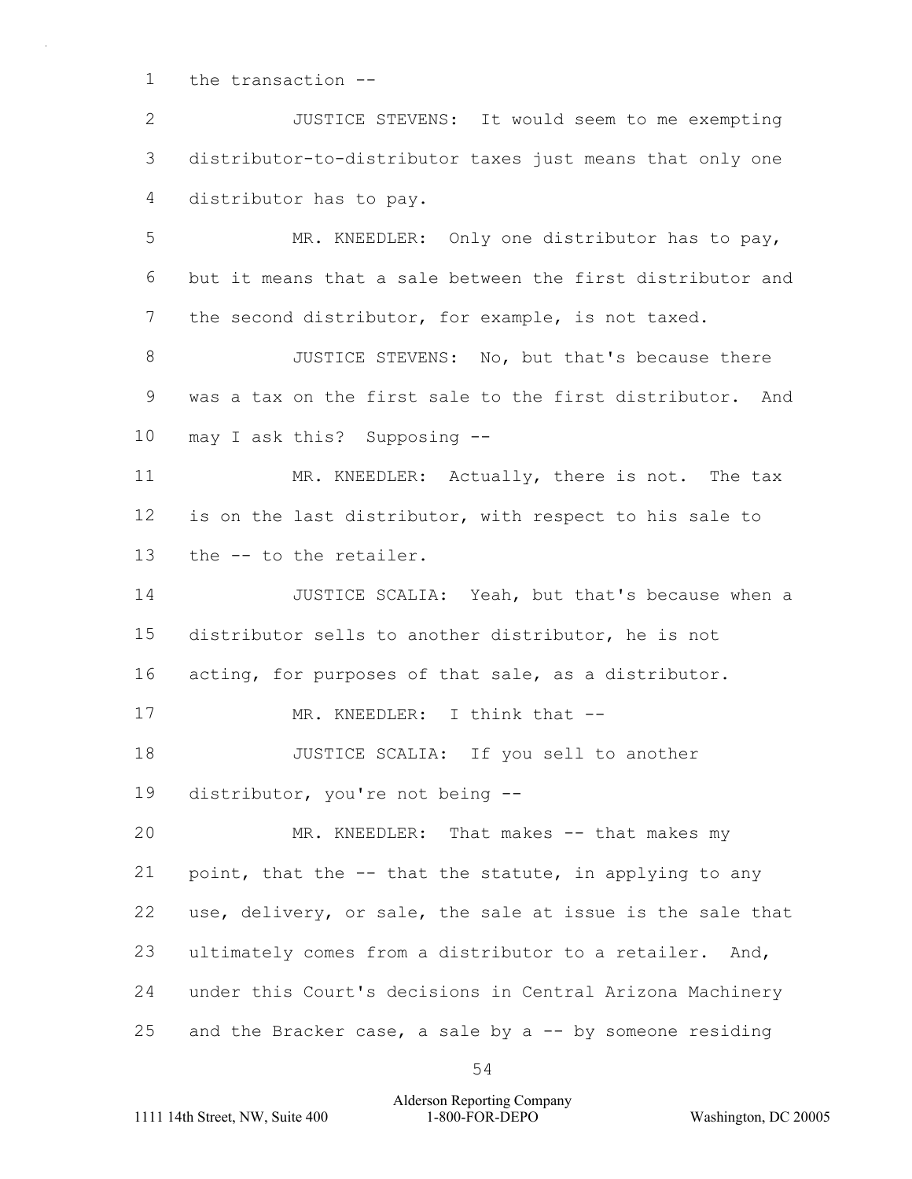the transaction --

JUSTICE STEVENS: It would seem to me exempting distributor-to-distributor taxes just means that only one distributor has to pay.

MR. KNEEDLER: Only one distributor has to pay, but it means that a sale between the first distributor and the second distributor, for example, is not taxed.

JUSTICE STEVENS: No, but that's because there was a tax on the first sale to the first distributor. And may I ask this? Supposing --

MR. KNEEDLER: Actually, there is not. The tax is on the last distributor, with respect to his sale to the -- to the retailer.

JUSTICE SCALIA: Yeah, but that's because when a distributor sells to another distributor, he is not acting, for purposes of that sale, as a distributor.

MR. KNEEDLER: I think that --

JUSTICE SCALIA: If you sell to another distributor, you're not being --

MR. KNEEDLER: That makes -- that makes my point, that the -- that the statute, in applying to any use, delivery, or sale, the sale at issue is the sale that ultimately comes from a distributor to a retailer. And, under this Court's decisions in Central Arizona Machinery and the Bracker case, a sale by a -- by someone residing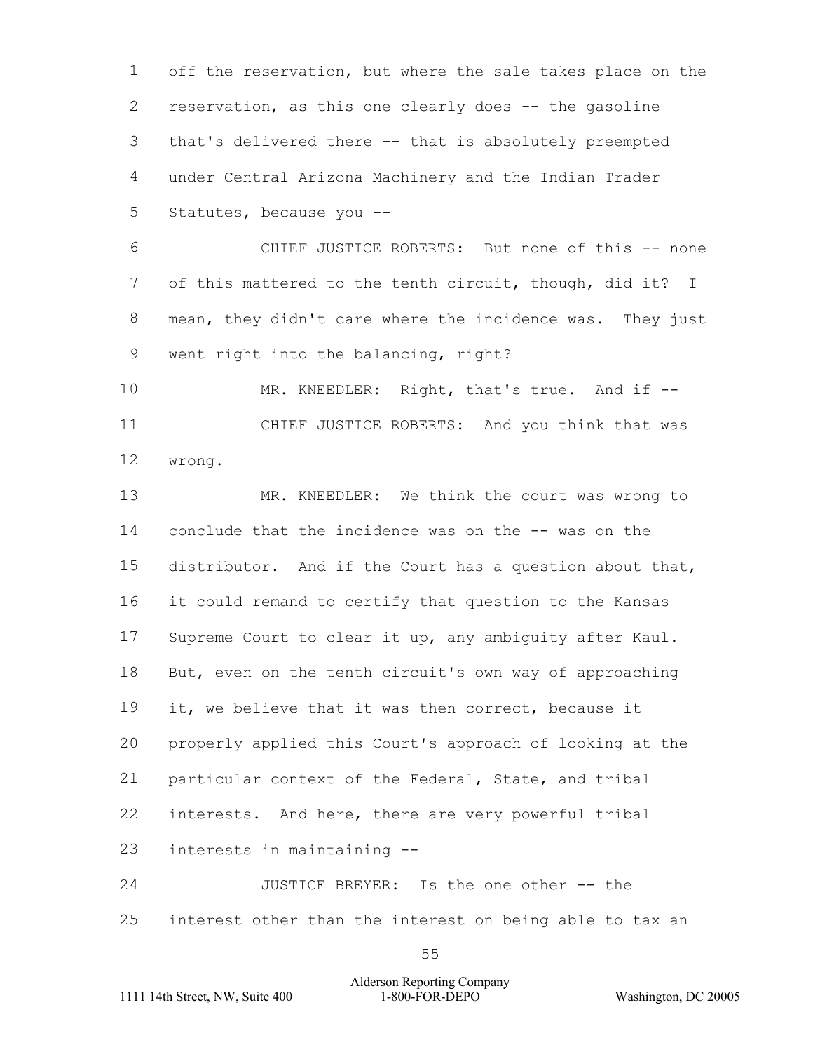off the reservation, but where the sale takes place on the reservation, as this one clearly does -- the gasoline that's delivered there -- that is absolutely preempted under Central Arizona Machinery and the Indian Trader Statutes, because you --

CHIEF JUSTICE ROBERTS: But none of this -- none of this mattered to the tenth circuit, though, did it? I mean, they didn't care where the incidence was. They just went right into the balancing, right?

MR. KNEEDLER: Right, that's true. And if --

CHIEF JUSTICE ROBERTS: And you think that was wrong.

MR. KNEEDLER: We think the court was wrong to conclude that the incidence was on the -- was on the distributor. And if the Court has a question about that, it could remand to certify that question to the Kansas Supreme Court to clear it up, any ambiguity after Kaul. But, even on the tenth circuit's own way of approaching it, we believe that it was then correct, because it properly applied this Court's approach of looking at the particular context of the Federal, State, and tribal interests. And here, there are very powerful tribal interests in maintaining --

JUSTICE BREYER: Is the one other -- the interest other than the interest on being able to tax an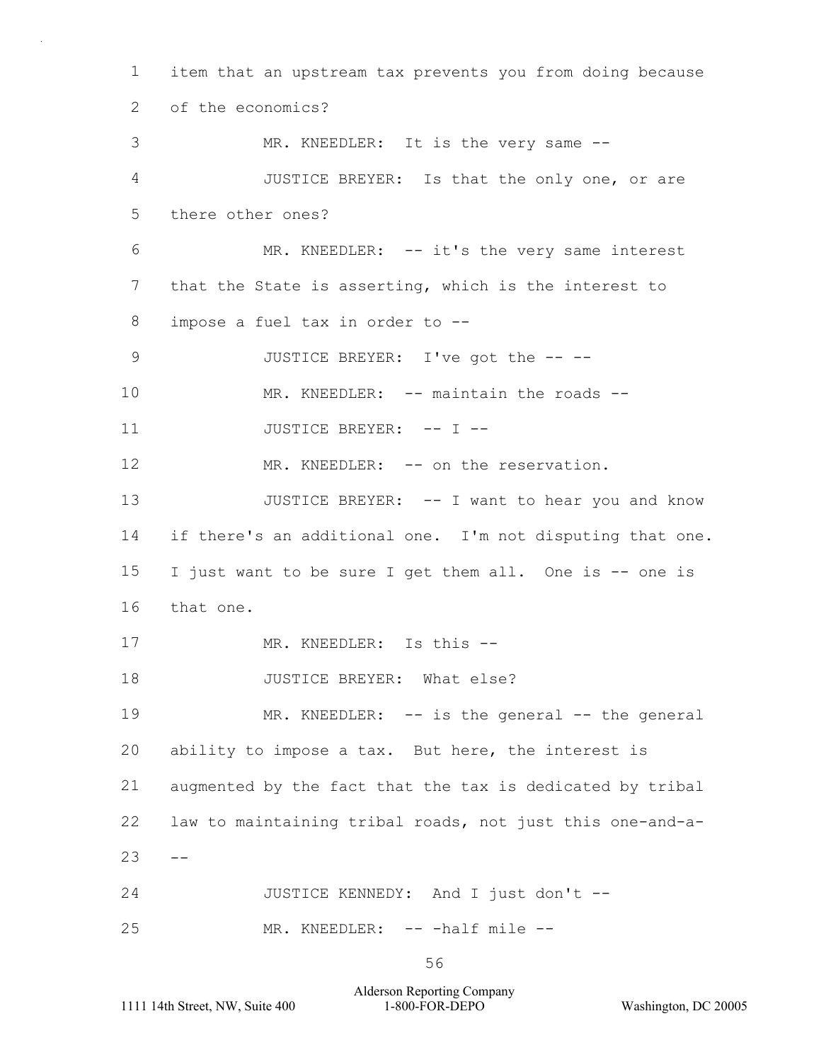item that an upstream tax prevents you from doing because of the economics?

MR. KNEEDLER: It is the very same --

JUSTICE BREYER: Is that the only one, or are there other ones?

MR. KNEEDLER: -- it's the very same interest that the State is asserting, which is the interest to impose a fuel tax in order to --

JUSTICE BREYER: I've got the -- --

MR. KNEEDLER: -- maintain the roads --

JUSTICE BREYER: -- I --

MR. KNEEDLER: -- on the reservation.

JUSTICE BREYER: -- I want to hear you and know if there's an additional one. I'm not disputing that one. I just want to be sure I get them all. One is -- one is that one.

MR. KNEEDLER: Is this --

JUSTICE BREYER: What else?

MR. KNEEDLER: -- is the general -- the general ability to impose a tax. But here, the interest is augmented by the fact that the tax is dedicated by tribal law to maintaining tribal roads, not just this one-and-a- --

JUSTICE KENNEDY: And I just don't --

MR. KNEEDLER: -- -half mile --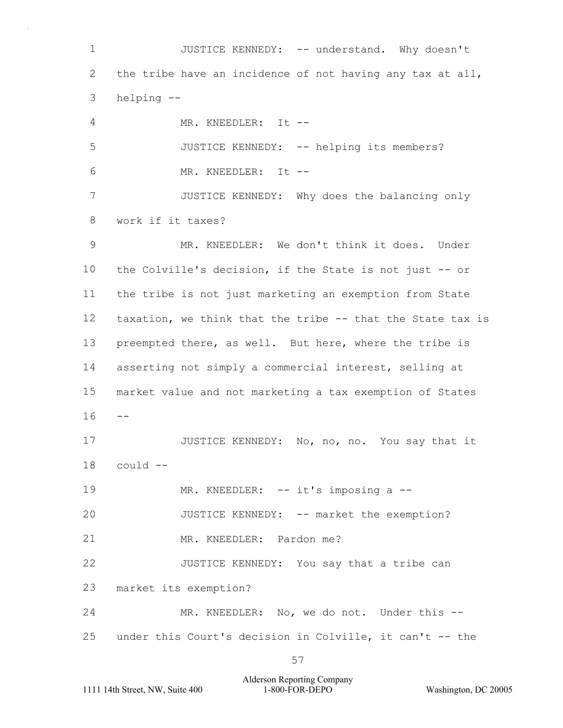JUSTICE KENNEDY: -- understand. Why doesn't the tribe have an incidence of not having any tax at all, helping --

MR. KNEEDLER: It --

JUSTICE KENNEDY: -- helping its members?

MR. KNEEDLER: It --

JUSTICE KENNEDY: Why does the balancing only work if it taxes?

MR. KNEEDLER: We don't think it does. Under the Colville's decision, if the State is not just -- or the tribe is not just marketing an exemption from State taxation, we think that the tribe -- that the State tax is preempted there, as well. But here, where the tribe is asserting not simply a commercial interest, selling at market value and not marketing a tax exemption of States --

JUSTICE KENNEDY: No, no, no. You say that it could --

MR. KNEEDLER: -- it's imposing a --

JUSTICE KENNEDY: -- market the exemption?

MR. KNEEDLER: Pardon me?

JUSTICE KENNEDY: You say that a tribe can market its exemption?

MR. KNEEDLER: No, we do not. Under this -- under this Court's decision in Colville, it can't -- the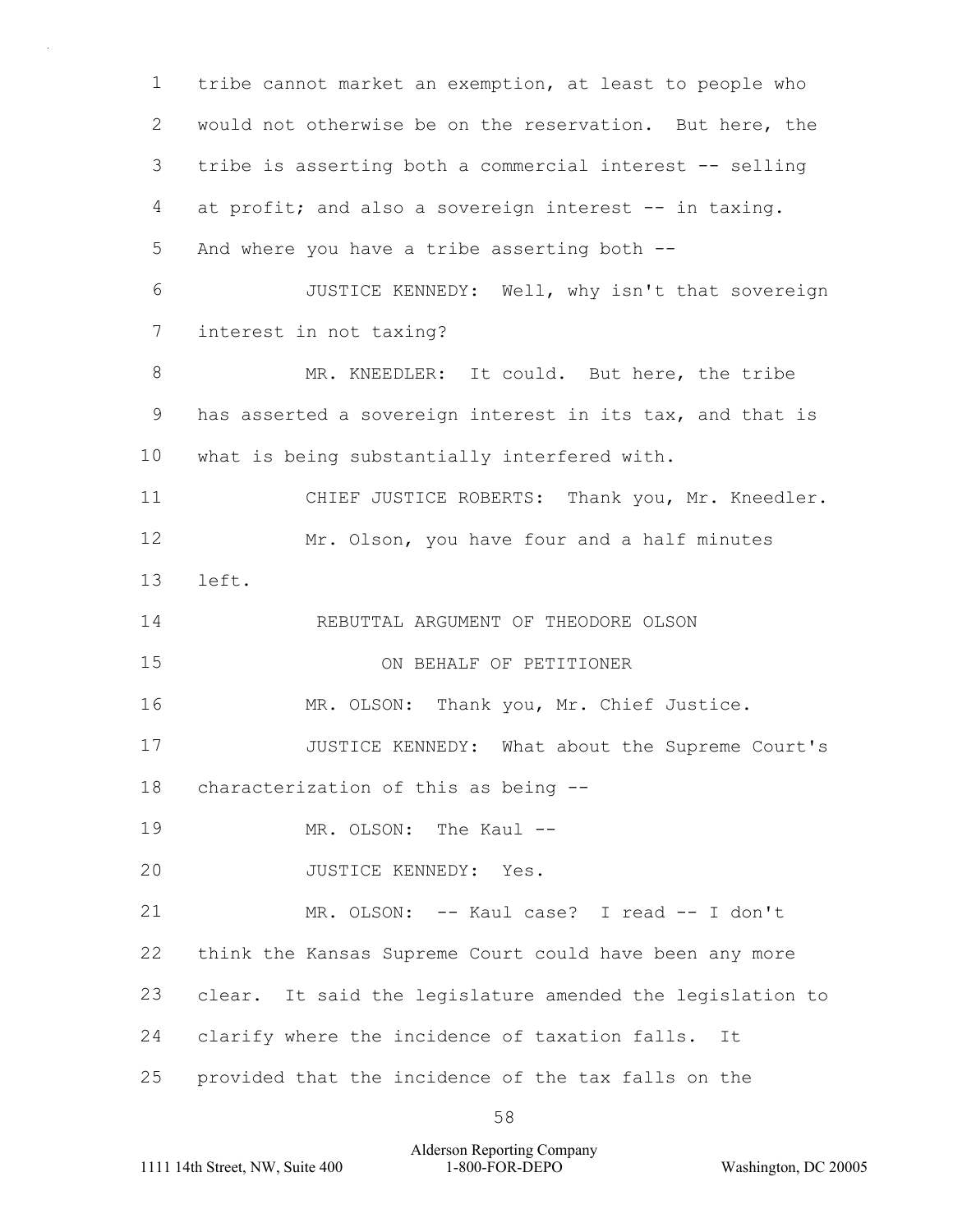tribe cannot market an exemption, at least to people who would not otherwise be on the reservation. But here, the tribe is asserting both a commercial interest -- selling at profit; and also a sovereign interest -- in taxing. And where you have a tribe asserting both --

JUSTICE KENNEDY: Well, why isn't that sovereign interest in not taxing?

MR. KNEEDLER: It could. But here, the tribe has asserted a sovereign interest in its tax, and that is what is being substantially interfered with.

CHIEF JUSTICE ROBERTS: Thank you, Mr. Kneedler.

Mr. Olson, you have four and a half minutes left.

REBUTTAL ARGUMENT OF THEODORE OLSON

ON BEHALF OF PETITIONER

MR. OLSON: Thank you, Mr. Chief Justice.

JUSTICE KENNEDY: What about the Supreme Court's characterization of this as being --

MR. OLSON: The Kaul --

JUSTICE KENNEDY: Yes.

MR. OLSON: -- Kaul case? I read -- I don't think the Kansas Supreme Court could have been any more clear. It said the legislature amended the legislation to clarify where the incidence of taxation falls. It provided that the incidence of the tax falls on the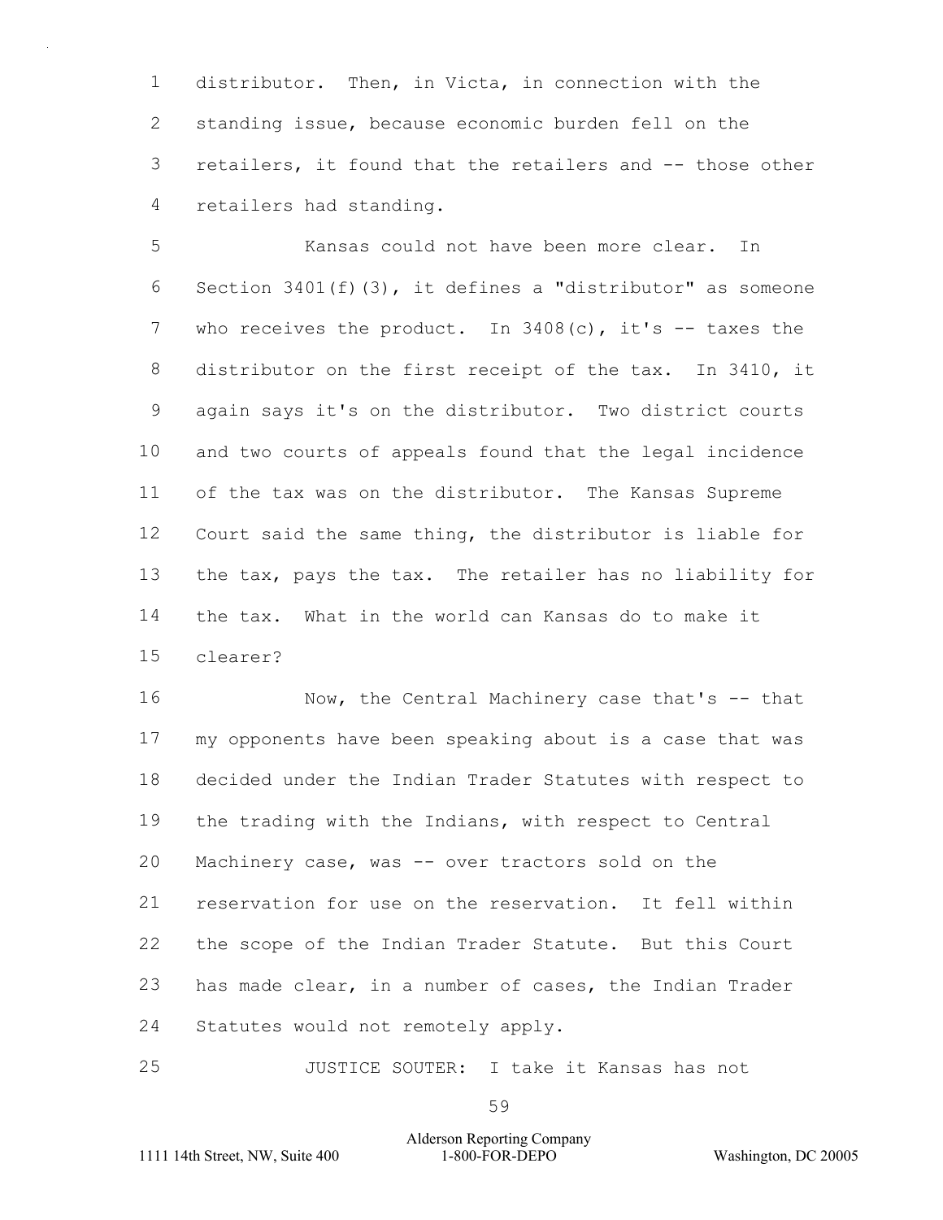distributor. Then, in Victa, in connection with the standing issue, because economic burden fell on the retailers, it found that the retailers and -- those other retailers had standing.

Kansas could not have been more clear. In Section 3401(f)(3), it defines a "distributor" as someone who receives the product. In 3408(c), it's -- taxes the distributor on the first receipt of the tax. In 3410, it again says it's on the distributor. Two district courts and two courts of appeals found that the legal incidence of the tax was on the distributor. The Kansas Supreme Court said the same thing, the distributor is liable for the tax, pays the tax. The retailer has no liability for the tax. What in the world can Kansas do to make it clearer?

Now, the Central Machinery case that's -- that my opponents have been speaking about is a case that was decided under the Indian Trader Statutes with respect to the trading with the Indians, with respect to Central Machinery case, was -- over tractors sold on the reservation for use on the reservation. It fell within the scope of the Indian Trader Statute. But this Court has made clear, in a number of cases, the Indian Trader Statutes would not remotely apply.

JUSTICE SOUTER: I take it Kansas has not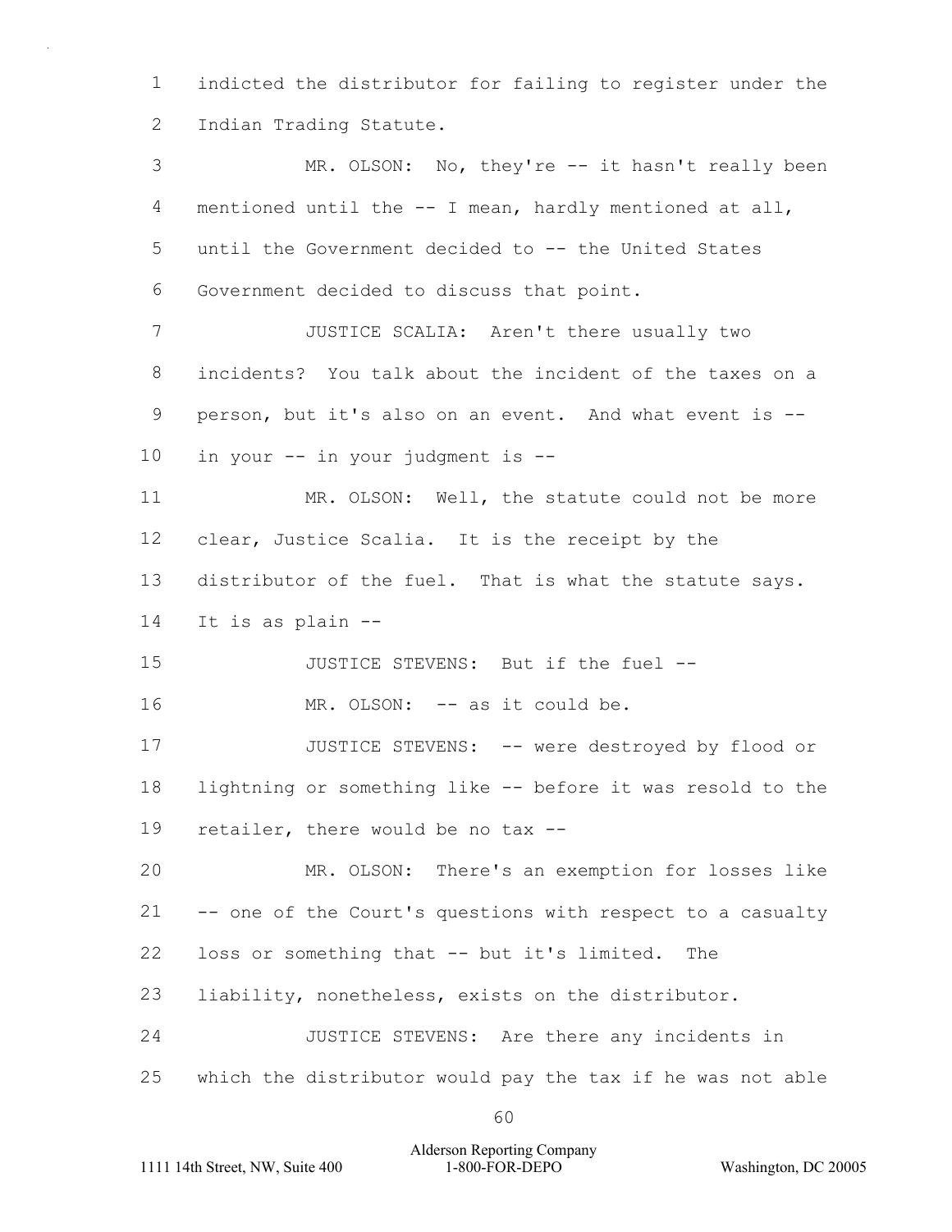indicted the distributor for failing to register under the Indian Trading Statute.

MR. OLSON: No, they're -- it hasn't really been mentioned until the -- I mean, hardly mentioned at all, until the Government decided to -- the United States Government decided to discuss that point.

JUSTICE SCALIA: Aren't there usually two incidents? You talk about the incident of the taxes on a person, but it's also on an event. And what event is -- in your -- in your judgment is --

MR. OLSON: Well, the statute could not be more clear, Justice Scalia. It is the receipt by the distributor of the fuel. That is what the statute says. It is as plain --

JUSTICE STEVENS: But if the fuel --

MR. OLSON: -- as it could be.

JUSTICE STEVENS: -- were destroyed by flood or lightning or something like -- before it was resold to the retailer, there would be no tax --

MR. OLSON: There's an exemption for losses like -- one of the Court's questions with respect to a casualty loss or something that -- but it's limited. The liability, nonetheless, exists on the distributor.

JUSTICE STEVENS: Are there any incidents in which the distributor would pay the tax if he was not able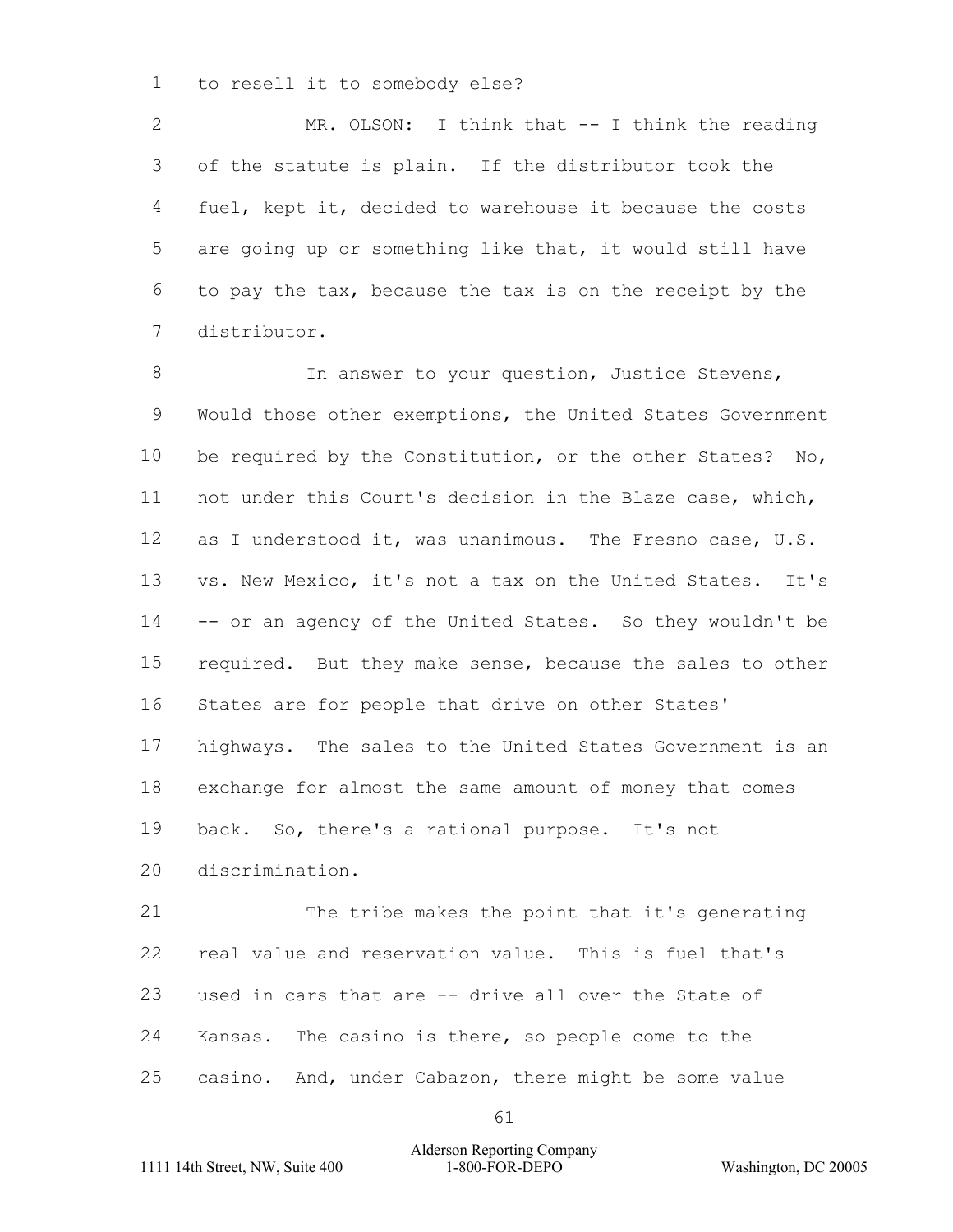to resell it to somebody else?

MR. OLSON: I think that -- I think the reading of the statute is plain. If the distributor took the fuel, kept it, decided to warehouse it because the costs are going up or something like that, it would still have to pay the tax, because the tax is on the receipt by the distributor.

In answer to your question, Justice Stevens, Would those other exemptions, the United States Government be required by the Constitution, or the other States? No, not under this Court's decision in the Blaze case, which, as I understood it, was unanimous. The Fresno case, U.S. vs. New Mexico, it's not a tax on the United States. It's -- or an agency of the United States. So they wouldn't be required. But they make sense, because the sales to other States are for people that drive on other States' highways. The sales to the United States Government is an exchange for almost the same amount of money that comes back. So, there's a rational purpose. It's not discrimination.

The tribe makes the point that it's generating real value and reservation value. This is fuel that's used in cars that are -- drive all over the State of Kansas. The casino is there, so people come to the casino. And, under Cabazon, there might be some value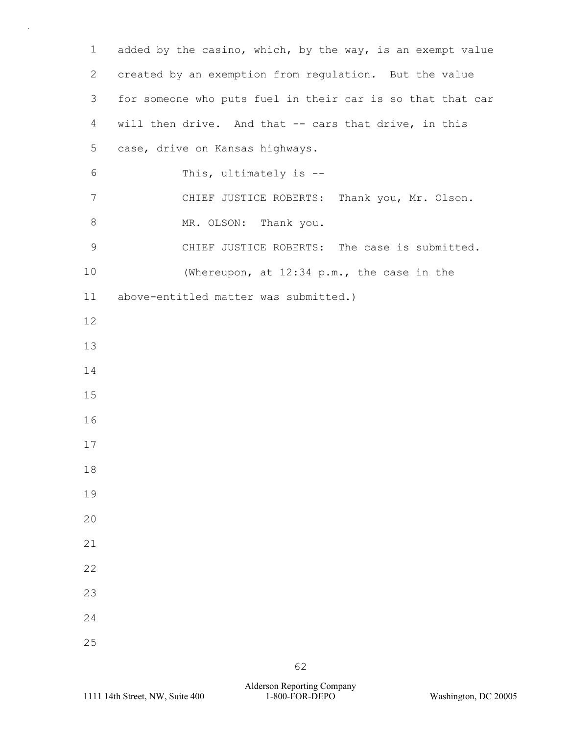added by the casino, which, by the way, is an exempt value created by an exemption from regulation. But the value for someone who puts fuel in their car is so that that car will then drive. And that -- cars that drive, in this case, drive on Kansas highways.

This, ultimately is --

CHIEF JUSTICE ROBERTS: Thank you, Mr. Olson.

MR. OLSON: Thank you.

CHIEF JUSTICE ROBERTS: The case is submitted.

(Whereupon, at 12:34 p.m., the case in the above-entitled matter was submitted.)